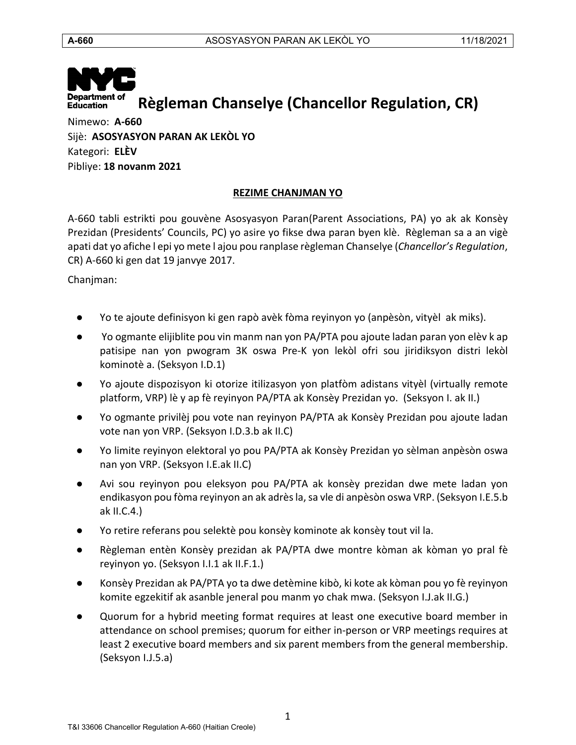# Règleman Chanselye (Chancellor Regulation, CR)

Nimewo: **A-660**
Sijè: **ASOSYASYON PARAN AK LEKÒL YO**
Kategori: **ELÈV**
Pibliye: **18 novanm 2021**

## REZIME CHANJMAN YO

A-660 tabli estrikti pou gouvène Asosyasyon Paran(Parent Associations, PA) yo ak ak Konsèy Prezidan (Presidents' Councils, PC) yo asire yo fikse dwa paran byen klè. Règleman sa a an vigè apati dat yo afiche l epi yo mete l ajou pou ranplase règleman Chanselye (*Chancellor's Regulation*, CR) A-660 ki gen dat 19 janvye 2017.

Chanjman:

- Yo te ajoute definisyon ki gen rapò avèk fòma reyinyon yo (anpèsòn, vityèl ak miks).
- Yo ogmante elijiblite pou vin manm nan yon PA/PTA pou ajoute ladan paran yon elèv k ap patisipe nan yon pwogram 3K oswa Pre-K yon lekòl ofri sou jiridiksyon distri lekòl kominotè a. (Seksyon I.D.1)
- Yo ajoute dispozisyon ki otorize itilizasyon yon platfòm adistans vityèl (virtually remote platform, VRP) lè y ap fè reyinyon PA/PTA ak Konsèy Prezidan yo. (Seksyon I. ak II.)
- Yo ogmante privilèj pou vote nan reyinyon PA/PTA ak Konsèy Prezidan pou ajoute ladan vote nan yon VRP. (Seksyon I.D.3.b ak II.C)
- Yo limite reyinyon elektoral yo pou PA/PTA ak Konsèy Prezidan yo sèlman anpèsòn oswa nan yon VRP. (Seksyon I.E.ak II.C)
- Avi sou reyinyon pou eleksyon pou PA/PTA ak konsèy prezidan dwe mete ladan yon endikasyon pou fòma reyinyon an ak adrès la, sa vle di anpèsòn oswa VRP. (Seksyon I.E.5.b ak II.C.4.)
- Yo retire referans pou selektè pou konsèy kominote ak konsèy tout vil la.
- Règleman entèn Konsèy prezidan ak PA/PTA dwe montre kòman ak kòman yo pral fè reyinyon yo. (Seksyon I.I.1 ak II.F.1.)
- Konsèy Prezidan ak PA/PTA yo ta dwe detèmine kibò, ki kote ak kòman pou yo fè reyinyon komite egzekitif ak asanble jeneral pou manm yo chak mwa. (Seksyon I.J.ak II.G.)
- Quorum for a hybrid meeting format requires at least one executive board member in attendance on school premises; quorum for either in-person or VRP meetings requires at least 2 executive board members and six parent members from the general membership. (Seksyon I.J.5.a)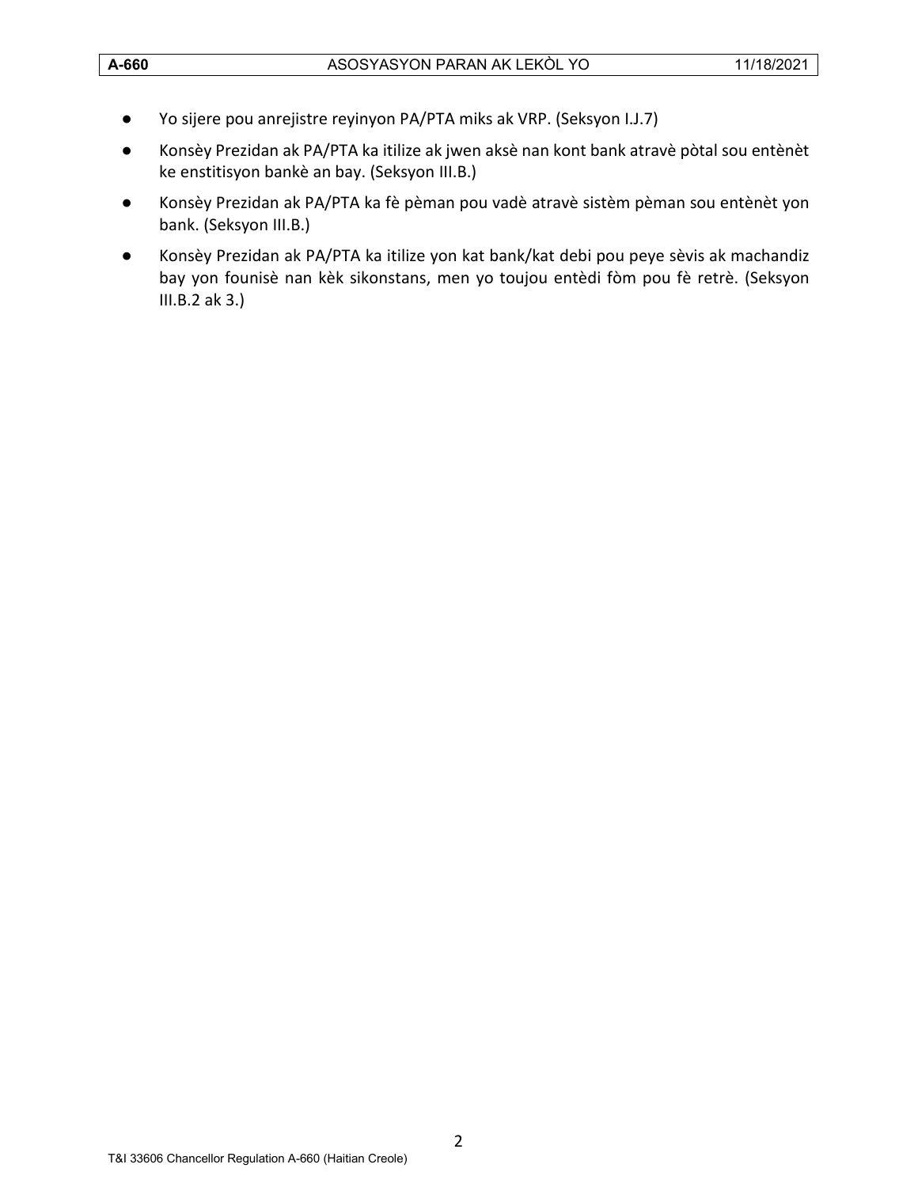- Yo sijere pou anrejistre reyinyon PA/PTA miks ak VRP. (Seksyon I.J.7)
- Konsèy Prezidan ak PA/PTA ka itilize ak jwen aksè nan kont bank atravè pòtal sou entènèt ke enstitisyon bankè an bay. (Seksyon III.B.)
- Konsèy Prezidan ak PA/PTA ka fè pèman pou vadè atravè sistèm pèman sou entènèt yon bank. (Seksyon III.B.)
- Konsèy Prezidan ak PA/PTA ka itilize yon kat bank/kat debi pou peye sèvis ak machandiz bay yon founisè nan kèk sikonstans, men yo toujou entèdi fòm pou fè retrè. (Seksyon III.B.2 ak 3.)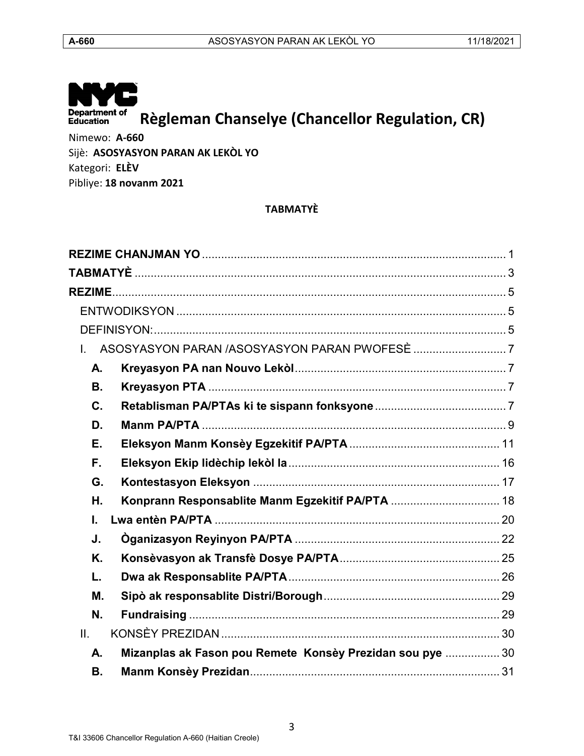**Règleman Chanselye (Chancellor Regulation, CR)**

Nimewo: **A-660**
Sijè: **ASOSYASYON PARAN AK LEKÒL YO**
Kategori: **ELÈV**
Pibliye: **18 novanm 2021**

**TABMATYÈ**

**REZIME CHANJMAN YO** ........ 1
**TABMATYÈ** ........ 3
**REZIME** ........ 5
- ENTWODIKSYON ........ 5
- DEFINISYON: ........ 5
- I. ASOSYASYON PARAN /ASOSYASYON PARAN PWOFESÈ ........ 7
  - **A. Kreyasyon PA nan Nouvo Lekòl** ........ 7
  - **B. Kreyasyon PTA** ........ 7
  - **C. Retablisman PA/PTAs ki te sispann fonksyone** ........ 7
  - **D. Manm PA/PTA** ........ 9
  - **E. Eleksyon Manm Konsèy Egzekitif PA/PTA** ........ 11
  - **F. Eleksyon Ekip lidèchip lekòl la** ........ 16
  - **G. Kontestasyon Eleksyon** ........ 17
  - **H. Konprann Responsablite Manm Egzekitif PA/PTA** ........ 18
  - **I. Lwa entèn PA/PTA** ........ 20
  - **J. Òganizasyon Reyinyon PA/PTA** ........ 22
  - **K. Konsèvasyon ak Transfè Dosye PA/PTA** ........ 25
  - **L. Dwa ak Responsablite PA/PTA** ........ 26
  - **M. Sipò ak responsablite Distri/Borough** ........ 29
  - **N. Fundraising** ........ 29
- II. KONSÈY PREZIDAN ........ 30
  - **A. Mizanplas ak Fason pou Remete Konsèy Prezidan sou pye** ........ 30
  - **B. Manm Konsèy Prezidan** ........ 31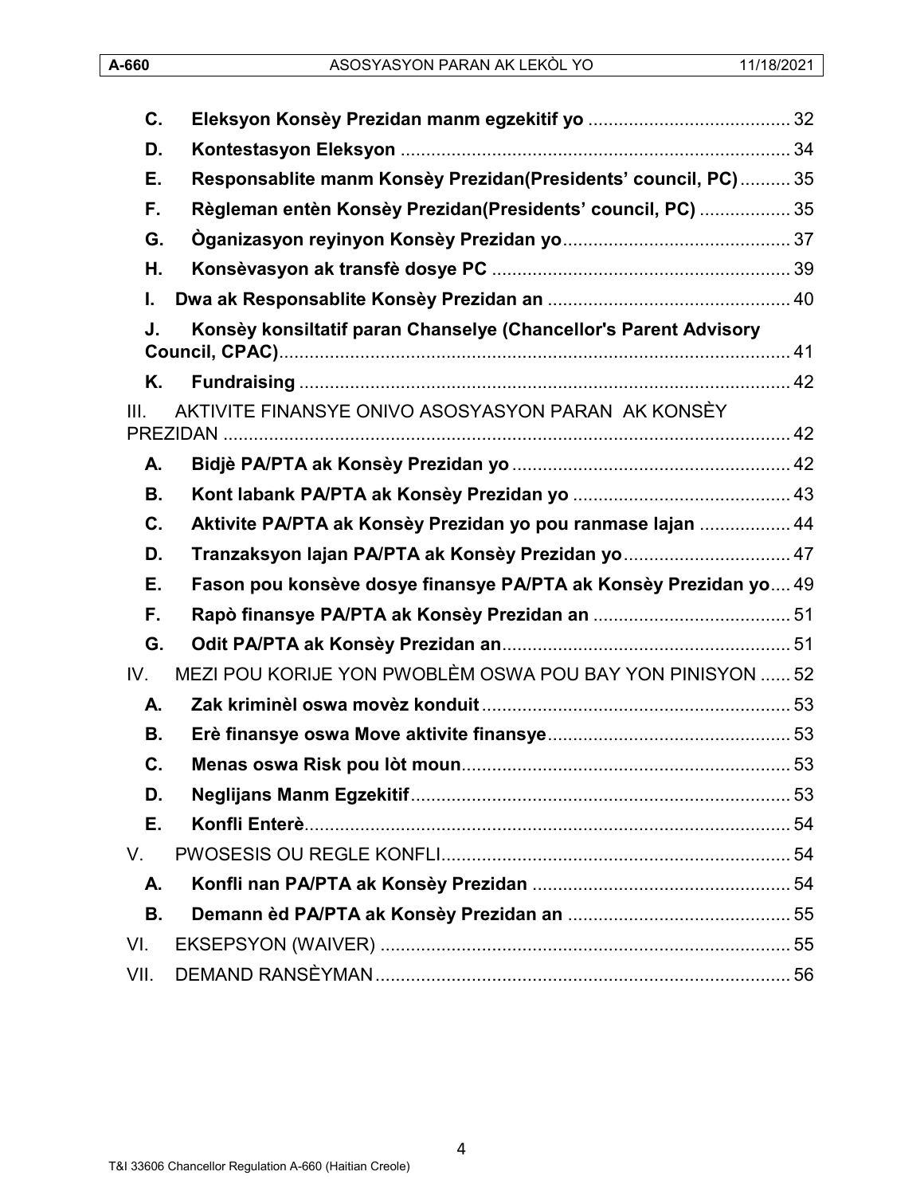- **C. Eleksyon Konsèy Prezidan manm egzekitif yo** ........................................ 32
- **D. Kontestasyon Eleksyon** ........................................................................ 34
- **E. Responsablite manm Konsèy Prezidan(Presidents' council, PC)** .......... 35
- **F. Règleman entèn Konsèy Prezidan(Presidents' council, PC)** .................. 35
- **G. Òganizasyon reyinyon Konsèy Prezidan yo** ............................................. 37
- **H. Konsèvasyon ak transfè dosye PC** .......................................................... 39
- **I. Dwa ak Responsablite Konsèy Prezidan an** ............................................... 40
- **J. Konsèy konsiltatif paran Chanselye (Chancellor's Parent Advisory Council, CPAC)** ..................................................................................................... 41
- **K. Fundraising** ................................................................................................. 42

III. AKTIVITE FINANSYE ONIVO ASOSYASYON PARAN AK KONSÈY PREZIDAN ........................................................................................................ 42

- **A. Bidjè PA/PTA ak Konsèy Prezidan yo** ....................................................... 42
- **B. Kont labank PA/PTA ak Konsèy Prezidan yo** ........................................... 43
- **C. Aktivite PA/PTA ak Konsèy Prezidan yo pou ranmase lajan** .................. 44
- **D. Tranzaksyon lajan PA/PTA ak Konsèy Prezidan yo** ................................. 47
- **E. Fason pou konsève dosye finansye PA/PTA ak Konsèy Prezidan yo** .... 49
- **F. Rapò finansye PA/PTA ak Konsèy Prezidan an** ....................................... 51
- **G. Odit PA/PTA ak Konsèy Prezidan an** ......................................................... 51

IV. MEZI POU KORIJE YON PWOBLÈM OSWA POU BAY YON PINISYON ...... 52

- **A. Zak kriminèl oswa movèz konduit** ............................................................. 53
- **B. Erè finansye oswa Move aktivite finansye** ................................................ 53
- **C. Menas oswa Risk pou lòt moun** ................................................................. 53
- **D. Neglijans Manm Egzekitif** ........................................................................... 53
- **E. Konfli Enterè** ................................................................................................ 54

V. PWOSESIS OU REGLE KONFLI ..................................................................... 54

- **A. Konfli nan PA/PTA ak Konsèy Prezidan** ................................................... 54
- **B. Demann èd PA/PTA ak Konsèy Prezidan an** ............................................ 55

VI. EKSEPSYON (WAIVER) ................................................................................. 55

VII. DEMAND RANSÈYMAN .................................................................................. 56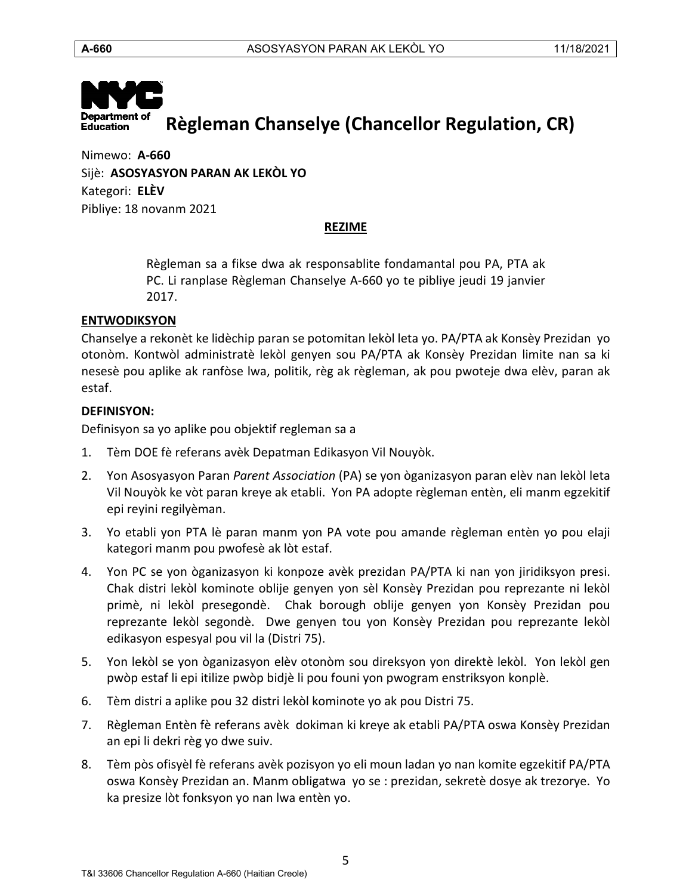# Règleman Chanselye (Chancellor Regulation, CR)

Nimewo: **A-660**
Sijè: **ASOSYASYON PARAN AK LEKÒL YO**
Kategori: **ELÈV**
Pibliye: 18 novanm 2021

**REZIME**

> Règleman sa a fikse dwa ak responsablite fondamantal pou PA, PTA ak PC. Li ranplase Règleman Chanselye A-660 yo te pibliye jeudi 19 janvier 2017.

**ENTWODIKSYON**

Chanselye a rekonèt ke lidèchip paran se potomitan lekòl leta yo. PA/PTA ak Konsèy Prezidan yo otonòm. Kontwòl administratè lekòl genyen sou PA/PTA ak Konsèy Prezidan limite nan sa ki nesesè pou aplike ak ranfòse lwa, politik, règ ak règleman, ak pou pwoteje dwa elèv, paran ak estaf.

**DEFINISYON:**

Definisyon sa yo aplike pou objektif regleman sa a

1. Tèm DOE fè referans avèk Depatman Edikasyon Vil Nouyòk.
2. Yon Asosyasyon Paran *Parent Association* (PA) se yon òganizasyon paran elèv nan lekòl leta Vil Nouyòk ke vòt paran kreye ak etabli. Yon PA adopte règleman entèn, eli manm egzekitif epi reyini regilyèman.
3. Yo etabli yon PTA lè paran manm yon PA vote pou amande règleman entèn yo pou elaji kategori manm pou pwofesè ak lòt estaf.
4. Yon PC se yon òganizasyon ki konpoze avèk prezidan PA/PTA ki nan yon jiridiksyon presi. Chak distri lekòl kominote oblije genyen yon sèl Konsèy Prezidan pou reprezante ni lekòl primè, ni lekòl presegondè. Chak borough oblije genyen yon Konsèy Prezidan pou reprezante lekòl segondè. Dwe genyen tou yon Konsèy Prezidan pou reprezante lekòl edikasyon espesyal pou vil la (Distri 75).
5. Yon lekòl se yon òganizasyon elèv otonòm sou direksyon yon direktè lekòl. Yon lekòl gen pwòp estaf li epi itilize pwòp bidjè li pou founi yon pwogram enstriksyon konplè.
6. Tèm distri a aplike pou 32 distri lekòl kominote yo ak pou Distri 75.
7. Règleman Entèn fè referans avèk dokiman ki kreye ak etabli PA/PTA oswa Konsèy Prezidan an epi li dekri règ yo dwe suiv.
8. Tèm pòs ofisyèl fè referans avèk pozisyon yo eli moun ladan yo nan komite egzekitif PA/PTA oswa Konsèy Prezidan an. Manm obligatwa yo se : prezidan, sekretè dosye ak trezorye. Yo ka presize lòt fonksyon yo nan lwa entèn yo.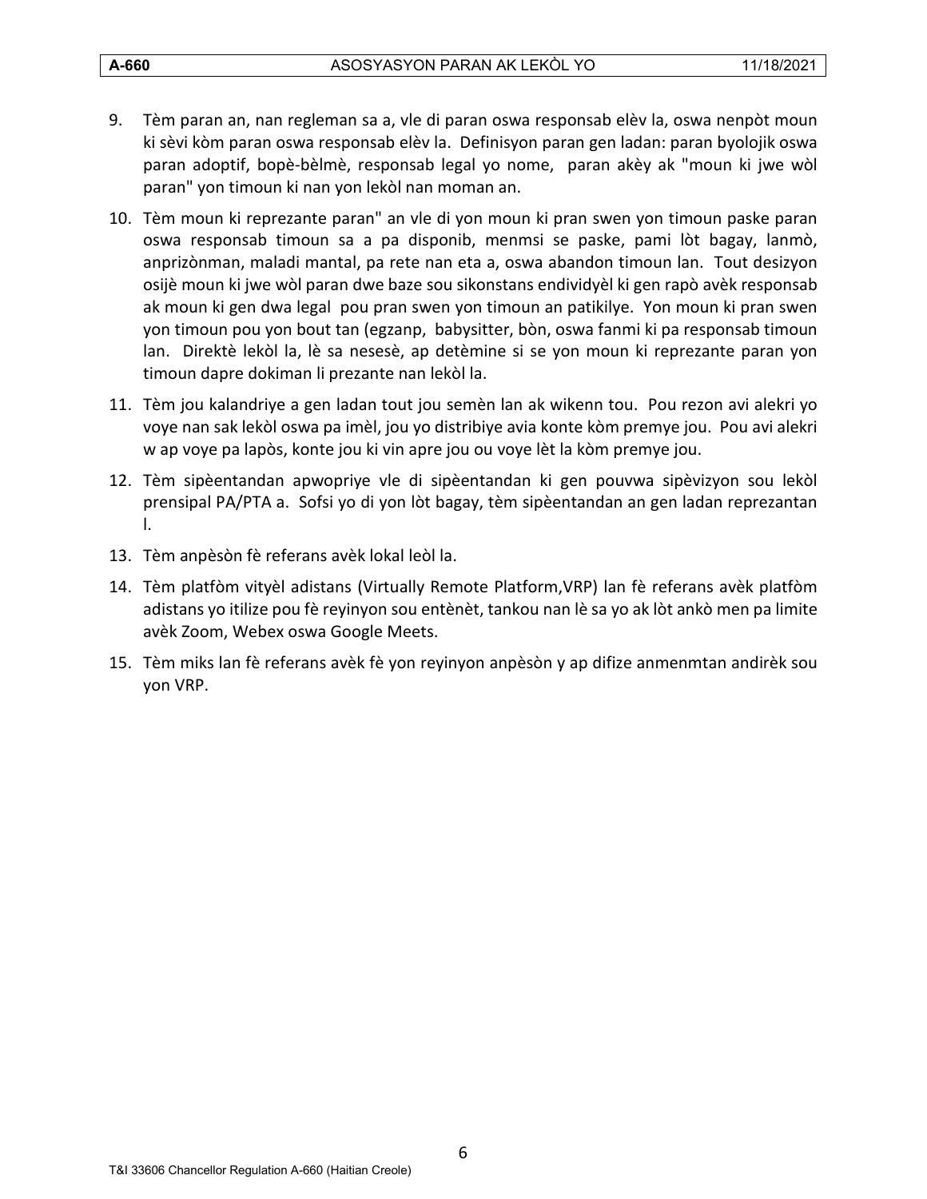9. Tèm paran an, nan regleman sa a, vle di paran oswa responsab elèv la, oswa nenpòt moun ki sèvi kòm paran oswa responsab elèv la. Definisyon paran gen ladan: paran byolojik oswa paran adoptif, bopè-bèlmè, responsab legal yo nome, paran akèy ak "moun ki jwe wòl paran" yon timoun ki nan yon lekòl nan moman an.

10. Tèm moun ki reprezante paran" an vle di yon moun ki pran swen yon timoun paske paran oswa responsab timoun sa a pa disponib, menmsi se paske, pami lòt bagay, lanmò, anprizònman, maladi mantal, pa rete nan eta a, oswa abandon timoun lan. Tout desizyon osijè moun ki jwe wòl paran dwe baze sou sikonstans endividyèl ki gen rapò avèk responsab ak moun ki gen dwa legal pou pran swen yon timoun an patikilye. Yon moun ki pran swen yon timoun pou yon bout tan (egzanp, babysitter, bòn, oswa fanmi ki pa responsab timoun lan. Direktè lekòl la, lè sa nesesè, ap detèmine si se yon moun ki reprezante paran yon timoun dapre dokiman li prezante nan lekòl la.

11. Tèm jou kalandriye a gen ladan tout jou semèn lan ak wikenn tou. Pou rezon avi alekri yo voye nan sak lekòl oswa pa imèl, jou yo distribiye avia konte kòm premye jou. Pou avi alekri w ap voye pa lapòs, konte jou ki vin apre jou ou voye lèt la kòm premye jou.

12. Tèm sipèentandan apwopriye vle di sipèentandan ki gen pouvwa sipèvizyon sou lekòl prensipal PA/PTA a. Sofsi yo di yon lòt bagay, tèm sipèentandan an gen ladan reprezantan l.

13. Tèm anpèsòn fè referans avèk lokal leòl la.

14. Tèm platfòm vityèl adistans (Virtually Remote Platform,VRP) lan fè referans avèk platfòm adistans yo itilize pou fè reyinyon sou entènèt, tankou nan lè sa yo ak lòt ankò men pa limite avèk Zoom, Webex oswa Google Meets.

15. Tèm miks lan fè referans avèk fè yon reyinyon anpèsòn y ap difize anmenmtan andirèk sou yon VRP.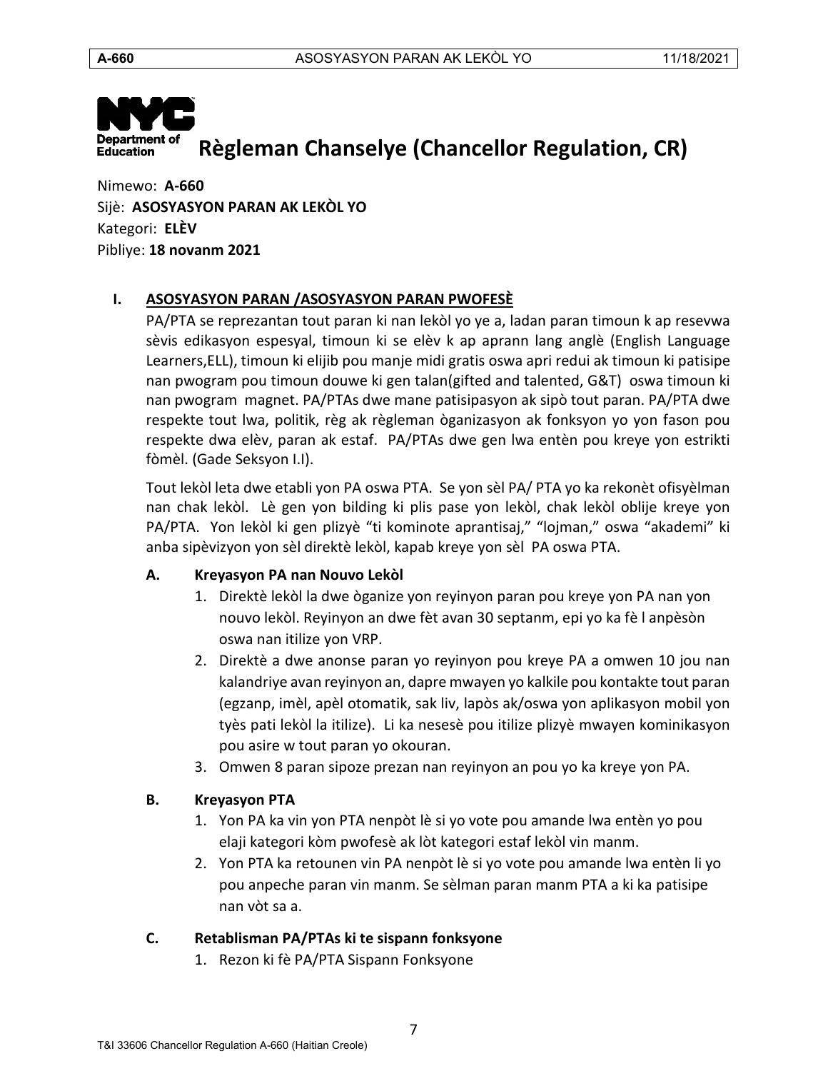# Règleman Chanselye (Chancellor Regulation, CR)

Nimewo: **A-660**
Sijè: **ASOSYASYON PARAN AK LEKÒL YO**
Kategori: **ELÈV**
Pibliye: **18 novanm 2021**

## I. ASOSYASYON PARAN /ASOSYASYON PARAN PWOFESÈ

PA/PTA se reprezantan tout paran ki nan lekòl yo ye a, ladan paran timoun k ap resevwa sèvis edikasyon espesyal, timoun ki se elèv k ap aprann lang anglè (English Language Learners,ELL), timoun ki elijib pou manje midi gratis oswa apri redui ak timoun ki patisipe nan pwogram pou timoun douwe ki gen talan(gifted and talented, G&T) oswa timoun ki nan pwogram magnet. PA/PTAs dwe mane patisipasyon ak sipò tout paran. PA/PTA dwe respekte tout lwa, politik, règ ak règleman òganizasyon ak fonksyon yo yon fason pou respekte dwa elèv, paran ak estaf. PA/PTAs dwe gen lwa entèn pou kreye yon estrikti fòmèl. (Gade Seksyon I.I).

Tout lekòl leta dwe etabli yon PA oswa PTA. Se yon sèl PA/ PTA yo ka rekonèt ofisyèlman nan chak lekòl. Lè gen yon bilding ki plis pase yon lekòl, chak lekòl oblije kreye yon PA/PTA. Yon lekòl ki gen plizyè "ti kominote aprantisaj," "lojman," oswa "akademi" ki anba sipèvizyon yon sèl direktè lekòl, kapab kreye yon sèl PA oswa PTA.

### A. Kreyasyon PA nan Nouvo Lekòl

1. Direktè lekòl la dwe òganize yon reyinyon paran pou kreye yon PA nan yon nouvo lekòl. Reyinyon an dwe fèt avan 30 septanm, epi yo ka fè l anpèsòn oswa nan itilize yon VRP.
2. Direktè a dwe anonse paran yo reyinyon pou kreye PA a omwen 10 jou nan kalandriye avan reyinyon an, dapre mwayen yo kalkile pou kontakte tout paran (egzanp, imèl, apèl otomatik, sak liv, lapòs ak/oswa yon aplikasyon mobil yon tyès pati lekòl la itilize). Li ka nesesè pou itilize plizyè mwayen kominikasyon pou asire w tout paran yo okouran.
3. Omwen 8 paran sipoze prezan nan reyinyon an pou yo ka kreye yon PA.

### B. Kreyasyon PTA

1. Yon PA ka vin yon PTA nenpòt lè si yo vote pou amande lwa entèn yo pou elaji kategori kòm pwofesè ak lòt kategori estaf lekòl vin manm.
2. Yon PTA ka retounen vin PA nenpòt lè si yo vote pou amande lwa entèn li yo pou anpeche paran vin manm. Se sèlman paran manm PTA a ki ka patisipe nan vòt sa a.

### C. Retablisman PA/PTAs ki te sispann fonksyone

1. Rezon ki fè PA/PTA Sispann Fonksyone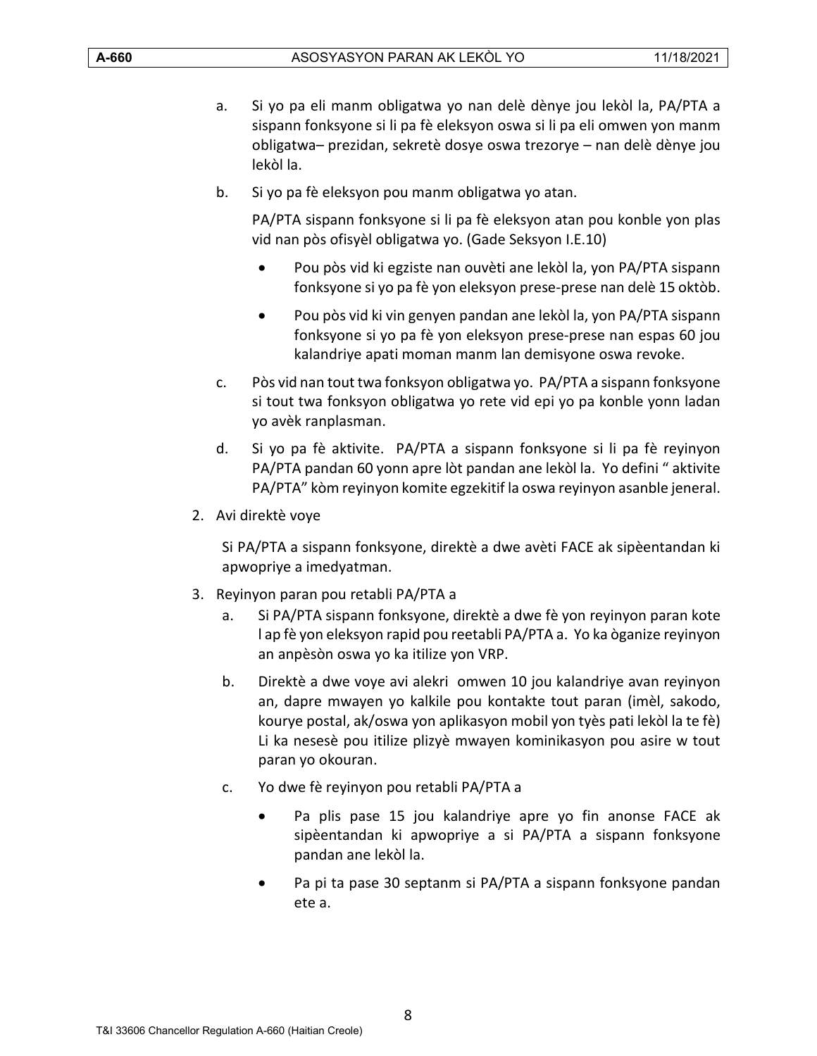a. Si yo pa eli manm obligatwa yo nan delè dènye jou lekòl la, PA/PTA a sispann fonksyone si li pa fè eleksyon oswa si li pa eli omwen yon manm obligatwa– prezidan, sekretè dosye oswa trezorye – nan delè dènye jou lekòl la.

b. Si yo pa fè eleksyon pou manm obligatwa yo atan.

   PA/PTA sispann fonksyone si li pa fè eleksyon atan pou konble yon plas vid nan pòs ofisyèl obligatwa yo. (Gade Seksyon I.E.10)

   - Pou pòs vid ki egziste nan ouvèti ane lekòl la, yon PA/PTA sispann fonksyone si yo pa fè yon eleksyon prese-prese nan delè 15 oktòb.
   - Pou pòs vid ki vin genyen pandan ane lekòl la, yon PA/PTA sispann fonksyone si yo pa fè yon eleksyon prese-prese nan espas 60 jou kalandriye apati moman manm lan demisyone oswa revoke.

c. Pòs vid nan tout twa fonksyon obligatwa yo. PA/PTA a sispann fonksyone si tout twa fonksyon obligatwa yo rete vid epi yo pa konble yonn ladan yo avèk ranplasman.

d. Si yo pa fè aktivite. PA/PTA a sispann fonksyone si li pa fè reyinyon PA/PTA pandan 60 yonn apre lòt pandan ane lekòl la. Yo defini " aktivite PA/PTA" kòm reyinyon komite egzekitif la oswa reyinyon asanble jeneral.

2. Avi direktè voye

   Si PA/PTA a sispann fonksyone, direktè a dwe avèti FACE ak sipèentandan ki apwopriye a imedyatman.

3. Reyinyon paran pou retabli PA/PTA a

   a. Si PA/PTA sispann fonksyone, direktè a dwe fè yon reyinyon paran kote l ap fè yon eleksyon rapid pou reetabli PA/PTA a. Yo ka òganize reyinyon an anpèsòn oswa yo ka itilize yon VRP.

   b. Direktè a dwe voye avi alekri omwen 10 jou kalandriye avan reyinyon an, dapre mwayen yo kalkile pou kontakte tout paran (imèl, sakodo, kourye postal, ak/oswa yon aplikasyon mobil yon tyès pati lekòl la te fè) Li ka nesesè pou itilize plizyè mwayen kominikasyon pou asire w tout paran yo okouran.

   c. Yo dwe fè reyinyon pou retabli PA/PTA a

   - Pa plis pase 15 jou kalandriye apre yo fin anonse FACE ak sipèentandan ki apwopriye a si PA/PTA a sispann fonksyone pandan ane lekòl la.
   - Pa pi ta pase 30 septanm si PA/PTA a sispann fonksyone pandan ete a.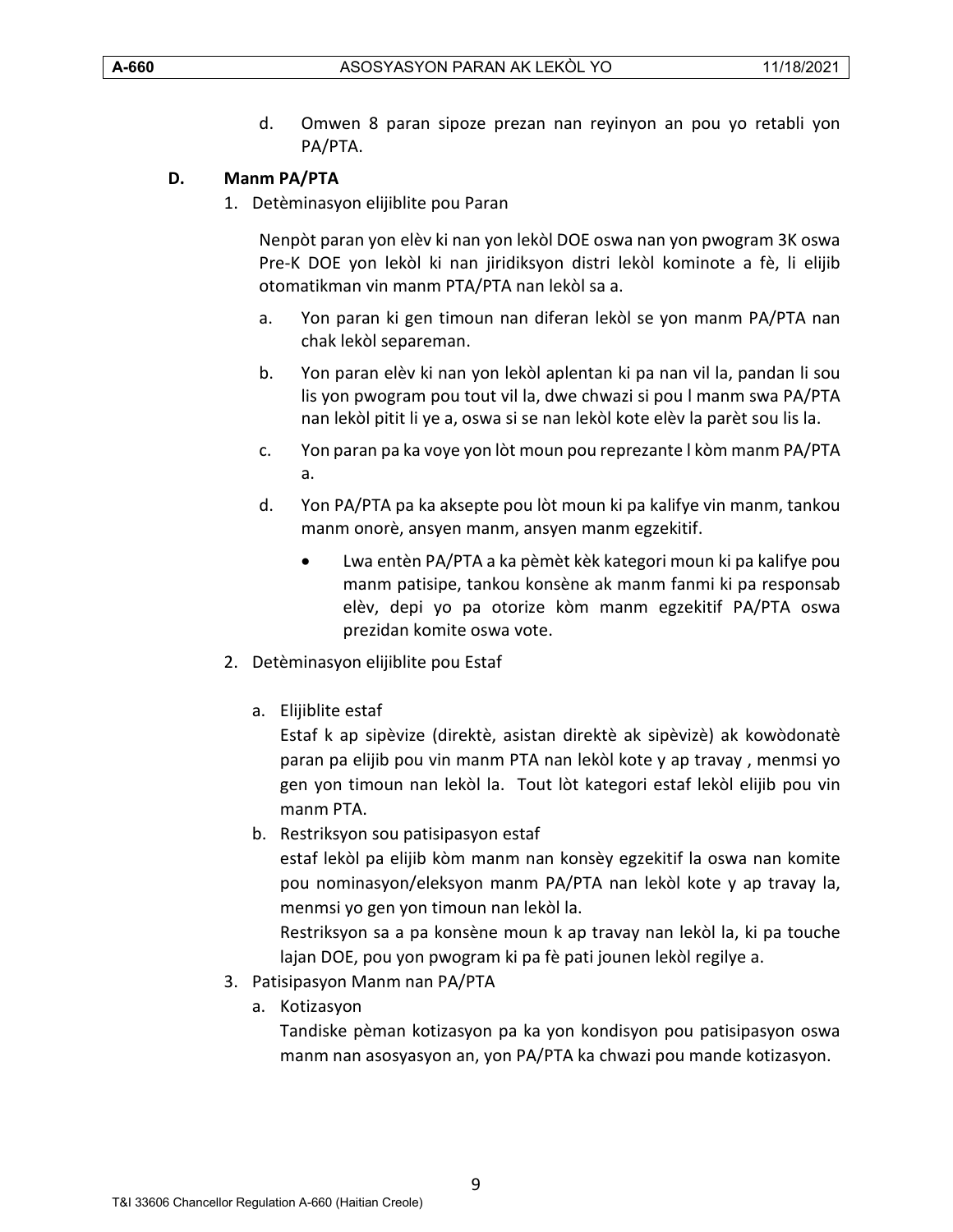d. Omwen 8 paran sipoze prezan nan reyinyon an pou yo retabli yon PA/PTA.

**D. Manm PA/PTA**

1. Detèminasyon elijiblite pou Paran

   Nenpòt paran yon elèv ki nan yon lekòl DOE oswa nan yon pwogram 3K oswa Pre-K DOE yon lekòl ki nan jiridiksyon distri lekòl kominote a fè, li elijib otomatikman vin manm PTA/PTA nan lekòl sa a.

   a. Yon paran ki gen timoun nan diferan lekòl se yon manm PA/PTA nan chak lekòl separeman.

   b. Yon paran elèv ki nan yon lekòl aplentan ki pa nan vil la, pandan li sou lis yon pwogram pou tout vil la, dwe chwazi si pou l manm swa PA/PTA nan lekòl pitit li ye a, oswa si se nan lekòl kote elèv la parèt sou lis la.

   c. Yon paran pa ka voye yon lòt moun pou reprezante l kòm manm PA/PTA a.

   d. Yon PA/PTA pa ka aksepte pou lòt moun ki pa kalifye vin manm, tankou manm onorè, ansyen manm, ansyen manm egzekitif.

      - Lwa entèn PA/PTA a ka pèmèt kèk kategori moun ki pa kalifye pou manm patisipe, tankou konsène ak manm fanmi ki pa responsab elèv, depi yo pa otorize kòm manm egzekitif PA/PTA oswa prezidan komite oswa vote.

2. Detèminasyon elijiblite pou Estaf

   a. Elijiblite estaf
   Estaf k ap sipèvize (direktè, asistan direktè ak sipèvizè) ak kowòdonatè paran pa elijib pou vin manm PTA nan lekòl kote y ap travay , menmsi yo gen yon timoun nan lekòl la. Tout lòt kategori estaf lekòl elijib pou vin manm PTA.

   b. Restriksyon sou patisipasyon estaf
   estaf lekòl pa elijib kòm manm nan konsèy egzekitif la oswa nan komite pou nominasyon/eleksyon manm PA/PTA nan lekòl kote y ap travay la, menmsi yo gen yon timoun nan lekòl la.
   Restriksyon sa a pa konsène moun k ap travay nan lekòl la, ki pa touche lajan DOE, pou yon pwogram ki pa fè pati jounen lekòl regilye a.

3. Patisipasyon Manm nan PA/PTA

   a. Kotizasyon
   Tandiske pèman kotizasyon pa ka yon kondisyon pou patisipasyon oswa manm nan asosyasyon an, yon PA/PTA ka chwazi pou mande kotizasyon.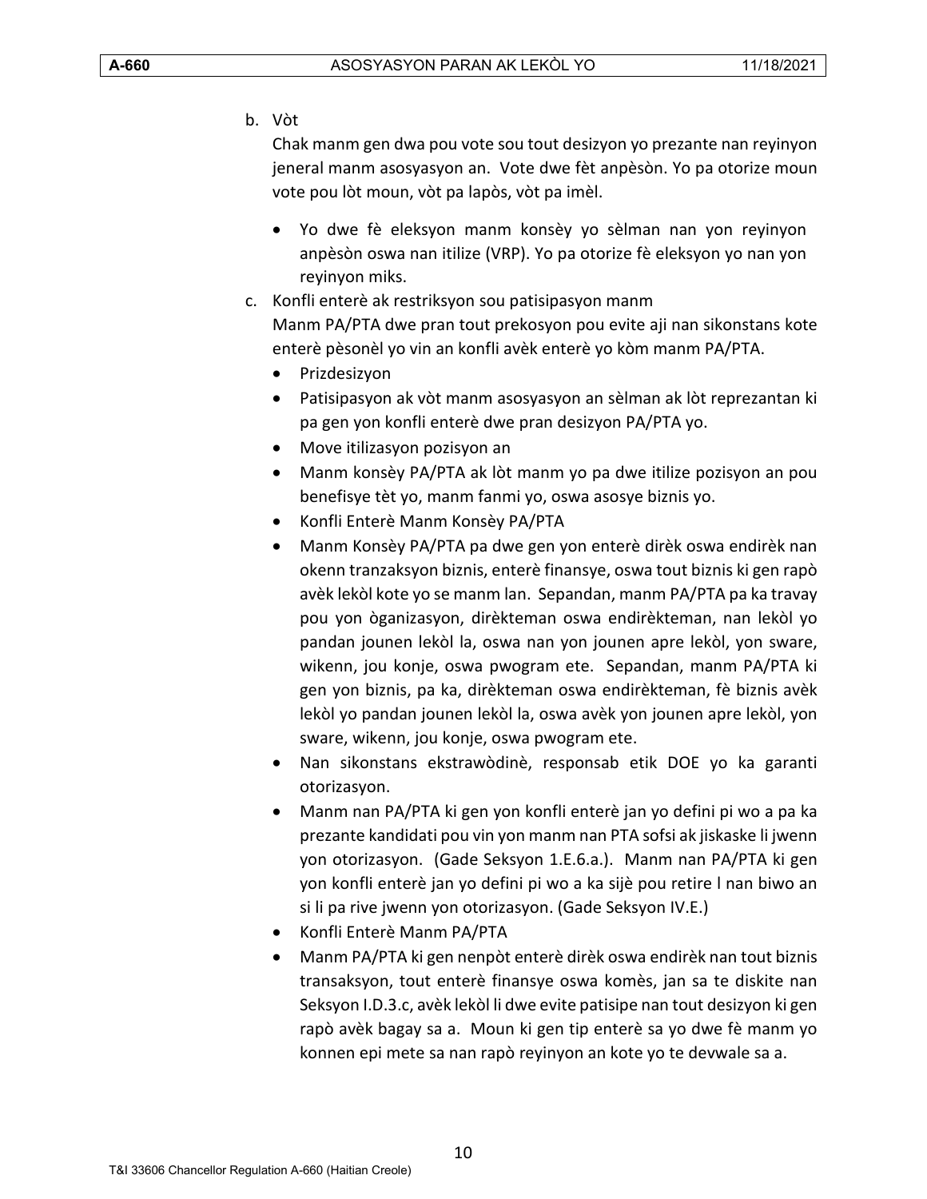b. Vòt

Chak manm gen dwa pou vote sou tout desizyon yo prezante nan reyinyon jeneral manm asosyasyon an. Vote dwe fèt anpèsòn. Yo pa otorize moun vote pou lòt moun, vòt pa lapòs, vòt pa imèl.

- Yo dwe fè eleksyon manm konsèy yo sèlman nan yon reyinyon anpèsòn oswa nan itilize (VRP). Yo pa otorize fè eleksyon yo nan yon reyinyon miks.

c. Konfli enterè ak restriksyon sou patisipasyon manm

Manm PA/PTA dwe pran tout prekosyon pou evite aji nan sikonstans kote enterè pèsonèl yo vin an konfli avèk enterè yo kòm manm PA/PTA.

- Prizdesizyon
- Patisipasyon ak vòt manm asosyasyon an sèlman ak lòt reprezantan ki pa gen yon konfli enterè dwe pran desizyon PA/PTA yo.
- Move itilizasyon pozisyon an
- Manm konsèy PA/PTA ak lòt manm yo pa dwe itilize pozisyon an pou benefisye tèt yo, manm fanmi yo, oswa asosye biznis yo.
- Konfli Enterè Manm Konsèy PA/PTA
- Manm Konsèy PA/PTA pa dwe gen yon enterè dirèk oswa endirèk nan okenn tranzaksyon biznis, enterè finansye, oswa tout biznis ki gen rapò avèk lekòl kote yo se manm lan. Sepandan, manm PA/PTA pa ka travay pou yon òganizasyon, dirèkteman oswa endirèkteman, nan lekòl yo pandan jounen lekòl la, oswa nan yon jounen apre lekòl, yon sware, wikenn, jou konje, oswa pwogram ete. Sepandan, manm PA/PTA ki gen yon biznis, pa ka, dirèkteman oswa endirèkteman, fè biznis avèk lekòl yo pandan jounen lekòl la, oswa avèk yon jounen apre lekòl, yon sware, wikenn, jou konje, oswa pwogram ete.
- Nan sikonstans ekstrawòdinè, responsab etik DOE yo ka garanti otorizasyon.
- Manm nan PA/PTA ki gen yon konfli enterè jan yo defini pi wo a pa ka prezante kandidati pou vin yon manm nan PTA sofsi ak jiskaske li jwenn yon otorizasyon. (Gade Seksyon 1.E.6.a.). Manm nan PA/PTA ki gen yon konfli enterè jan yo defini pi wo a ka sijè pou retire l nan biwo an si li pa rive jwenn yon otorizasyon. (Gade Seksyon IV.E.)
- Konfli Enterè Manm PA/PTA
- Manm PA/PTA ki gen nenpòt enterè dirèk oswa endirèk nan tout biznis transaksyon, tout enterè finansye oswa komès, jan sa te diskite nan Seksyon I.D.3.c, avèk lekòl li dwe evite patisipe nan tout desizyon ki gen rapò avèk bagay sa a. Moun ki gen tip enterè sa yo dwe fè manm yo konnen epi mete sa nan rapò reyinyon an kote yo te devwale sa a.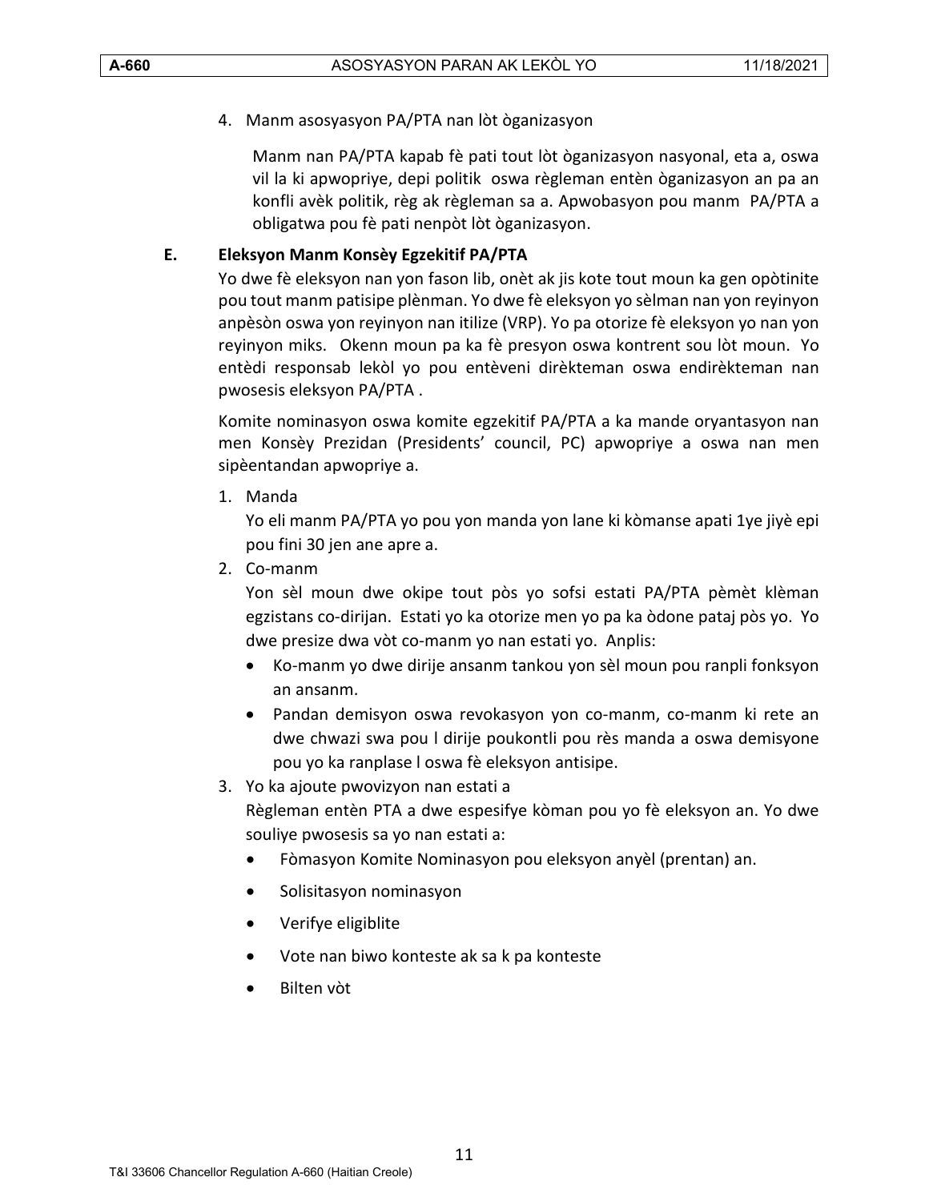4. Manm asosyasyon PA/PTA nan lòt òganizasyon

   Manm nan PA/PTA kapab fè pati tout lòt òganizasyon nasyonal, eta a, oswa vil la ki apwopriye, depi politik oswa règleman entèn òganizasyon an pa an konfli avèk politik, règ ak règleman sa a. Apwobasyon pou manm PA/PTA a obligatwa pou fè pati nenpòt lòt òganizasyon.

**E. Eleksyon Manm Konsèy Egzekitif PA/PTA**

Yo dwe fè eleksyon nan yon fason lib, onèt ak jis kote tout moun ka gen opòtinite pou tout manm patisipe plènman. Yo dwe fè eleksyon yo sèlman nan yon reyinyon anpèsòn oswa yon reyinyon nan itilize (VRP). Yo pa otorize fè eleksyon yo nan yon reyinyon miks. Okenn moun pa ka fè presyon oswa kontrent sou lòt moun. Yo entèdi responsab lekòl yo pou entèveni dirèkteman oswa endirèkteman nan pwosesis eleksyon PA/PTA .

Komite nominasyon oswa komite egzekitif PA/PTA a ka mande oryantasyon nan men Konsèy Prezidan (Presidents' council, PC) apwopriye a oswa nan men sipèentandan apwopriye a.

1. Manda

   Yo eli manm PA/PTA yo pou yon manda yon lane ki kòmanse apati 1ye jiyè epi pou fini 30 jen ane apre a.

2. Co-manm

   Yon sèl moun dwe okipe tout pòs yo sofsi estati PA/PTA pèmèt klèman egzistans co-dirijan. Estati yo ka otorize men yo pa ka òdone pataj pòs yo. Yo dwe presize dwa vòt co-manm yo nan estati yo. Anplis:

   - Ko-manm yo dwe dirije ansanm tankou yon sèl moun pou ranpli fonksyon an ansanm.
   - Pandan demisyon oswa revokasyon yon co-manm, co-manm ki rete an dwe chwazi swa pou l dirije poukontli pou rès manda a oswa demisyone pou yo ka ranplase l oswa fè eleksyon antisipe.

3. Yo ka ajoute pwovizyon nan estati a

   Règleman entèn PTA a dwe espesifye kòman pou yo fè eleksyon an. Yo dwe souliye pwosesis sa yo nan estati a:

   - Fòmasyon Komite Nominasyon pou eleksyon anyèl (prentan) an.
   - Solisitasyon nominasyon
   - Verifye eligiblite
   - Vote nan biwo konteste ak sa k pa konteste
   - Bilten vòt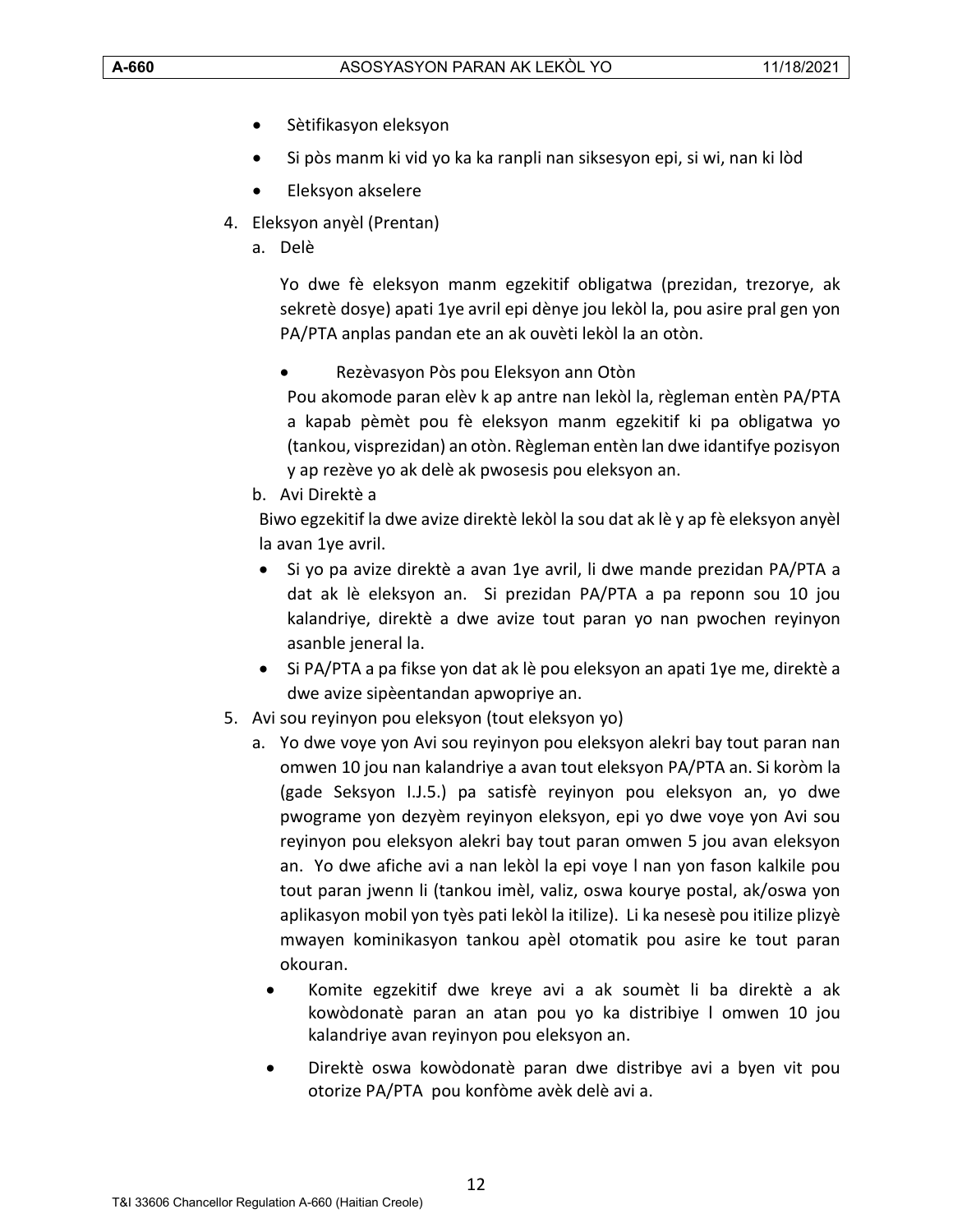- Sètifikasyon eleksyon
- Si pòs manm ki vid yo ka ka ranpli nan siksesyon epi, si wi, nan ki lòd
- Eleksyon akselere

4. Eleksyon anyèl (Prentan)

   a. Delè

   Yo dwe fè eleksyon manm egzekitif obligatwa (prezidan, trezorye, ak sekretè dosye) apati 1ye avril epi dènye jou lekòl la, pou asire pral gen yon PA/PTA anplas pandan ete an ak ouvèti lekòl la an otòn.

   - Rezèvasyon Pòs pou Eleksyon ann Otòn

     Pou akomode paran elèv k ap antre nan lekòl la, règleman entèn PA/PTA a kapab pèmèt pou fè eleksyon manm egzekitif ki pa obligatwa yo (tankou, visprezidan) an otòn. Règleman entèn lan dwe idantifye pozisyon y ap rezève yo ak delè ak pwosesis pou eleksyon an.

   b. Avi Direktè a

   Biwo egzekitif la dwe avize direktè lekòl la sou dat ak lè y ap fè eleksyon anyèl la avan 1ye avril.

   - Si yo pa avize direktè a avan 1ye avril, li dwe mande prezidan PA/PTA a dat ak lè eleksyon an. Si prezidan PA/PTA a pa reponn sou 10 jou kalandriye, direktè a dwe avize tout paran yo nan pwochen reyinyon asanble jeneral la.
   - Si PA/PTA a pa fikse yon dat ak lè pou eleksyon an apati 1ye me, direktè a dwe avize sipèentandan apwopriye an.

5. Avi sou reyinyon pou eleksyon (tout eleksyon yo)

   a. Yo dwe voye yon Avi sou reyinyon pou eleksyon alekri bay tout paran nan omwen 10 jou nan kalandriye a avan tout eleksyon PA/PTA an. Si koròm la (gade Seksyon I.J.5.) pa satisfè reyinyon pou eleksyon an, yo dwe pwograme yon dezyèm reyinyon eleksyon, epi yo dwe voye yon Avi sou reyinyon pou eleksyon alekri bay tout paran omwen 5 jou avan eleksyon an. Yo dwe afiche avi a nan lekòl la epi voye l nan yon fason kalkile pou tout paran jwenn li (tankou imèl, valiz, oswa kourye postal, ak/oswa yon aplikasyon mobil yon tyès pati lekòl la itilize). Li ka nesesè pou itilize plizyè mwayen kominikasyon tankou apèl otomatik pou asire ke tout paran okouran.

   - Komite egzekitif dwe kreye avi a ak soumèt li ba direktè a ak kowòdonatè paran an atan pou yo ka distribiye l omwen 10 jou kalandriye avan reyinyon pou eleksyon an.
   - Direktè oswa kowòdonatè paran dwe distribye avi a byen vit pou otorize PA/PTA pou konfòme avèk delè avi a.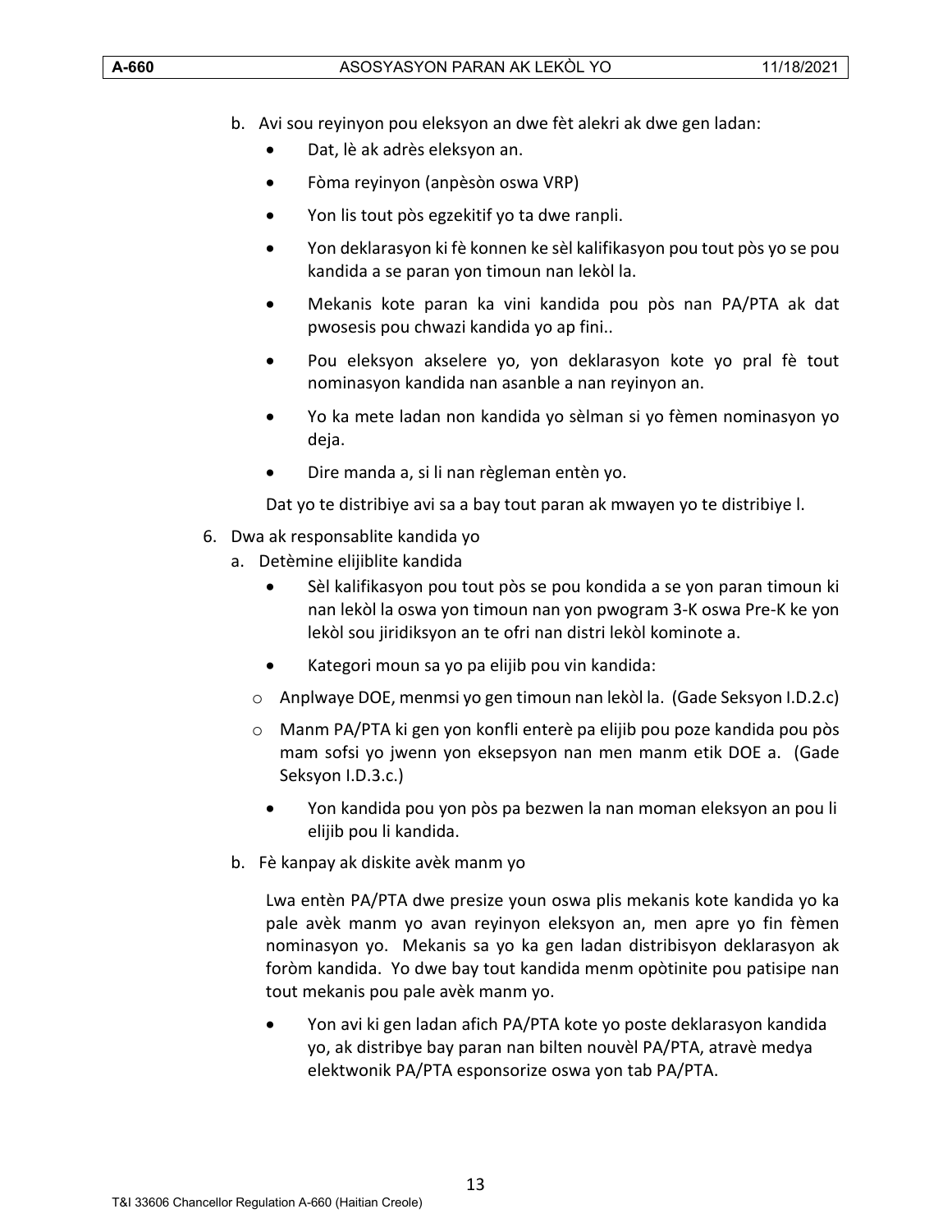b. Avi sou reyinyon pou eleksyon an dwe fèt alekri ak dwe gen ladan:

- Dat, lè ak adrès eleksyon an.
- Fòma reyinyon (anpèsòn oswa VRP)
- Yon lis tout pòs egzekitif yo ta dwe ranpli.
- Yon deklarasyon ki fè konnen ke sèl kalifikasyon pou tout pòs yo se pou kandida a se paran yon timoun nan lekòl la.
- Mekanis kote paran ka vini kandida pou pòs nan PA/PTA ak dat pwosesis pou chwazi kandida yo ap fini..
- Pou eleksyon akselere yo, yon deklarasyon kote yo pral fè tout nominasyon kandida nan asanble a nan reyinyon an.
- Yo ka mete ladan non kandida yo sèlman si yo fèmen nominasyon yo deja.
- Dire manda a, si li nan règleman entèn yo.

Dat yo te distribiye avi sa a bay tout paran ak mwayen yo te distribiye l.

6. Dwa ak responsablite kandida yo
   a. Detèmine elijiblite kandida
      - Sèl kalifikasyon pou tout pòs se pou kondida a se yon paran timoun ki nan lekòl la oswa yon timoun nan yon pwogram 3-K oswa Pre-K ke yon lekòl sou jiridiksyon an te ofri nan distri lekòl kominote a.
      - Kategori moun sa yo pa elijib pou vin kandida:
        - Anplwaye DOE, menmsi yo gen timoun nan lekòl la. (Gade Seksyon I.D.2.c)
        - Manm PA/PTA ki gen yon konfli enterè pa elijib pou poze kandida pou pòs mam sofsi yo jwenn yon eksepsyon nan men manm etik DOE a. (Gade Seksyon I.D.3.c.)
      - Yon kandida pou yon pòs pa bezwen la nan moman eleksyon an pou li elijib pou li kandida.

   b. Fè kanpay ak diskite avèk manm yo

      Lwa entèn PA/PTA dwe presize youn oswa plis mekanis kote kandida yo ka pale avèk manm yo avan reyinyon eleksyon an, men apre yo fin fèmen nominasyon yo. Mekanis sa yo ka gen ladan distribisyon deklarasyon ak foròm kandida. Yo dwe bay tout kandida menm opòtinite pou patisipe nan tout mekanis pou pale avèk manm yo.

      - Yon avi ki gen ladan afich PA/PTA kote yo poste deklarasyon kandida yo, ak distribye bay paran nan bilten nouvèl PA/PTA, atravè medya elektwonik PA/PTA esponsorize oswa yon tab PA/PTA.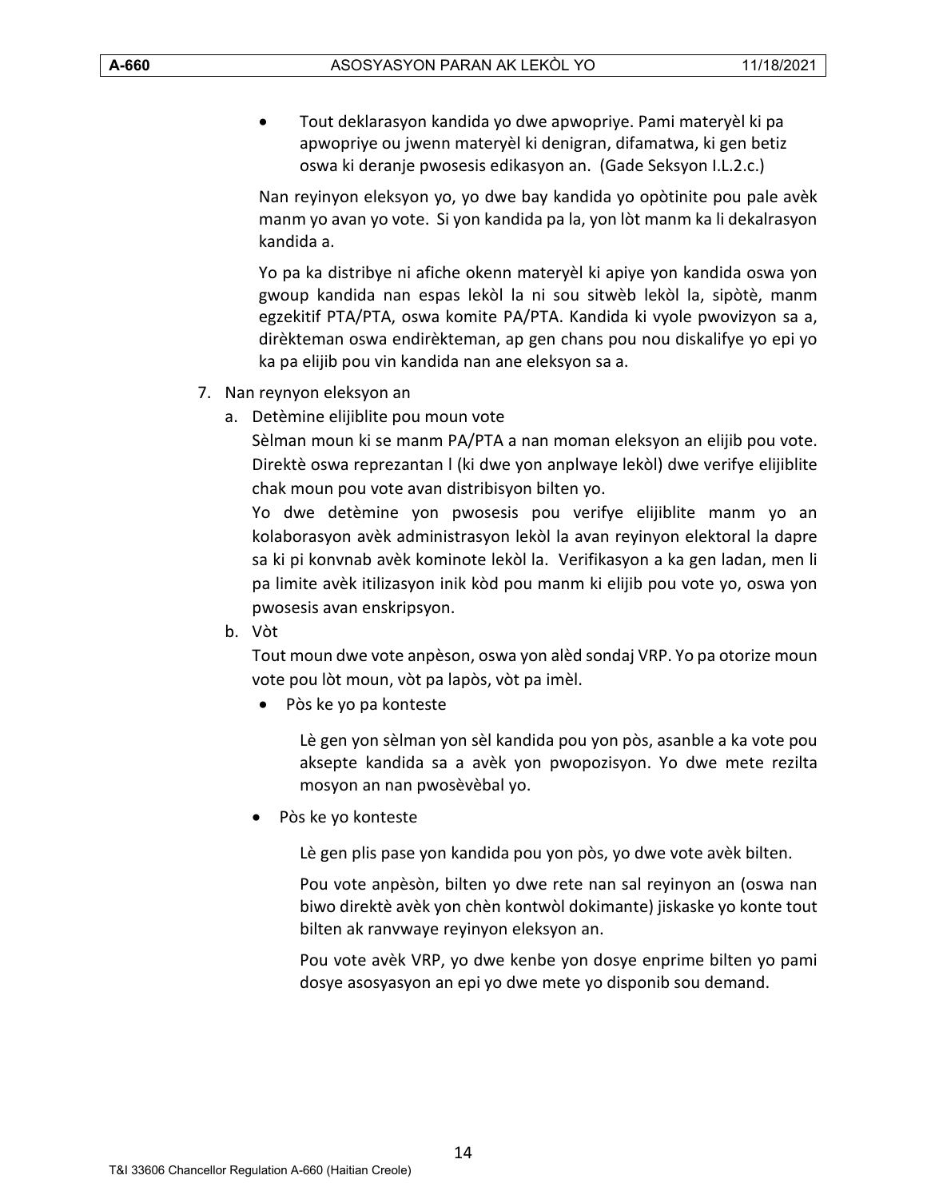- Tout deklarasyon kandida yo dwe apwopriye. Pami materyèl ki pa apwopriye ou jwenn materyèl ki denigran, difamatwa, ki gen betiz oswa ki deranje pwosesis edikasyon an. (Gade Seksyon I.L.2.c.)

  Nan reyinyon eleksyon yo, yo dwe bay kandida yo opòtinite pou pale avèk manm yo avan yo vote. Si yon kandida pa la, yon lòt manm ka li dekalrasyon kandida a.

  Yo pa ka distribye ni afiche okenn materyèl ki apiye yon kandida oswa yon gwoup kandida nan espas lekòl la ni sou sitwèb lekòl la, sipòtè, manm egzekitif PTA/PTA, oswa komite PA/PTA. Kandida ki vyole pwovizyon sa a, dirèkteman oswa endirèkteman, ap gen chans pou nou diskalifye yo epi yo ka pa elijib pou vin kandida nan ane eleksyon sa a.

7. Nan reynyon eleksyon an

   a. Detèmine elijiblite pou moun vote

      Sèlman moun ki se manm PA/PTA a nan moman eleksyon an elijib pou vote. Direktè oswa reprezantan l (ki dwe yon anplwaye lekòl) dwe verifye elijiblite chak moun pou vote avan distribisyon bilten yo.

      Yo dwe detèmine yon pwosesis pou verifye elijiblite manm yo an kolaborasyon avèk administrasyon lekòl la avan reyinyon elektoral la dapre sa ki pi konvnab avèk kominote lekòl la. Verifikasyon a ka gen ladan, men li pa limite avèk itilizasyon inik kòd pou manm ki elijib pou vote yo, oswa yon pwosesis avan enskripsyon.

   b. Vòt

      Tout moun dwe vote anpèson, oswa yon alèd sondaj VRP. Yo pa otorize moun vote pou lòt moun, vòt pa lapòs, vòt pa imèl.

      - Pòs ke yo pa konteste

        Lè gen yon sèlman yon sèl kandida pou yon pòs, asanble a ka vote pou aksepte kandida sa a avèk yon pwopozisyon. Yo dwe mete rezilta mosyon an nan pwosèvèbal yo.

      - Pòs ke yo konteste

        Lè gen plis pase yon kandida pou yon pòs, yo dwe vote avèk bilten.

        Pou vote anpèsòn, bilten yo dwe rete nan sal reyinyon an (oswa nan biwo direktè avèk yon chèn kontwòl dokimante) jiskaske yo konte tout bilten ak ranvwaye reyinyon eleksyon an.

        Pou vote avèk VRP, yo dwe kenbe yon dosye enprime bilten yo pami dosye asosyasyon an epi yo dwe mete yo disponib sou demand.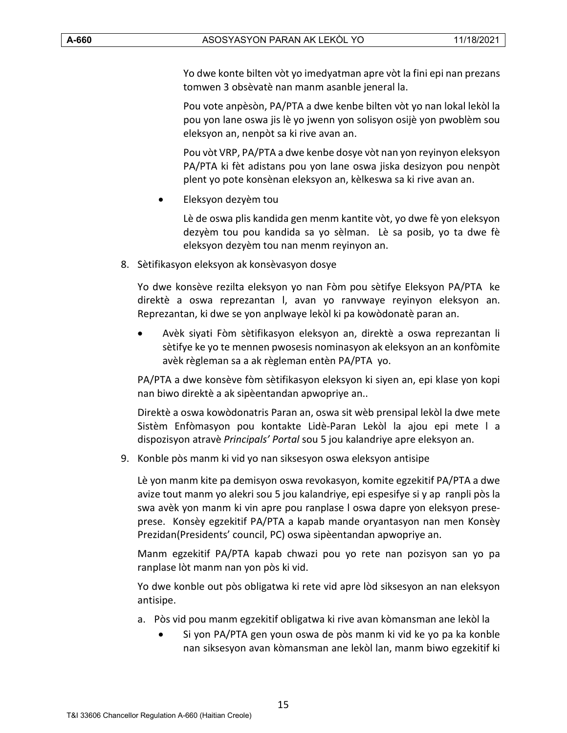Yo dwe konte bilten vòt yo imedyatman apre vòt la fini epi nan prezans tomwen 3 obsèvatè nan manm asanble jeneral la.

Pou vote anpèsòn, PA/PTA a dwe kenbe bilten vòt yo nan lokal lekòl la pou yon lane oswa jis lè yo jwenn yon solisyon osijè yon pwoblèm sou eleksyon an, nenpòt sa ki rive avan an.

Pou vòt VRP, PA/PTA a dwe kenbe dosye vòt nan yon reyinyon eleksyon PA/PTA ki fèt adistans pou yon lane oswa jiska desizyon pou nenpòt plent yo pote konsènan eleksyon an, kèlkeswa sa ki rive avan an.

- Eleksyon dezyèm tou

  Lè de oswa plis kandida gen menm kantite vòt, yo dwe fè yon eleksyon dezyèm tou pou kandida sa yo sèlman. Lè sa posib, yo ta dwe fè eleksyon dezyèm tou nan menm reyinyon an.

8. Sètifikasyon eleksyon ak konsèvasyon dosye

   Yo dwe konsève rezilta eleksyon yo nan Fòm pou sètifye Eleksyon PA/PTA ke direktè a oswa reprezantan l, avan yo ranvwaye reyinyon eleksyon an. Reprezantan, ki dwe se yon anplwaye lekòl ki pa kowòdonatè paran an.

   - Avèk siyati Fòm sètifikasyon eleksyon an, direktè a oswa reprezantan li sètifye ke yo te mennen pwosesis nominasyon ak eleksyon an an konfòmite avèk règleman sa a ak règleman entèn PA/PTA yo.

   PA/PTA a dwe konsève fòm sètifikasyon eleksyon ki siyen an, epi klase yon kopi nan biwo direktè a ak sipèentandan apwopriye an..

   Direktè a oswa kowòdonatris Paran an, oswa sit wèb prensipal lekòl la dwe mete Sistèm Enfòmasyon pou kontakte Lidè-Paran Lekòl la ajou epi mete l a dispozisyon atravè *Principals' Portal* sou 5 jou kalandriye apre eleksyon an.

9. Konble pòs manm ki vid yo nan siksesyon oswa eleksyon antisipe

   Lè yon manm kite pa demisyon oswa revokasyon, komite egzekitif PA/PTA a dwe avize tout manm yo alekri sou 5 jou kalandriye, epi espesifye si y ap ranpli pòs la swa avèk yon manm ki vin apre pou ranplase l oswa dapre yon eleksyon prese-prese. Konsèy egzekitif PA/PTA a kapab mande oryantasyon nan men Konsèy Prezidan(Presidents' council, PC) oswa sipèentandan apwopriye an.

   Manm egzekitif PA/PTA kapab chwazi pou yo rete nan pozisyon san yo pa ranplase lòt manm nan yon pòs ki vid.

   Yo dwe konble out pòs obligatwa ki rete vid apre lòd siksesyon an nan eleksyon antisipe.

   a. Pòs vid pou manm egzekitif obligatwa ki rive avan kòmansman ane lekòl la

      - Si yon PA/PTA gen youn oswa de pòs manm ki vid ke yo pa ka konble nan siksesyon avan kòmansman ane lekòl lan, manm biwo egzekitif ki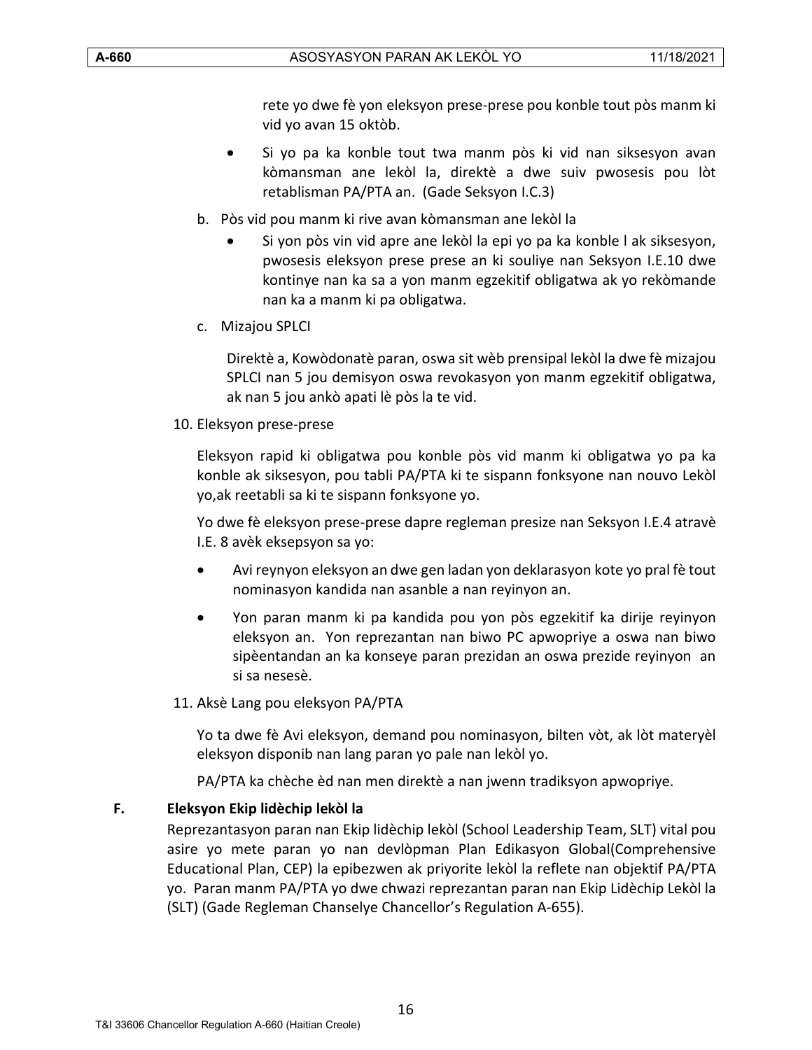rete yo dwe fè yon eleksyon prese-prese pou konble tout pòs manm ki vid yo avan 15 oktòb.

- Si yo pa ka konble tout twa manm pòs ki vid nan siksesyon avan kòmansman ane lekòl la, direktè a dwe suiv pwosesis pou lòt retablisman PA/PTA an. (Gade Seksyon I.C.3)

b. Pòs vid pou manm ki rive avan kòmansman ane lekòl la

- Si yon pòs vin vid apre ane lekòl la epi yo pa ka konble l ak siksesyon, pwosesis eleksyon prese prese an ki souliye nan Seksyon I.E.10 dwe kontinye nan ka sa a yon manm egzekitif obligatwa ak yo rekòmande nan ka a manm ki pa obligatwa.

c. Mizajou SPLCI

Direktè a, Kowòdonatè paran, oswa sit wèb prensipal lekòl la dwe fè mizajou SPLCI nan 5 jou demisyon oswa revokasyon yon manm egzekitif obligatwa, ak nan 5 jou ankò apati lè pòs la te vid.

10. Eleksyon prese-prese

Eleksyon rapid ki obligatwa pou konble pòs vid manm ki obligatwa yo pa ka konble ak siksesyon, pou tabli PA/PTA ki te sispann fonksyone nan nouvo Lekòl yo,ak reetabli sa ki te sispann fonksyone yo.

Yo dwe fè eleksyon prese-prese dapre regleman presize nan Seksyon I.E.4 atravè I.E. 8 avèk eksepsyon sa yo:

- Avi reynyon eleksyon an dwe gen ladan yon deklarasyon kote yo pral fè tout nominasyon kandida nan asanble a nan reyinyon an.
- Yon paran manm ki pa kandida pou yon pòs egzekitif ka dirije reyinyon eleksyon an. Yon reprezantan nan biwo PC apwopriye a oswa nan biwo sipèentandan an ka konseye paran prezidan an oswa prezide reyinyon an si sa nesesè.

11. Aksè Lang pou eleksyon PA/PTA

Yo ta dwe fè Avi eleksyon, demand pou nominasyon, bilten vòt, ak lòt materyèl eleksyon disponib nan lang paran yo pale nan lekòl yo.

PA/PTA ka chèche èd nan men direktè a nan jwenn tradiksyon apwopriye.

### F. Eleksyon Ekip lidèchip lekòl la

Reprezantasyon paran nan Ekip lidèchip lekòl (School Leadership Team, SLT) vital pou asire yo mete paran yo nan devlòpman Plan Edikasyon Global(Comprehensive Educational Plan, CEP) la epibezwen ak priyorite lekòl la reflete nan objektif PA/PTA yo. Paran manm PA/PTA yo dwe chwazi reprezantan paran nan Ekip Lidèchip Lekòl la (SLT) (Gade Regleman Chanselye Chancellor's Regulation A-655).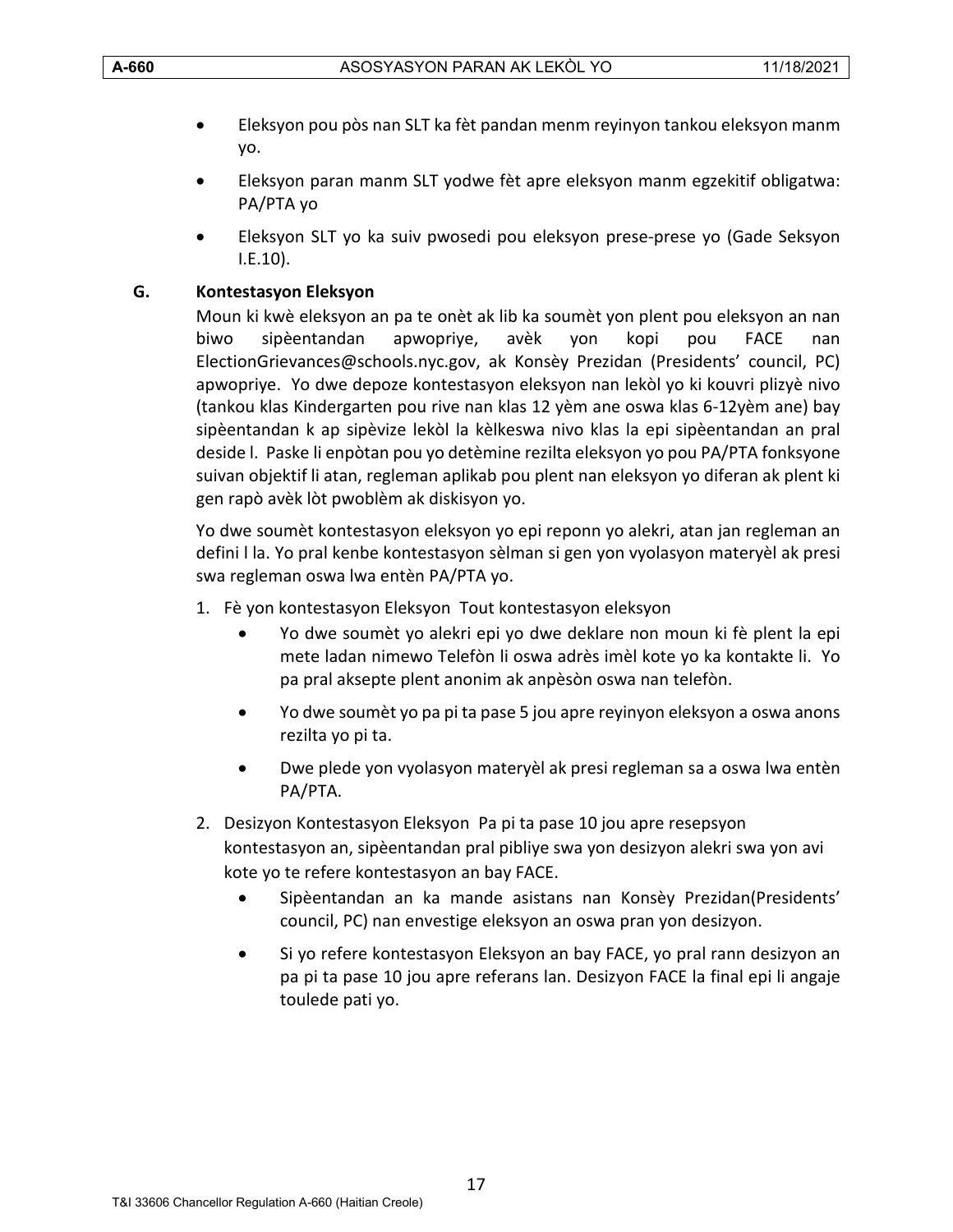- Eleksyon pou pòs nan SLT ka fèt pandan menm reyinyon tankou eleksyon manm yo.
- Eleksyon paran manm SLT yodwe fèt apre eleksyon manm egzekitif obligatwa: PA/PTA yo
- Eleksyon SLT yo ka suiv pwosedi pou eleksyon prese-prese yo (Gade Seksyon I.E.10).

## G. Kontestasyon Eleksyon

Moun ki kwè eleksyon an pa te onèt ak lib ka soumèt yon plent pou eleksyon an nan biwo sipèentandan apwopriye, avèk yon kopi pou FACE nan ElectionGrievances@schools.nyc.gov, ak Konsèy Prezidan (Presidents' council, PC) apwopriye. Yo dwe depoze kontestasyon eleksyon nan lekòl yo ki kouvri plizyè nivo (tankou klas Kindergarten pou rive nan klas 12 yèm ane oswa klas 6-12yèm ane) bay sipèentandan k ap sipèvize lekòl la kèlkeswa nivo klas la epi sipèentandan an pral deside l. Paske li enpòtan pou yo detèmine rezilta eleksyon yo pou PA/PTA fonksyone suivan objektif li atan, regleman aplikab pou plent nan eleksyon yo diferan ak plent ki gen rapò avèk lòt pwoblèm ak diskisyon yo.

Yo dwe soumèt kontestasyon eleksyon yo epi reponn yo alekri, atan jan regleman an defini l la. Yo pral kenbe kontestasyon sèlman si gen yon vyolasyon materyèl ak presi swa regleman oswa lwa entèn PA/PTA yo.

1. Fè yon kontestasyon Eleksyon Tout kontestasyon eleksyon
   - Yo dwe soumèt yo alekri epi yo dwe deklare non moun ki fè plent la epi mete ladan nimewo Telefòn li oswa adrès imèl kote yo ka kontakte li. Yo pa pral aksepte plent anonim ak anpèsòn oswa nan telefòn.
   - Yo dwe soumèt yo pa pi ta pase 5 jou apre reyinyon eleksyon a oswa anons rezilta yo pi ta.
   - Dwe plede yon vyolasyon materyèl ak presi regleman sa a oswa lwa entèn PA/PTA.
2. Desizyon Kontestasyon Eleksyon Pa pi ta pase 10 jou apre resepsyon kontestasyon an, sipèentandan pral pibliye swa yon desizyon alekri swa yon avi kote yo te refere kontestasyon an bay FACE.
   - Sipèentandan an ka mande asistans nan Konsèy Prezidan(Presidents' council, PC) nan envestige eleksyon an oswa pran yon desizyon.
   - Si yo refere kontestasyon Eleksyon an bay FACE, yo pral rann desizyon an pa pi ta pase 10 jou apre referans lan. Desizyon FACE la final epi li angaje touledе pati yo.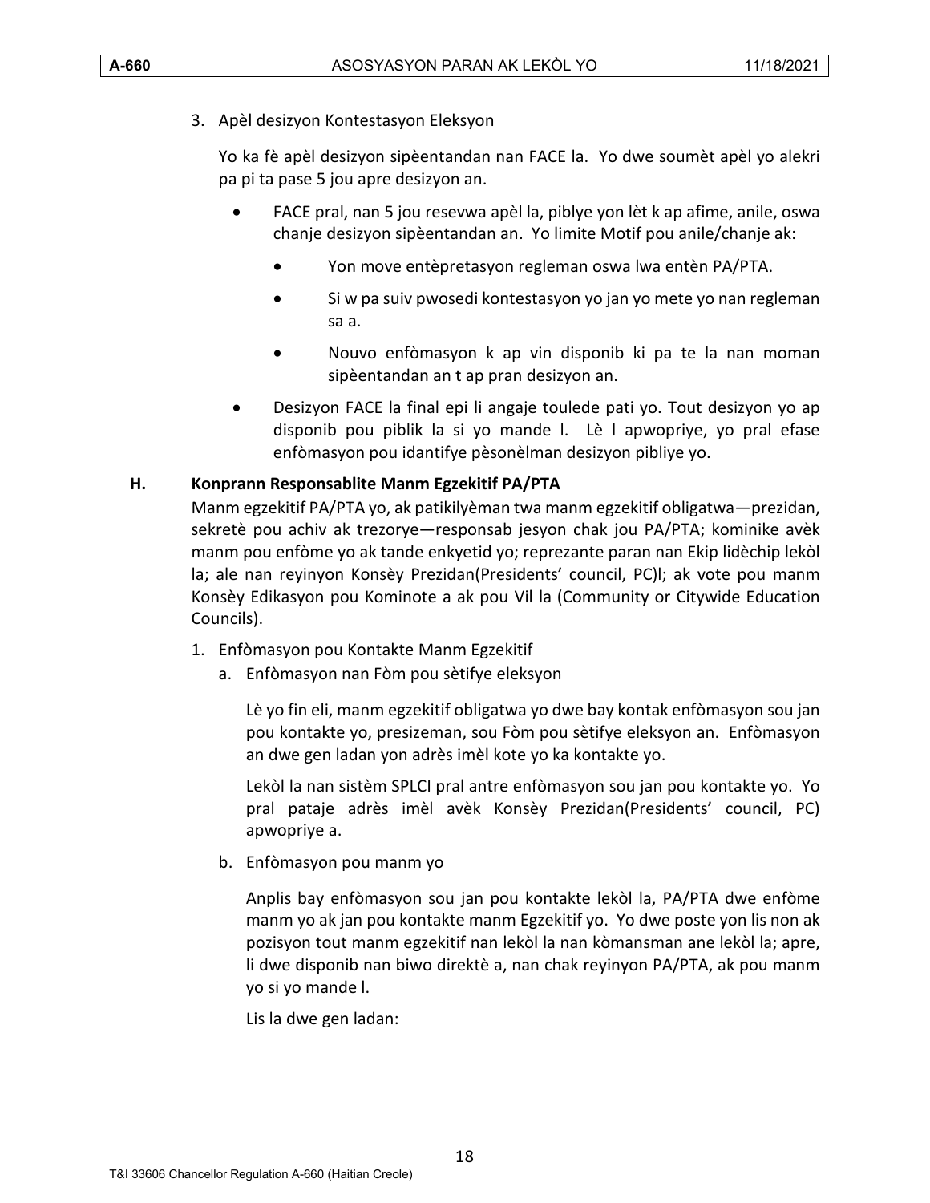3. Apèl desizyon Kontestasyon Eleksyon

   Yo ka fè apèl desizyon sipèentandan nan FACE la. Yo dwe soumèt apèl yo alekri pa pi ta pase 5 jou apre desizyon an.

   - FACE pral, nan 5 jou resevwa apèl la, piblye yon lèt k ap afime, anile, oswa chanje desizyon sipèentandan an. Yo limite Motif pou anile/chanje ak:
     - Yon move entèpretasyon regleman oswa lwa entèn PA/PTA.
     - Si w pa suiv pwosedi kontestasyon yo jan yo mete yo nan regleman sa a.
     - Nouvo enfòmasyon k ap vin disponib ki pa te la nan moman sipèentandan an t ap pran desizyon an.
   - Desizyon FACE la final epi li angaje toulede pati yo. Tout desizyon yo ap disponib pou piblik la si yo mande l. Lè l apwopriye, yo pral efase enfòmasyon pou idantifye pèsonèlman desizyon pibliye yo.

**H. Konprann Responsablite Manm Egzekitif PA/PTA**

Manm egzekitif PA/PTA yo, ak patikilyèman twa manm egzekitif obligatwa—prezidan, sekretè pou achiv ak trezorye—responsab jesyon chak jou PA/PTA; kominike avèk manm pou enfòme yo ak tande enkyetid yo; reprezante paran nan Ekip lidèchip lekòl la; ale nan reyinyon Konsèy Prezidan(Presidents' council, PC)l; ak vote pou manm Konsèy Edikasyon pou Kominote a ak pou Vil la (Community or Citywide Education Councils).

1. Enfòmasyon pou Kontakte Manm Egzekitif
   a. Enfòmasyon nan Fòm pou sètifye eleksyon

      Lè yo fin eli, manm egzekitif obligatwa yo dwe bay kontak enfòmasyon sou jan pou kontakte yo, presizeman, sou Fòm pou sètifye eleksyon an. Enfòmasyon an dwe gen ladan yon adrès imèl kote yo ka kontakte yo.

      Lekòl la nan sistèm SPLCI pral antre enfòmasyon sou jan pou kontakte yo. Yo pral pataje adrès imèl avèk Konsèy Prezidan(Presidents' council, PC) apwopriye a.

   b. Enfòmasyon pou manm yo

      Anplis bay enfòmasyon sou jan pou kontakte lekòl la, PA/PTA dwe enfòme manm yo ak jan pou kontakte manm Egzekitif yo. Yo dwe poste yon lis non ak pozisyon tout manm egzekitif nan lekòl la nan kòmansman ane lekòl la; apre, li dwe disponib nan biwo direktè a, nan chak reyinyon PA/PTA, ak pou manm yo si yo mande l.

      Lis la dwe gen ladan: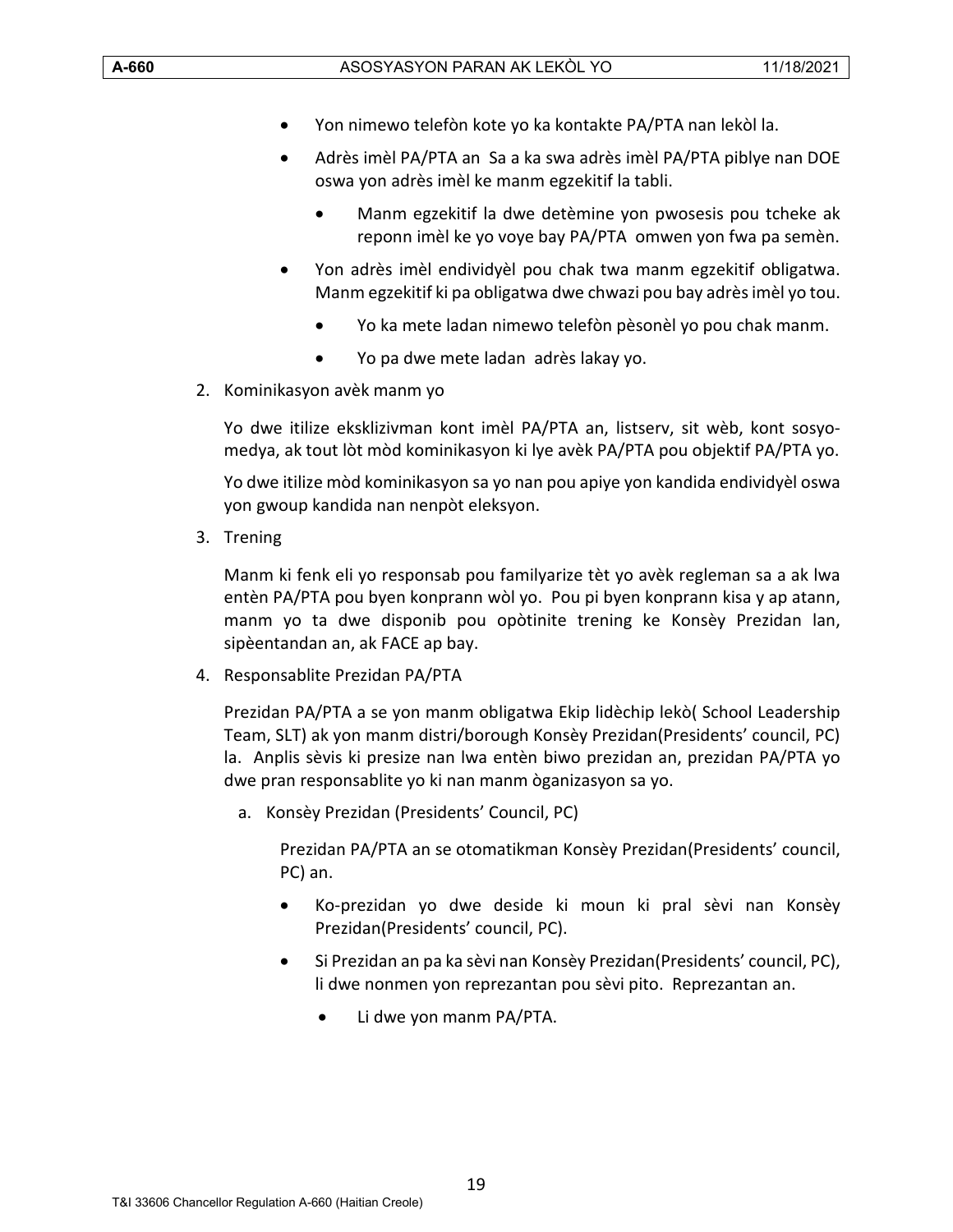- Yon nimewo telefòn kote yo ka kontakte PA/PTA nan lekòl la.
- Adrès imèl PA/PTA an  Sa a ka swa adrès imèl PA/PTA piblye nan DOE oswa yon adrès imèl ke manm egzekitif la tabli.
    - Manm egzekitif la dwe detèmine yon pwosesis pou tcheke ak reponn imèl ke yo voye bay PA/PTA  omwen yon fwa pa semèn.
- Yon adrès imèl endividyèl pou chak twa manm egzekitif obligatwa. Manm egzekitif ki pa obligatwa dwe chwazi pou bay adrès imèl yo tou.
    - Yo ka mete ladan nimewo telefòn pèsonèl yo pou chak manm.
    - Yo pa dwe mete ladan  adrès lakay yo.

2. Kominikasyon avèk manm yo

   Yo dwe itilize eksklizivman kont imèl PA/PTA an, listserv, sit wèb, kont sosyo-medya, ak tout lòt mòd kominikasyon ki lye avèk PA/PTA pou objektif PA/PTA yo.

   Yo dwe itilize mòd kominikasyon sa yo nan pou apiye yon kandida endividyèl oswa yon gwoup kandida nan nenpòt eleksyon.

3. Trening

   Manm ki fenk eli yo responsab pou familyarize tèt yo avèk regleman sa a ak lwa entèn PA/PTA pou byen konprann wòl yo.  Pou pi byen konprann kisa y ap atann, manm yo ta dwe disponib pou opòtinite trening ke Konsèy Prezidan lan, sipèentandan an, ak FACE ap bay.

4. Responsablite Prezidan PA/PTA

   Prezidan PA/PTA a se yon manm obligatwa Ekip lidèchip lekò( School Leadership Team, SLT) ak yon manm distri/borough Konsèy Prezidan(Presidents' council, PC) la.  Anplis sèvis ki presize nan lwa entèn biwo prezidan an, prezidan PA/PTA yo dwe pran responsablite yo ki nan manm òganizasyon sa yo.

   a. Konsèy Prezidan (Presidents' Council, PC)

      Prezidan PA/PTA an se otomatikman Konsèy Prezidan(Presidents' council, PC) an.

      - Ko-prezidan yo dwe deside ki moun ki pral sèvi nan Konsèy Prezidan(Presidents' council, PC).
      - Si Prezidan an pa ka sèvi nan Konsèy Prezidan(Presidents' council, PC), li dwe nonmen yon reprezantan pou sèvi pito.  Reprezantan an.
          - Li dwe yon manm PA/PTA.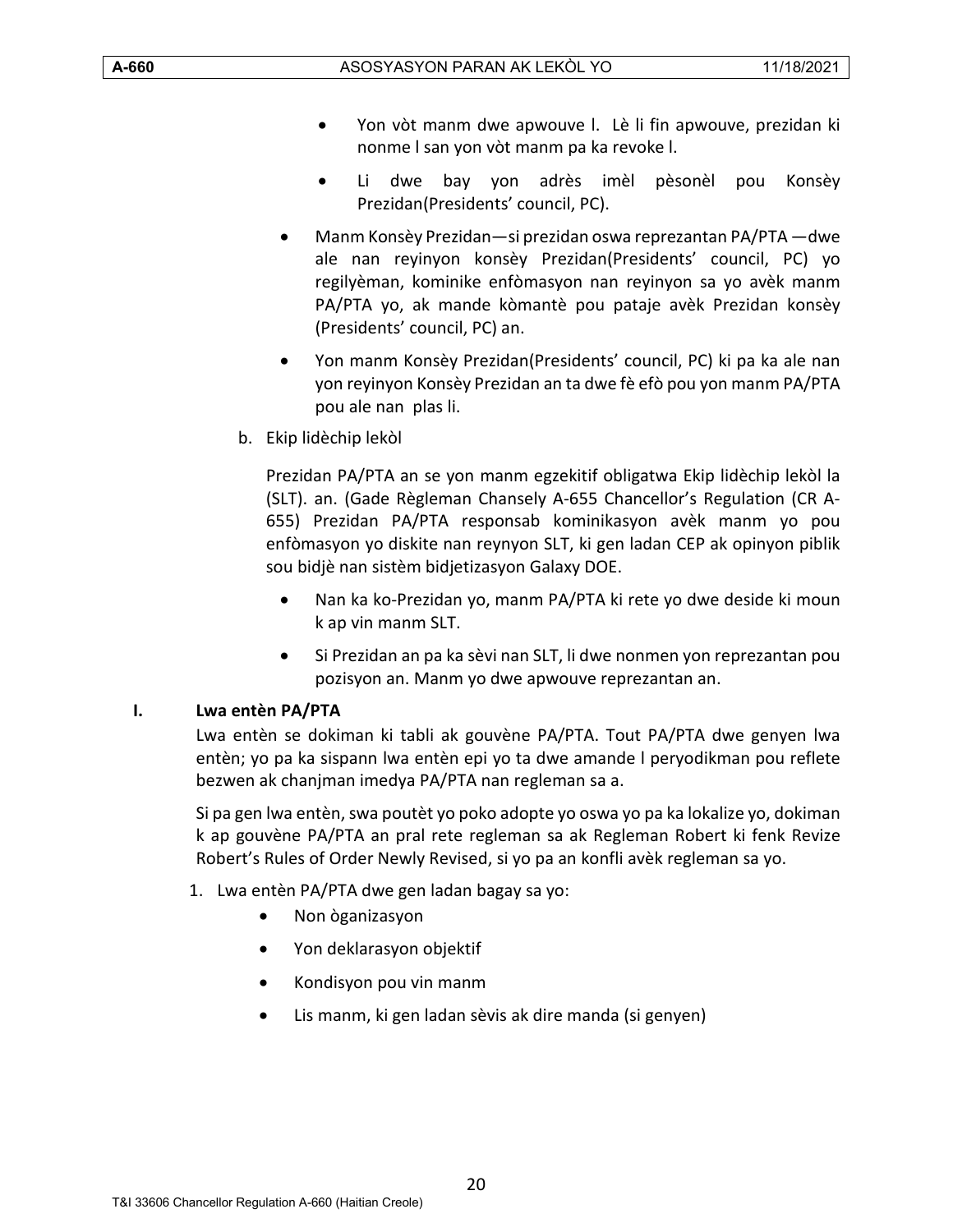- Yon vòt manm dwe apwouve l. Lè li fin apwouve, prezidan ki nonme l san yon vòt manm pa ka revoke l.
- Li dwe bay yon adrès imèl pèsonèl pou Konsèy Prezidan(Presidents' council, PC).

- Manm Konsèy Prezidan—si prezidan oswa reprezantan PA/PTA —dwe ale nan reyinyon konsèy Prezidan(Presidents' council, PC) yo regilyèman, kominike enfòmasyon nan reyinyon sa yo avèk manm PA/PTA yo, ak mande kòmantè pou pataje avèk Prezidan konsèy (Presidents' council, PC) an.
- Yon manm Konsèy Prezidan(Presidents' council, PC) ki pa ka ale nan yon reyinyon Konsèy Prezidan an ta dwe fè efò pou yon manm PA/PTA pou ale nan plas li.

b. Ekip lidèchip lekòl

Prezidan PA/PTA an se yon manm egzekitif obligatwa Ekip lidèchip lekòl la (SLT). an. (Gade Règleman Chansely A-655 Chancellor's Regulation (CR A-655) Prezidan PA/PTA responsab kominikasyon avèk manm yo pou enfòmasyon yo diskite nan reynyon SLT, ki gen ladan CEP ak opinyon piblik sou bidjè nan sistèm bidjetizasyon Galaxy DOE.

- Nan ka ko-Prezidan yo, manm PA/PTA ki rete yo dwe deside ki moun k ap vin manm SLT.
- Si Prezidan an pa ka sèvi nan SLT, li dwe nonmen yon reprezantan pou pozisyon an. Manm yo dwe apwouve reprezantan an.

## I. Lwa entèn PA/PTA

Lwa entèn se dokiman ki tabli ak gouvène PA/PTA. Tout PA/PTA dwe genyen lwa entèn; yo pa ka sispann lwa entèn epi yo ta dwe amande l peryodikman pou reflete bezwen ak chanjman imedya PA/PTA nan regleman sa a.

Si pa gen lwa entèn, swa poutèt yo poko adopte yo oswa yo pa ka lokalize yo, dokiman k ap gouvène PA/PTA an pral rete regleman sa ak Regleman Robert ki fenk Revize Robert's Rules of Order Newly Revised, si yo pa an konfli avèk regleman sa yo.

1. Lwa entèn PA/PTA dwe gen ladan bagay sa yo:
   - Non òganizasyon
   - Yon deklarasyon objektif
   - Kondisyon pou vin manm
   - Lis manm, ki gen ladan sèvis ak dire manda (si genyen)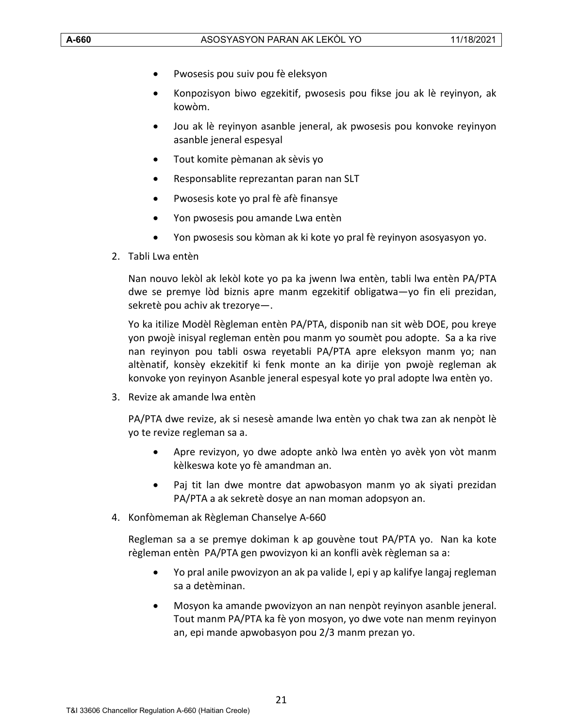- Pwosesis pou suiv pou fè eleksyon
- Konpozisyon biwo egzekitif, pwosesis pou fikse jou ak lè reyinyon, ak kowòm.
- Jou ak lè reyinyon asanble jeneral, ak pwosesis pou konvoke reyinyon asanble jeneral espesyal
- Tout komite pèmanan ak sèvis yo
- Responsablite reprezantan paran nan SLT
- Pwosesis kote yo pral fè afè finansye
- Yon pwosesis pou amande Lwa entèn
- Yon pwosesis sou kòman ak ki kote yo pral fè reyinyon asosyasyon yo.

2. Tabli Lwa entèn

   Nan nouvo lekòl ak lekòl kote yo pa ka jwenn lwa entèn, tabli lwa entèn PA/PTA dwe se premye lòd biznis apre manm egzekitif obligatwa—yo fin eli prezidan, sekretè pou achiv ak trezorye—.

   Yo ka itilize Modèl Règleman entèn PA/PTA, disponib nan sit wèb DOE, pou kreye yon pwojè inisyal regleman entèn pou manm yo soumèt pou adopte. Sa a ka rive nan reyinyon pou tabli oswa reyetabli PA/PTA apre eleksyon manm yo; nan altènatif, konsèy ekzekitif ki fenk monte an ka dirije yon pwojè regleman ak konvoke yon reyinyon Asanble jeneral espesyal kote yo pral adopte lwa entèn yo.

3. Revize ak amande lwa entèn

   PA/PTA dwe revize, ak si nesesè amande lwa entèn yo chak twa zan ak nenpòt lè yo te revize regleman sa a.

   - Apre revizyon, yo dwe adopte ankò lwa entèn yo avèk yon vòt manm kèlkeswa kote yo fè amandman an.
   - Paj tit lan dwe montre dat apwobasyon manm yo ak siyati prezidan PA/PTA a ak sekretè dosye an nan moman adopsyon an.

4. Konfòmeman ak Règleman Chanselye A-660

   Regleman sa a se premye dokiman k ap gouvène tout PA/PTA yo. Nan ka kote règleman entèn PA/PTA gen pwovizyon ki an konfli avèk règleman sa a:

   - Yo pral anile pwovizyon an ak pa valide l, epi y ap kalifye langaj regleman sa a detèminan.
   - Mosyon ka amande pwovizyon an nan nenpòt reyinyon asanble jeneral. Tout manm PA/PTA ka fè yon mosyon, yo dwe vote nan menm reyinyon an, epi mande apwobasyon pou 2/3 manm prezan yo.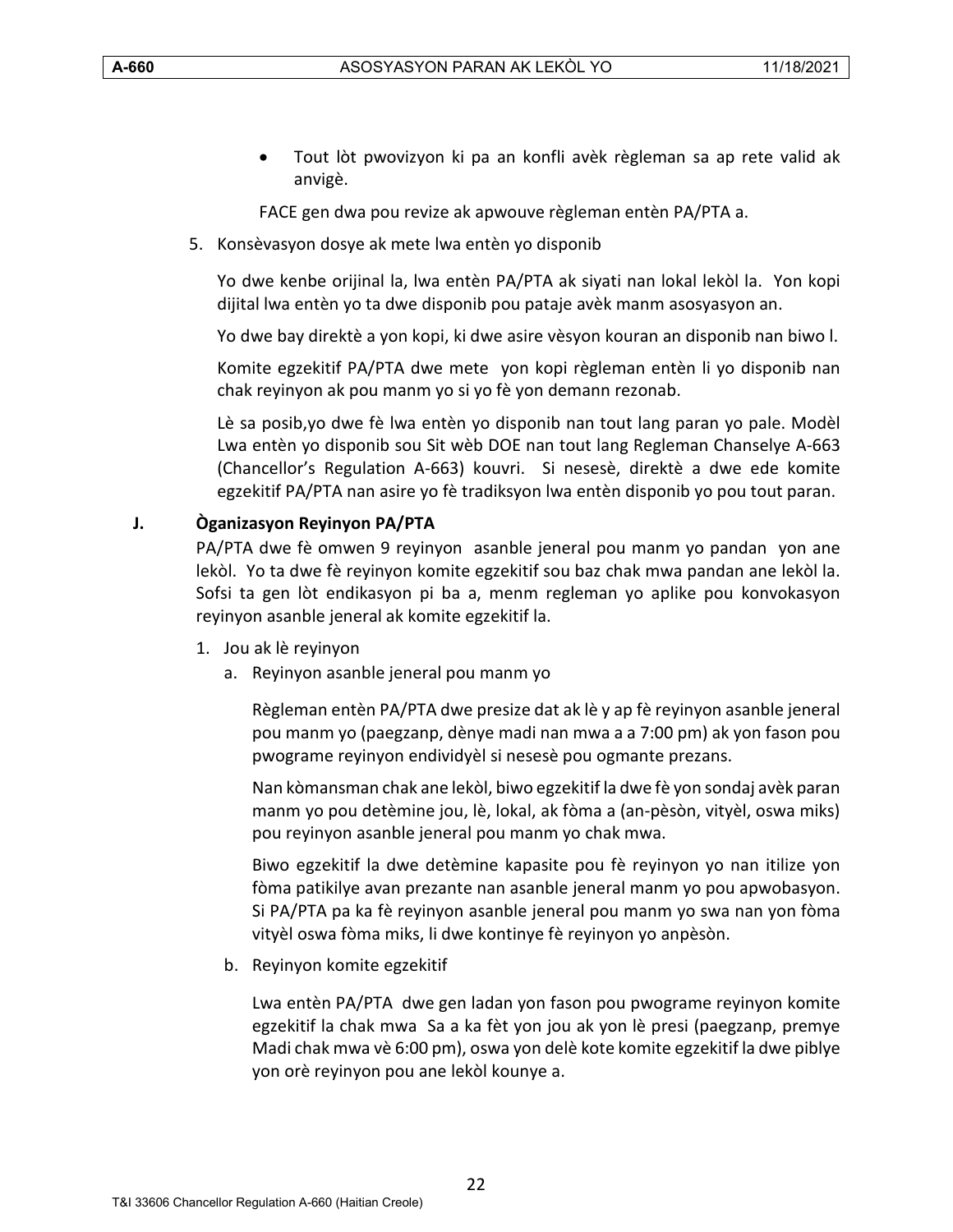- Tout lòt pwovizyon ki pa an konfli avèk règleman sa ap rete valid ak anvigè.

  FACE gen dwa pou revize ak apwouve règleman entèn PA/PTA a.

5. Konsèvasyon dosye ak mete lwa entèn yo disponib

   Yo dwe kenbe orijinal la, lwa entèn PA/PTA ak siyati nan lokal lekòl la. Yon kopi dijital lwa entèn yo ta dwe disponib pou pataje avèk manm asosyasyon an.

   Yo dwe bay direktè a yon kopi, ki dwe asire vèsyon kouran an disponib nan biwo l.

   Komite egzekitif PA/PTA dwe mete yon kopi règleman entèn li yo disponib nan chak reyinyon ak pou manm yo si yo fè yon demann rezonab.

   Lè sa posib,yo dwe fè lwa entèn yo disponib nan tout lang paran yo pale. Modèl Lwa entèn yo disponib sou Sit wèb DOE nan tout lang Regleman Chanselye A-663 (Chancellor's Regulation A-663) kouvri. Si nesesè, direktè a dwe ede komite egzekitif PA/PTA nan asire yo fè tradiksyon lwa entèn disponib yo pou tout paran.

**J. Òganizasyon Reyinyon PA/PTA**

PA/PTA dwe fè omwen 9 reyinyon asanble jeneral pou manm yo pandan yon ane lekòl. Yo ta dwe fè reyinyon komite egzekitif sou baz chak mwa pandan ane lekòl la. Sofsi ta gen lòt endikasyon pi ba a, menm regleman yo aplike pou konvokasyon reyinyon asanble jeneral ak komite egzekitif la.

1. Jou ak lè reyinyon
   a. Reyinyon asanble jeneral pou manm yo

      Règleman entèn PA/PTA dwe presize dat ak lè y ap fè reyinyon asanble jeneral pou manm yo (paegzanp, dènye madi nan mwa a a 7:00 pm) ak yon fason pou pwograme reyinyon endividyèl si nesesè pou ogmante prezans.

      Nan kòmansman chak ane lekòl, biwo egzekitif la dwe fè yon sondaj avèk paran manm yo pou detèmine jou, lè, lokal, ak fòma a (an-pèsòn, vityèl, oswa miks) pou reyinyon asanble jeneral pou manm yo chak mwa.

      Biwo egzekitif la dwe detèmine kapasite pou fè reyinyon yo nan itilize yon fòma patikilye avan prezante nan asanble jeneral manm yo pou apwobasyon. Si PA/PTA pa ka fè reyinyon asanble jeneral pou manm yo swa nan yon fòma vityèl oswa fòma miks, li dwe kontinye fè reyinyon yo anpèsòn.

   b. Reyinyon komite egzekitif

      Lwa entèn PA/PTA dwe gen ladan yon fason pou pwograme reyinyon komite egzekitif la chak mwa Sa a ka fèt yon jou ak yon lè presi (paegzanp, premye Madi chak mwa vè 6:00 pm), oswa yon delè kote komite egzekitif la dwe piblye yon orè reyinyon pou ane lekòl kounye a.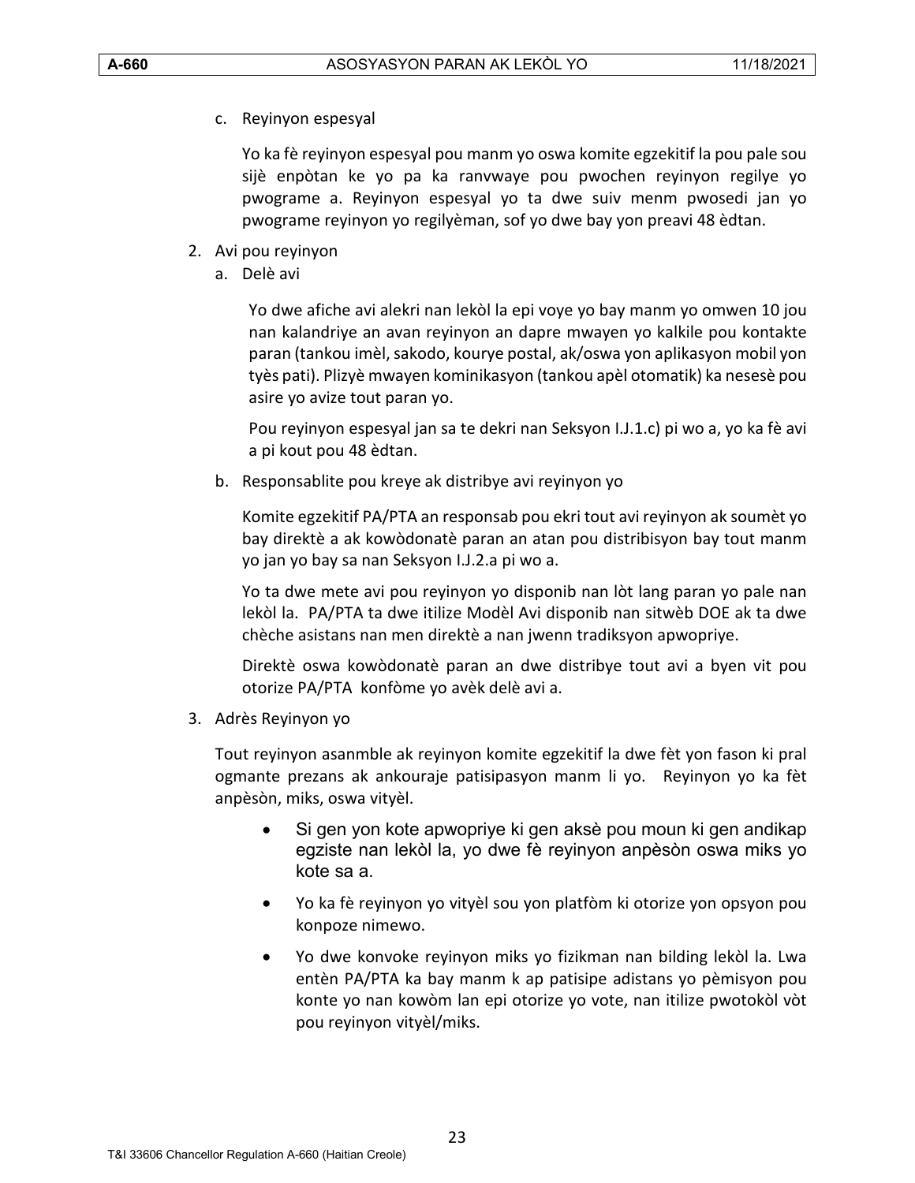c. Reyinyon espesyal

   Yo ka fè reyinyon espesyal pou manm yo oswa komite egzekitif la pou pale sou sijè enpòtan ke yo pa ka ranvwaye pou pwochen reyinyon regilye yo pwograme a. Reyinyon espesyal yo ta dwe suiv menm pwosedi jan yo pwograme reyinyon yo regilyèman, sof yo dwe bay yon preavi 48 èdtan.

2. Avi pou reyinyon

   a. Delè avi

   Yo dwe afiche avi alekri nan lekòl la epi voye yo bay manm yo omwen 10 jou nan kalandriye an avan reyinyon an dapre mwayen yo kalkile pou kontakte paran (tankou imèl, sakodo, kourye postal, ak/oswa yon aplikasyon mobil yon tyès pati). Plizyè mwayen kominikasyon (tankou apèl otomatik) ka nesesè pou asire yo avize tout paran yo.

   Pou reyinyon espesyal jan sa te dekri nan Seksyon I.J.1.c) pi wo a, yo ka fè avi a pi kout pou 48 èdtan.

   b. Responsablite pou kreye ak distribye avi reyinyon yo

   Komite egzekitif PA/PTA an responsab pou ekri tout avi reyinyon ak soumèt yo bay direktè a ak kowòdonatè paran an atan pou distribisyon bay tout manm yo jan yo bay sa nan Seksyon I.J.2.a pi wo a.

   Yo ta dwe mete avi pou reyinyon yo disponib nan lòt lang paran yo pale nan lekòl la. PA/PTA ta dwe itilize Modèl Avi disponib nan sitwèb DOE ak ta dwe chèche asistans nan men direktè a nan jwenn tradiksyon apwopriye.

   Direktè oswa kowòdonatè paran an dwe distribye tout avi a byen vit pou otorize PA/PTA konfòme yo avèk delè avi a.

3. Adrès Reyinyon yo

   Tout reyinyon asanmble ak reyinyon komite egzekitif la dwe fèt yon fason ki pral ogmante prezans ak ankouraje patisipasyon manm li yo. Reyinyon yo ka fèt anpèsòn, miks, oswa vityèl.

   - Si gen yon kote apwopriye ki gen aksè pou moun ki gen andikap egziste nan lekòl la, yo dwe fè reyinyon anpèsòn oswa miks yo kote sa a.
   - Yo ka fè reyinyon yo vityèl sou yon platfòm ki otorize yon opsyon pou konpoze nimewo.
   - Yo dwe konvoke reyinyon miks yo fizikman nan bilding lekòl la. Lwa entèn PA/PTA ka bay manm k ap patisipe adistans yo pèmisyon pou konte yo nan kowòm lan epi otorize yo vote, nan itilize pwotokòl vòt pou reyinyon vityèl/miks.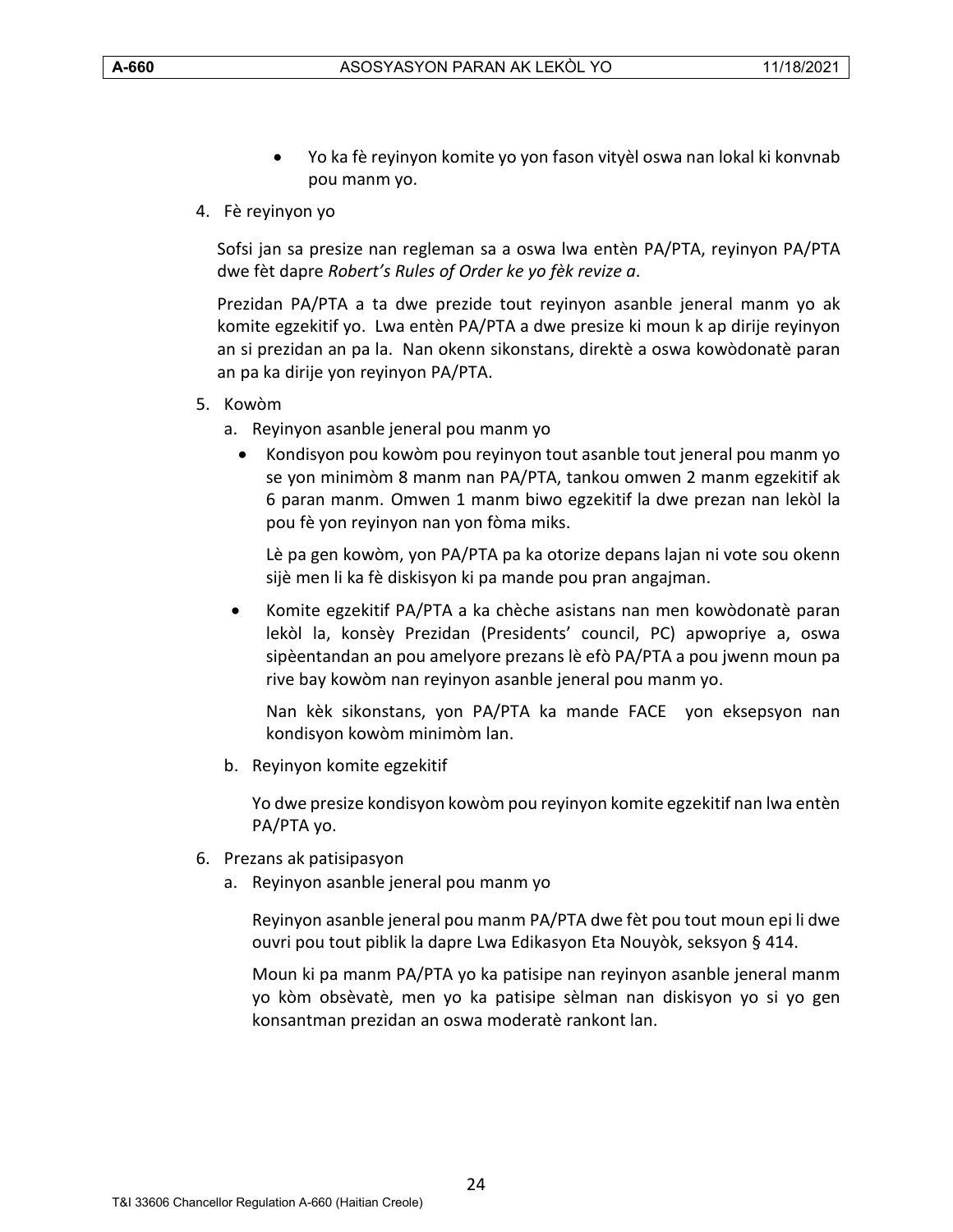- Yo ka fè reyinyon komite yo yon fason vityèl oswa nan lokal ki konvnab pou manm yo.

4. Fè reyinyon yo

   Sofsi jan sa presize nan regleman sa a oswa lwa entèn PA/PTA, reyinyon PA/PTA dwe fèt dapre *Robert's Rules of Order ke yo fèk revize a*.

   Prezidan PA/PTA a ta dwe prezide tout reyinyon asanble jeneral manm yo ak komite egzekitif yo. Lwa entèn PA/PTA a dwe presize ki moun k ap dirije reyinyon an si prezidan an pa la. Nan okenn sikonstans, direktè a oswa kowòdonatè paran an pa ka dirije yon reyinyon PA/PTA.

5. Kowòm
   a. Reyinyon asanble jeneral pou manm yo
      - Kondisyon pou kowòm pou reyinyon tout asanble tout jeneral pou manm yo se yon minimòm 8 manm nan PA/PTA, tankou omwen 2 manm egzekitif ak 6 paran manm. Omwen 1 manm biwo egzekitif la dwe prezan nan lekòl la pou fè yon reyinyon nan yon fòma miks.

        Lè pa gen kowòm, yon PA/PTA pa ka otorize depans lajan ni vote sou okenn sijè men li ka fè diskisyon ki pa mande pou pran angajman.

      - Komite egzekitif PA/PTA a ka chèche asistans nan men kowòdonatè paran lekòl la, konsèy Prezidan (Presidents' council, PC) apwopriye a, oswa sipèentandan an pou amelyore prezans lè efò PA/PTA a pou jwenn moun pa rive bay kowòm nan reyinyon asanble jeneral pou manm yo.

        Nan kèk sikonstans, yon PA/PTA ka mande FACE yon eksepsyon nan kondisyon kowòm minimòm lan.

   b. Reyinyon komite egzekitif

      Yo dwe presize kondisyon kowòm pou reyinyon komite egzekitif nan lwa entèn PA/PTA yo.

6. Prezans ak patisipasyon
   a. Reyinyon asanble jeneral pou manm yo

      Reyinyon asanble jeneral pou manm PA/PTA dwe fèt pou tout moun epi li dwe ouvri pou tout piblik la dapre Lwa Edikasyon Eta Nouyòk, seksyon § 414.

      Moun ki pa manm PA/PTA yo ka patisipe nan reyinyon asanble jeneral manm yo kòm obsèvatè, men yo ka patisipe sèlman nan diskisyon yo si yo gen konsantman prezidan an oswa moderatè rankont lan.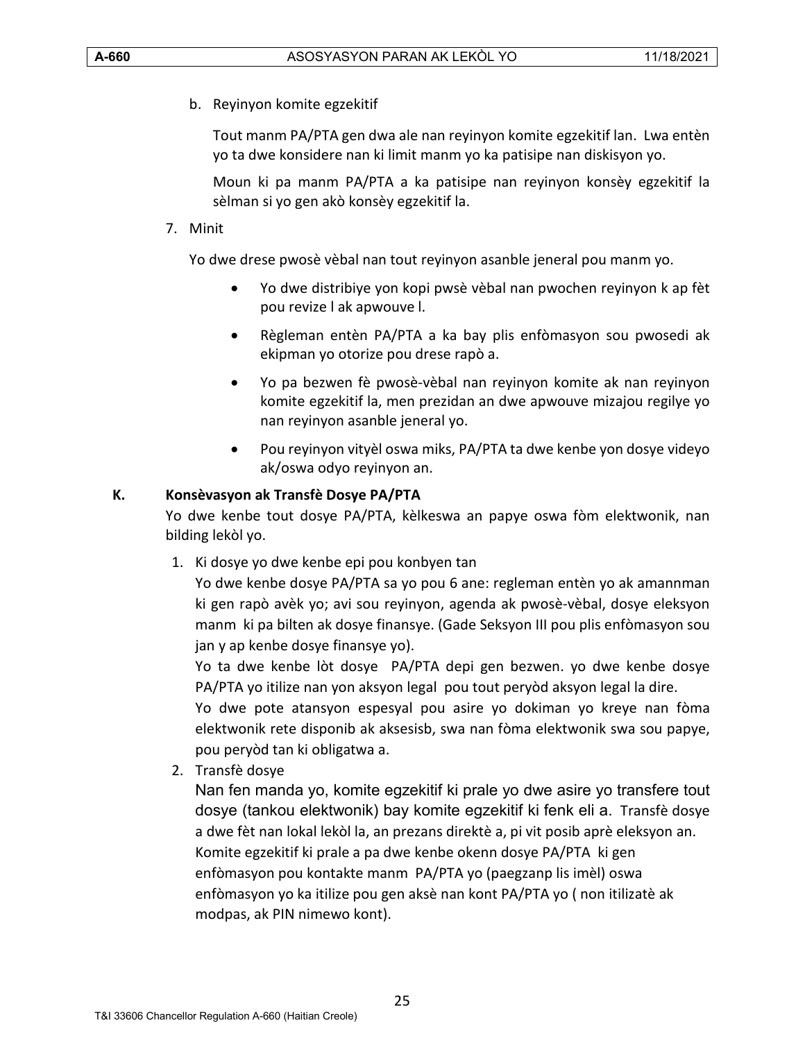b. Reyinyon komite egzekitif

Tout manm PA/PTA gen dwa ale nan reyinyon komite egzekitif lan. Lwa entèn yo ta dwe konsidere nan ki limit manm yo ka patisipe nan diskisyon yo.

Moun ki pa manm PA/PTA a ka patisipe nan reyinyon konsèy egzekitif la sèlman si yo gen akò konsèy egzekitif la.

7. Minit

Yo dwe drese pwosè vèbal nan tout reyinyon asanble jeneral pou manm yo.

- Yo dwe distribiye yon kopi pwsè vèbal nan pwochen reyinyon k ap fèt pou revize l ak apwouve l.
- Règleman entèn PA/PTA a ka bay plis enfòmasyon sou pwosedi ak ekipman yo otorize pou drese rapò a.
- Yo pa bezwen fè pwosè-vèbal nan reyinyon komite ak nan reyinyon komite egzekitif la, men prezidan an dwe apwouve mizajou regilye yo nan reyinyon asanble jeneral yo.
- Pou reyinyon vityèl oswa miks, PA/PTA ta dwe kenbe yon dosye videyo ak/oswa odyo reyinyon an.

**K. Konsèvasyon ak Transfè Dosye PA/PTA**

Yo dwe kenbe tout dosye PA/PTA, kèlkeswa an papye oswa fòm elektwonik, nan bilding lekòl yo.

1. Ki dosye yo dwe kenbe epi pou konbyen tan

   Yo dwe kenbe dosye PA/PTA sa yo pou 6 ane: regleman entèn yo ak amannman ki gen rapò avèk yo; avi sou reyinyon, agenda ak pwosè-vèbal, dosye eleksyon manm ki pa bilten ak dosye finansye. (Gade Seksyon III pou plis enfòmasyon sou jan y ap kenbe dosye finansye yo).

   Yo ta dwe kenbe lòt dosye PA/PTA depi gen bezwen. yo dwe kenbe dosye PA/PTA yo itilize nan yon aksyon legal pou tout peryòd aksyon legal la dire.

   Yo dwe pote atansyon espesyal pou asire yo dokiman yo kreye nan fòma elektwonik rete disponib ak aksesisb, swa nan fòma elektwonik swa sou papye, pou peryòd tan ki obligatwa a.

2. Transfè dosye

   Nan fen manda yo, komite egzekitif ki prale yo dwe asire yo transfere tout dosye (tankou elektwonik) bay komite egzekitif ki fenk eli a. Transfè dosye a dwe fèt nan lokal lekòl la, an prezans direktè a, pi vit posib aprè eleksyon an. Komite egzekitif ki prale a pa dwe kenbe okenn dosye PA/PTA ki gen enfòmasyon pou kontakte manm PA/PTA yo (paegzanp lis imèl) oswa enfòmasyon yo ka itilize pou gen aksè nan kont PA/PTA yo ( non itilizatè ak modpas, ak PIN nimewo kont).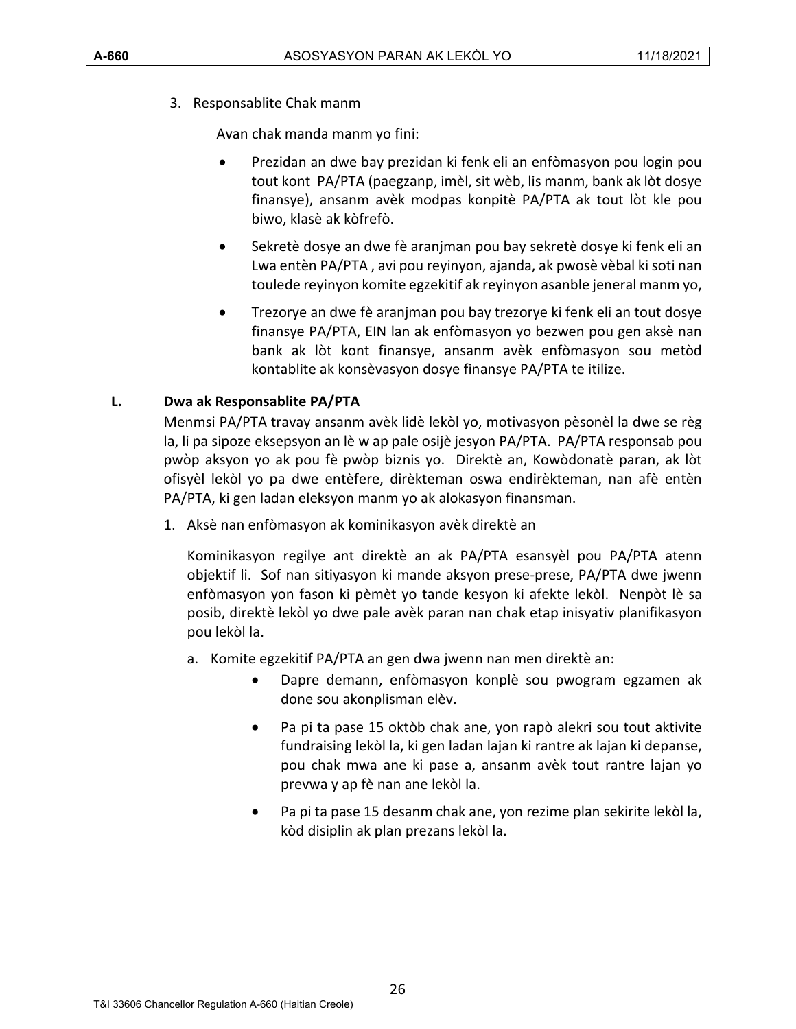3. Responsablite Chak manm

    Avan chak manda manm yo fini:

    - Prezidan an dwe bay prezidan ki fenk eli an enfòmasyon pou login pou tout kont PA/PTA (paegzanp, imèl, sit wèb, lis manm, bank ak lòt dosye finansye), ansanm avèk modpas konpitè PA/PTA ak tout lòt kle pou biwo, klasè ak kòfrefò.
    - Sekretè dosye an dwe fè aranjman pou bay sekretè dosye ki fenk eli an Lwa entèn PA/PTA , avi pou reyinyon, ajanda, ak pwosè vèbal ki soti nan toulede reyinyon komite egzekitif ak reyinyon asanble jeneral manm yo,
    - Trezorye an dwe fè aranjman pou bay trezorye ki fenk eli an tout dosye finansye PA/PTA, EIN lan ak enfòmasyon yo bezwen pou gen aksè nan bank ak lòt kont finansye, ansanm avèk enfòmasyon sou metòd kontablite ak konsèvasyon dosye finansye PA/PTA te itilize.

## L. Dwa ak Responsablite PA/PTA

Menmsi PA/PTA travay ansanm avèk lidè lekòl yo, motivasyon pèsonèl la dwe se règ la, li pa sipoze eksepsyon an lè w ap pale osijè jesyon PA/PTA. PA/PTA responsab pou pwòp aksyon yo ak pou fè pwòp biznis yo. Direktè an, Kowòdonatè paran, ak lòt ofisyèl lekòl yo pa dwe entèfere, dirèkteman oswa endirèkteman, nan afè entèn PA/PTA, ki gen ladan eleksyon manm yo ak alokasyon finansman.

1. Aksè nan enfòmasyon ak kominikasyon avèk direktè an

    Kominikasyon regilye ant direktè an ak PA/PTA esansyèl pou PA/PTA atenn objektif li. Sof nan sitiyasyon ki mande aksyon prese-prese, PA/PTA dwe jwenn enfòmasyon yon fason ki pèmèt yo tande kesyon ki afekte lekòl. Nenpòt lè sa posib, direktè lekòl yo dwe pale avèk paran nan chak etap inisyativ planifikasyon pou lekòl la.

    a. Komite egzekitif PA/PTA an gen dwa jwenn nan men direktè an:

    - Dapre demann, enfòmasyon konplè sou pwogram egzamen ak done sou akonplisman elèv.
    - Pa pi ta pase 15 oktòb chak ane, yon rapò alekri sou tout aktivite fundraising lekòl la, ki gen ladan lajan ki rantre ak lajan ki depanse, pou chak mwa ane ki pase a, ansanm avèk tout rantre lajan yo prevwa y ap fè nan ane lekòl la.
    - Pa pi ta pase 15 desanm chak ane, yon rezime plan sekirite lekòl la, kòd disiplin ak plan prezans lekòl la.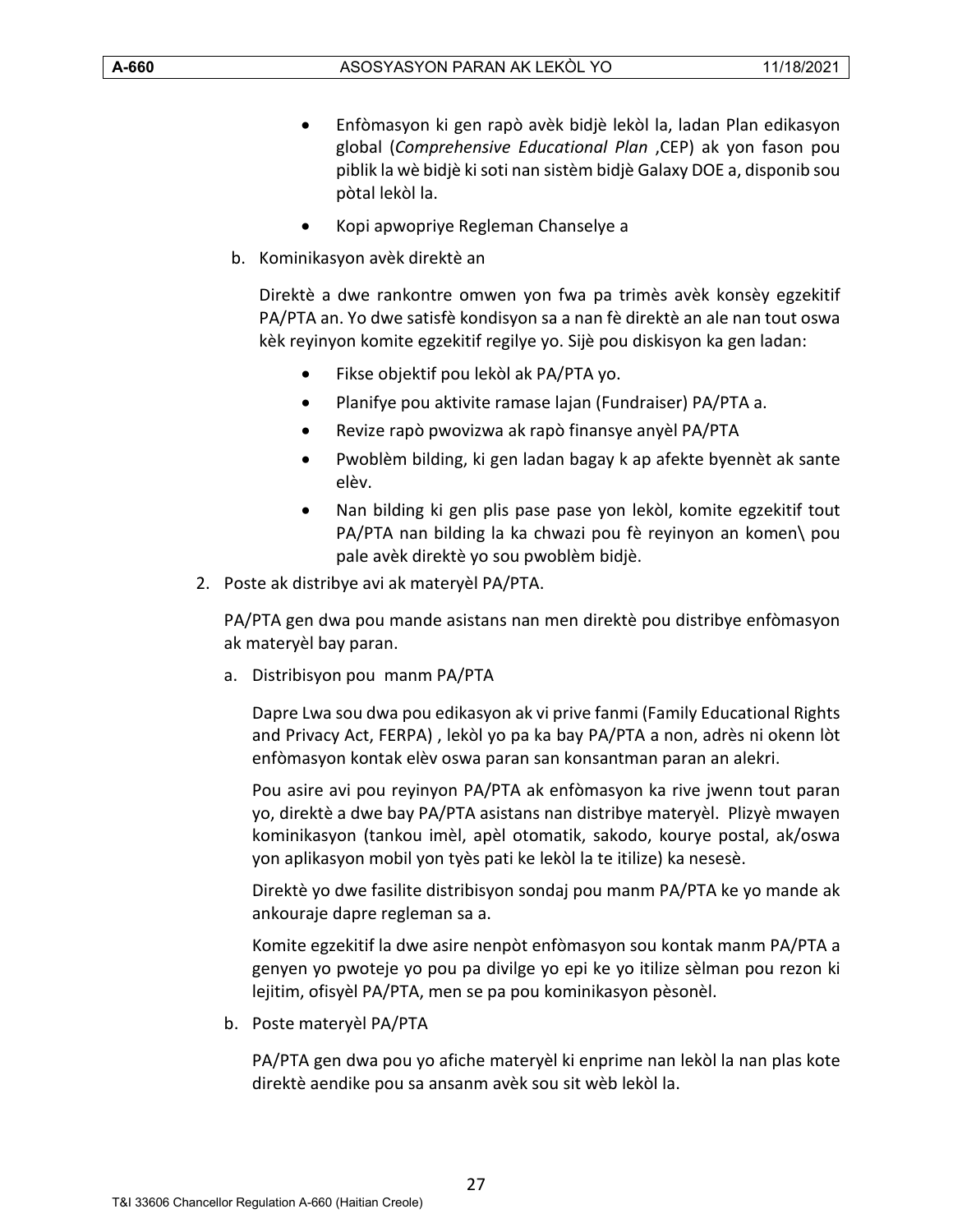- Enfòmasyon ki gen rapò avèk bidjè lekòl la, ladan Plan edikasyon global (*Comprehensive Educational Plan* ,CEP) ak yon fason pou piblik la wè bidjè ki soti nan sistèm bidjè Galaxy DOE a, disponib sou pòtal lekòl la.
- Kopi apwopriye Regleman Chanselye a

b. Kominikasyon avèk direktè an

Direktè a dwe rankontre omwen yon fwa pa trimès avèk konsèy egzekitif PA/PTA an. Yo dwe satisfè kondisyon sa a nan fè direktè an ale nan tout oswa kèk reyinyon komite egzekitif regilye yo. Sijè pou diskisyon ka gen ladan:

- Fikse objektif pou lekòl ak PA/PTA yo.
- Planifye pou aktivite ramase lajan (Fundraiser) PA/PTA a.
- Revize rapò pwovizwa ak rapò finansye anyèl PA/PTA
- Pwoblèm bilding, ki gen ladan bagay k ap afekte byennèt ak sante elèv.
- Nan bilding ki gen plis pase pase yon lekòl, komite egzekitif tout PA/PTA nan bilding la ka chwazi pou fè reyinyon an komen\ pou pale avèk direktè yo sou pwoblèm bidjè.

2. Poste ak distribye avi ak materyèl PA/PTA.

PA/PTA gen dwa pou mande asistans nan men direktè pou distribye enfòmasyon ak materyèl bay paran.

a. Distribisyon pou manm PA/PTA

Dapre Lwa sou dwa pou edikasyon ak vi prive fanmi (Family Educational Rights and Privacy Act, FERPA) , lekòl yo pa ka bay PA/PTA a non, adrès ni okenn lòt enfòmasyon kontak elèv oswa paran san konsantman paran an alekri.

Pou asire avi pou reyinyon PA/PTA ak enfòmasyon ka rive jwenn tout paran yo, direktè a dwe bay PA/PTA asistans nan distribye materyèl. Plizyè mwayen kominikasyon (tankou imèl, apèl otomatik, sakodo, kourye postal, ak/oswa yon aplikasyon mobil yon tyès pati ke lekòl la te itilize) ka nesesè.

Direktè yo dwe fasilite distribisyon sondaj pou manm PA/PTA ke yo mande ak ankouraje dapre regleman sa a.

Komite egzekitif la dwe asire nenpòt enfòmasyon sou kontak manm PA/PTA a genyen yo pwoteje yo pou pa divilge yo epi ke yo itilize sèlman pou rezon ki lejitim, ofisyèl PA/PTA, men se pa pou kominikasyon pèsonèl.

b. Poste materyèl PA/PTA

PA/PTA gen dwa pou yo afiche materyèl ki enprime nan lekòl la nan plas kote direktè aendike pou sa ansanm avèk sou sit wèb lekòl la.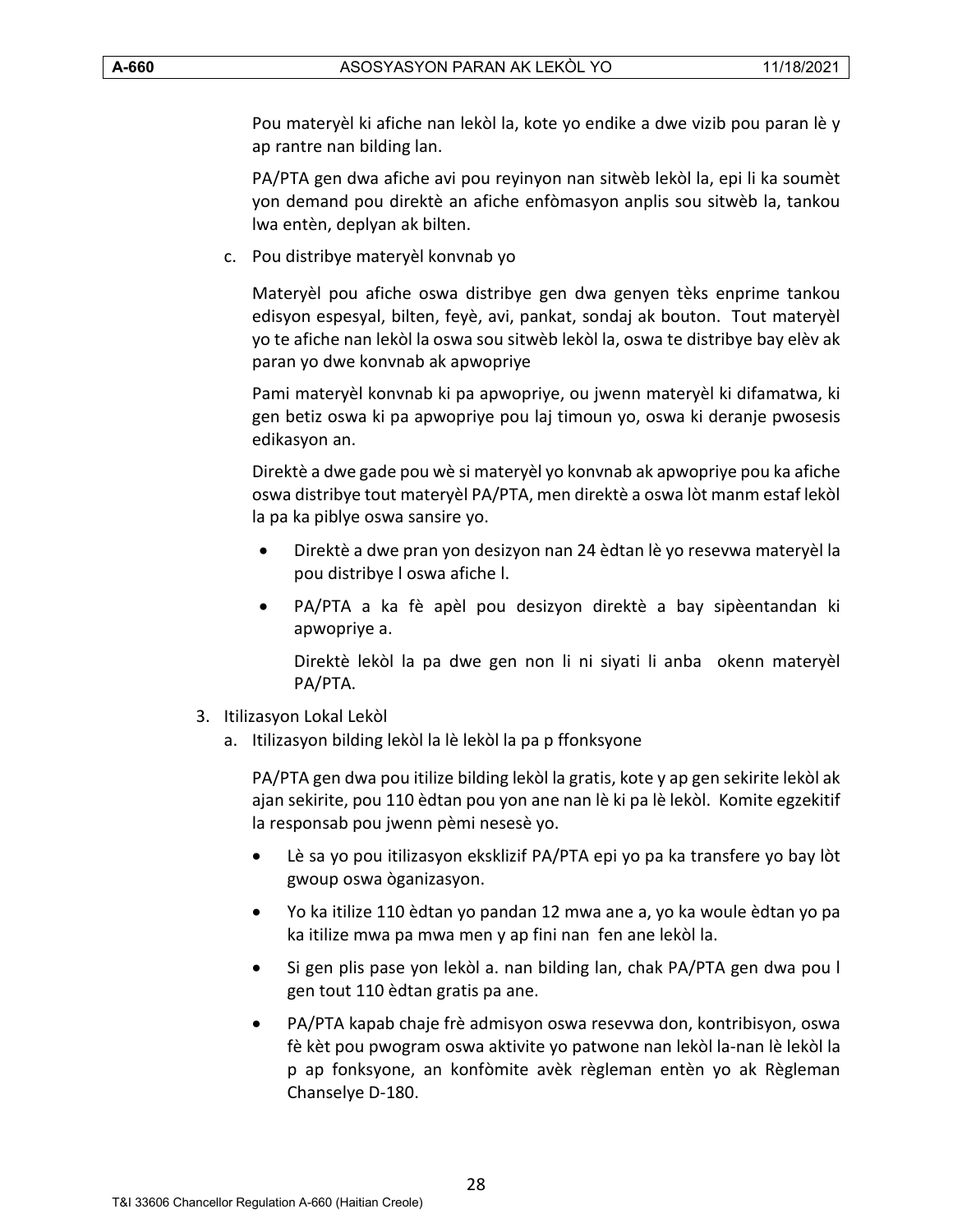Pou materyèl ki afiche nan lekòl la, kote yo endike a dwe vizib pou paran lè y ap rantre nan bilding lan.

PA/PTA gen dwa afiche avi pou reyinyon nan sitwèb lekòl la, epi li ka soumèt yon demand pou direktè an afiche enfòmasyon anplis sou sitwèb la, tankou lwa entèn, deplyan ak bilten.

c. Pou distribye materyèl konvnab yo

Materyèl pou afiche oswa distribye gen dwa genyen tèks enprime tankou edisyon espesyal, bilten, feyè, avi, pankat, sondaj ak bouton. Tout materyèl yo te afiche nan lekòl la oswa sou sitwèb lekòl la, oswa te distribye bay elèv ak paran yo dwe konvnab ak apwopriye

Pami materyèl konvnab ki pa apwopriye, ou jwenn materyèl ki difamatwa, ki gen betiz oswa ki pa apwopriye pou laj timoun yo, oswa ki deranje pwosesis edikasyon an.

Direktè a dwe gade pou wè si materyèl yo konvnab ak apwopriye pou ka afiche oswa distribye tout materyèl PA/PTA, men direktè a oswa lòt manm estaf lekòl la pa ka piblye oswa sansire yo.

- Direktè a dwe pran yon desizyon nan 24 èdtan lè yo resevwa materyèl la pou distribye l oswa afiche l.
- PA/PTA a ka fè apèl pou desizyon direktè a bay sipèentandan ki apwopriye a.

  Direktè lekòl la pa dwe gen non li ni siyati li anba okenn materyèl PA/PTA.

3. Itilizasyon Lokal Lekòl
   a. Itilizasyon bilding lekòl la lè lekòl la pa p ffonksyone

   PA/PTA gen dwa pou itilize bilding lekòl la gratis, kote y ap gen sekirite lekòl ak ajan sekirite, pou 110 èdtan pou yon ane nan lè ki pa lè lekòl. Komite egzekitif la responsab pou jwenn pèmi nesesè yo.

   - Lè sa yo pou itilizasyon eksklizif PA/PTA epi yo pa ka transfere yo bay lòt gwoup oswa òganizasyon.
   - Yo ka itilize 110 èdtan yo pandan 12 mwa ane a, yo ka woule èdtan yo pa ka itilize mwa pa mwa men y ap fini nan fen ane lekòl la.
   - Si gen plis pase yon lekòl a. nan bilding lan, chak PA/PTA gen dwa pou l gen tout 110 èdtan gratis pa ane.
   - PA/PTA kapab chaje frè admisyon oswa resevwa don, kontribisyon, oswa fè kèt pou pwogram oswa aktivite yo patwone nan lekòl la-nan lè lekòl la p ap fonksyone, an konfòmite avèk règleman entèn yo ak Règleman Chanselye D-180.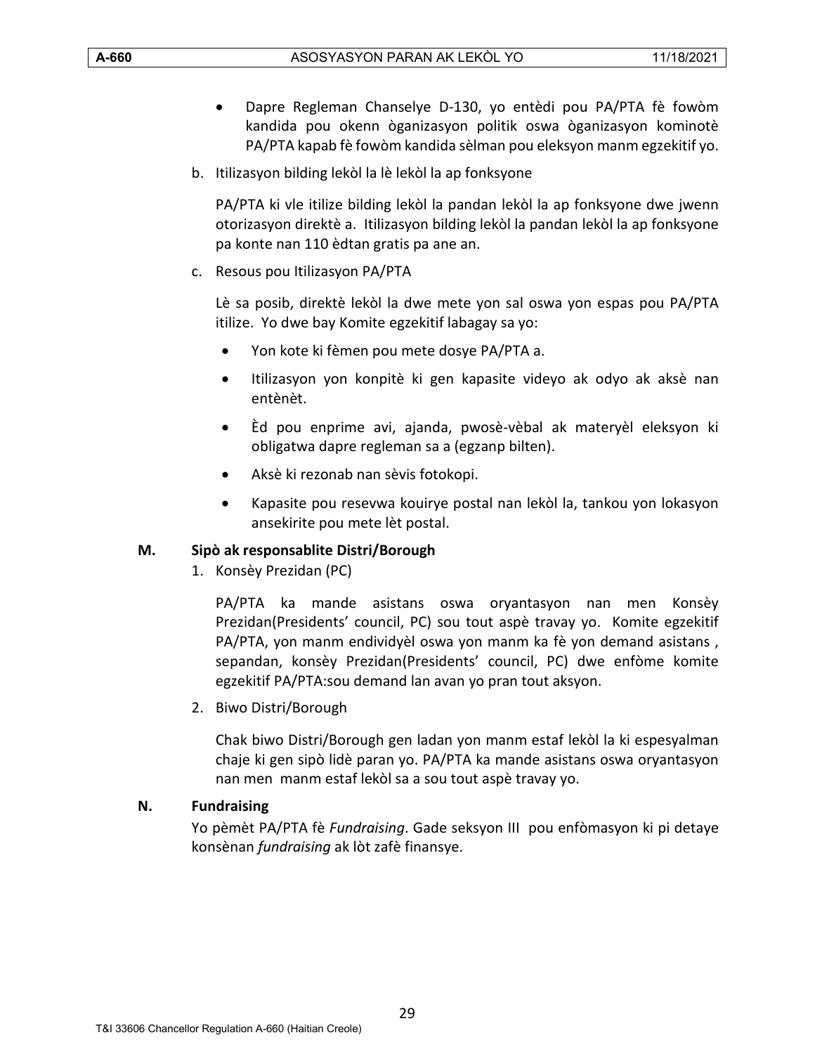- Dapre Regleman Chanselye D-130, yo entèdi pou PA/PTA fè fowòm kandida pou okenn òganizasyon politik oswa òganizasyon kominotè PA/PTA kapab fè fowòm kandida sèlman pou eleksyon manm egzekitif yo.

b. Itilizasyon bilding lekòl la lè lekòl la ap fonksyone

PA/PTA ki vle itilize bilding lekòl la pandan lekòl la ap fonksyone dwe jwenn otorizasyon direktè a. Itilizasyon bilding lekòl la pandan lekòl la ap fonksyone pa konte nan 110 èdtan gratis pa ane an.

c. Resous pou Itilizasyon PA/PTA

Lè sa posib, direktè lekòl la dwe mete yon sal oswa yon espas pou PA/PTA itilize. Yo dwe bay Komite egzekitif labagay sa yo:

- Yon kote ki fèmen pou mete dosye PA/PTA a.
- Itilizasyon yon konpitè ki gen kapasite videyo ak odyo ak aksè nan entènèt.
- Èd pou enprime avi, ajanda, pwosè-vèbal ak materyèl eleksyon ki obligatwa dapre regleman sa a (egzanp bilten).
- Aksè ki rezonab nan sèvis fotokopi.
- Kapasite pou resevwa kouirye postal nan lekòl la, tankou yon lokasyon ansekirite pou mete lèt postal.

## M. Sipò ak responsablite Distri/Borough

1. Konsèy Prezidan (PC)

PA/PTA ka mande asistans oswa oryantasyon nan men Konsèy Prezidan(Presidents' council, PC) sou tout aspè travay yo. Komite egzekitif PA/PTA, yon manm endividyèl oswa yon manm ka fè yon demand asistans , sepandan, konsèy Prezidan(Presidents' council, PC) dwe enfòme komite egzekitif PA/PTA:sou demand lan avan yo pran tout aksyon.

2. Biwo Distri/Borough

Chak biwo Distri/Borough gen ladan yon manm estaf lekòl la ki espesyalman chaje ki gen sipò lidè paran yo. PA/PTA ka mande asistans oswa oryantasyon nan men manm estaf lekòl sa a sou tout aspè travay yo.

## N. Fundraising

Yo pèmèt PA/PTA fè *Fundraising*. Gade seksyon III pou enfòmasyon ki pi detaye konsènan *fundraising* ak lòt zafè finansye.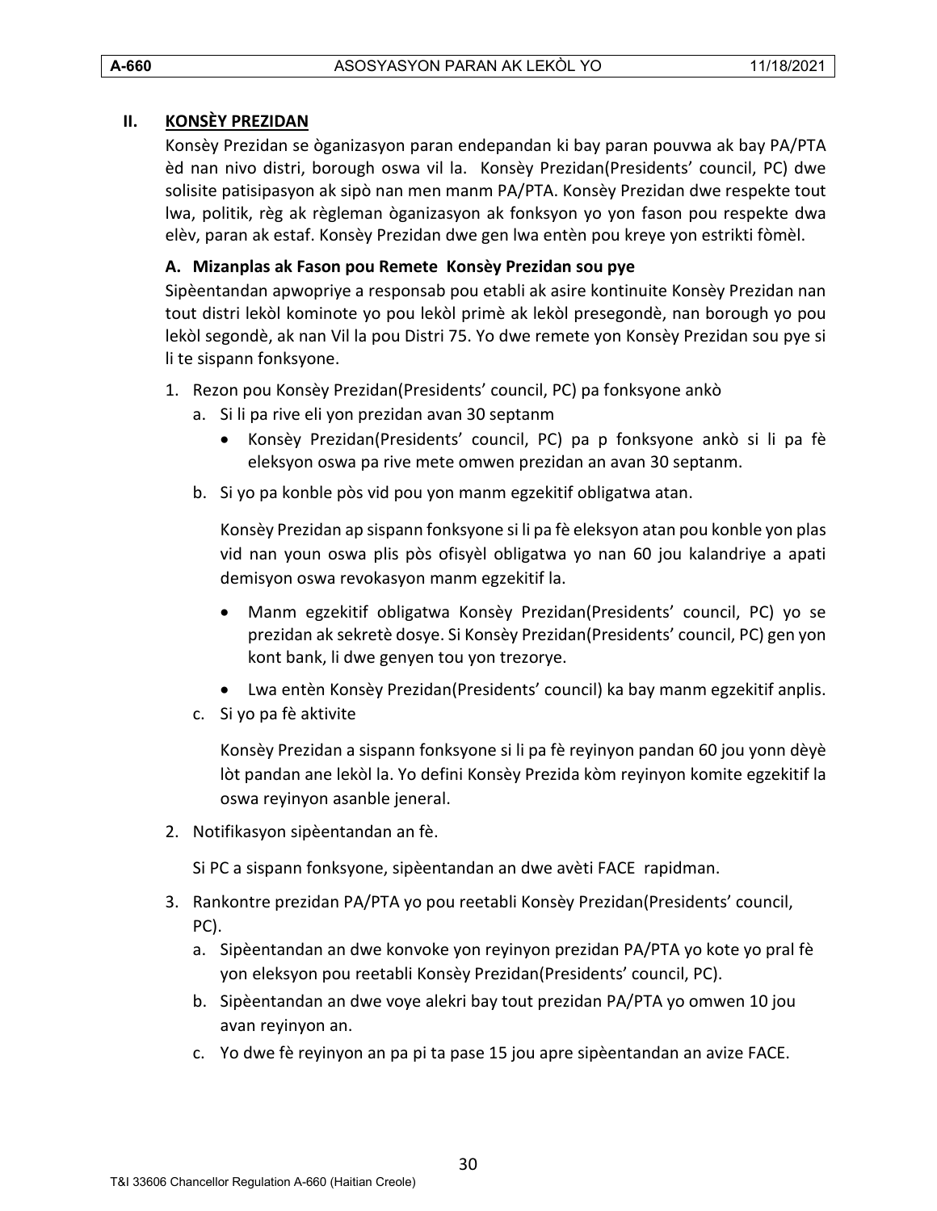## II. KONSÈY PREZIDAN

Konsèy Prezidan se òganizasyon paran endepandan ki bay paran pouvwa ak bay PA/PTA èd nan nivo distri, borough oswa vil la. Konsèy Prezidan(Presidents' council, PC) dwe solisite patisipasyon ak sipò nan men manm PA/PTA. Konsèy Prezidan dwe respekte tout lwa, politik, règ ak règleman òganizasyon ak fonksyon yo yon fason pou respekte dwa elèv, paran ak estaf. Konsèy Prezidan dwe gen lwa entèn pou kreye yon estrikti fòmèl.

### A. Mizanplas ak Fason pou Remete Konsèy Prezidan sou pye

Sipèentandan apwopriye a responsab pou etabli ak asire kontinuite Konsèy Prezidan nan tout distri lekòl kominote yo pou lekòl primè ak lekòl presegondè, nan borough yo pou lekòl segondè, ak nan Vil la pou Distri 75. Yo dwe remete yon Konsèy Prezidan sou pye si li te sispann fonksyone.

1. Rezon pou Konsèy Prezidan(Presidents' council, PC) pa fonksyone ankò
   a. Si li pa rive eli yon prezidan avan 30 septanm
      - Konsèy Prezidan(Presidents' council, PC) pa p fonksyone ankò si li pa fè eleksyon oswa pa rive mete omwen prezidan an avan 30 septanm.

   b. Si yo pa konble pòs vid pou yon manm egzekitif obligatwa atan.

      Konsèy Prezidan ap sispann fonksyone si li pa fè eleksyon atan pou konble yon plas vid nan youn oswa plis pòs ofisyèl obligatwa yo nan 60 jou kalandriye a apati demisyon oswa revokasyon manm egzekitif la.

      - Manm egzekitif obligatwa Konsèy Prezidan(Presidents' council, PC) yo se prezidan ak sekretè dosye. Si Konsèy Prezidan(Presidents' council, PC) gen yon kont bank, li dwe genyen tou yon trezorye.
      - Lwa entèn Konsèy Prezidan(Presidents' council) ka bay manm egzekitif anplis.

   c. Si yo pa fè aktivite

      Konsèy Prezidan a sispann fonksyone si li pa fè reyinyon pandan 60 jou yonn dèyè lòt pandan ane lekòl la. Yo defini Konsèy Prezida kòm reyinyon komite egzekitif la oswa reyinyon asanble jeneral.

2. Notifikasyon sipèentandan an fè.

   Si PC a sispann fonksyone, sipèentandan an dwe avèti FACE rapidman.

3. Rankontre prezidan PA/PTA yo pou reetabli Konsèy Prezidan(Presidents' council, PC).
   a. Sipèentandan an dwe konvoke yon reyinyon prezidan PA/PTA yo kote yo pral fè yon eleksyon pou reetabli Konsèy Prezidan(Presidents' council, PC).
   b. Sipèentandan an dwe voye alekri bay tout prezidan PA/PTA yo omwen 10 jou avan reyinyon an.
   c. Yo dwe fè reyinyon an pa pi ta pase 15 jou apre sipèentandan an avize FACE.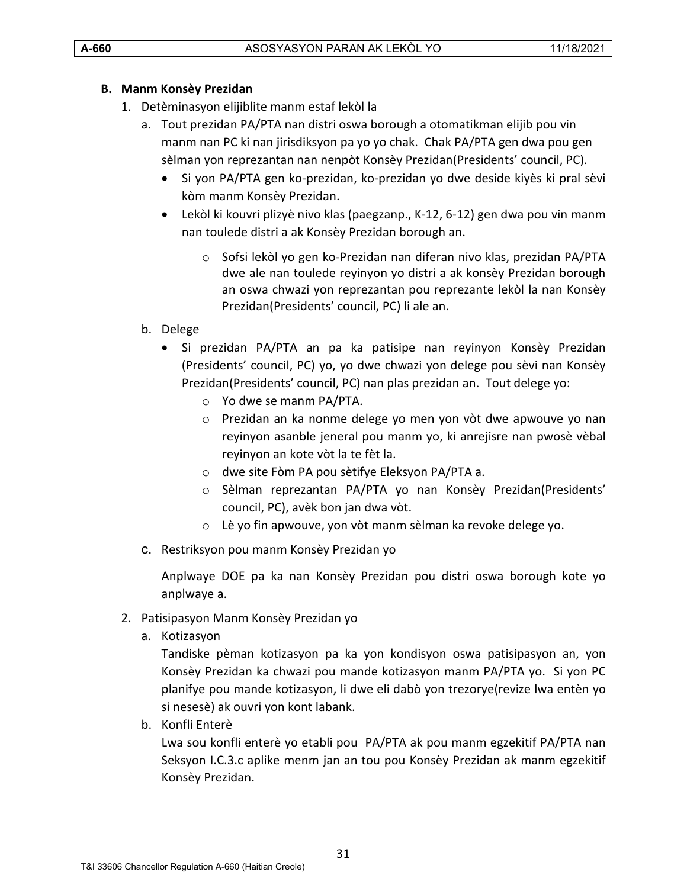### B. Manm Konsèy Prezidan

1. Detèminasyon elijiblite manm estaf lekòl la
   a. Tout prezidan PA/PTA nan distri oswa borough a otomatikman elijib pou vin manm nan PC ki nan jirisdiksyon pa yo yo chak. Chak PA/PTA gen dwa pou gen sèlman yon reprezantan nan nenpòt Konsèy Prezidan(Presidents' council, PC).
      - Si yon PA/PTA gen ko-prezidan, ko-prezidan yo dwe deside kiyès ki pral sèvi kòm manm Konsèy Prezidan.
      - Lekòl ki kouvri plizyè nivo klas (paegzanp., K-12, 6-12) gen dwa pou vin manm nan toulede distri a ak Konsèy Prezidan borough an.
        - Sofsi lekòl yo gen ko-Prezidan nan diferan nivo klas, prezidan PA/PTA dwe ale nan toulede reyinyon yo distri a ak konsèy Prezidan borough an oswa chwazi yon reprezantan pou reprezante lekòl la nan Konsèy Prezidan(Presidents' council, PC) li ale an.

   b. Delege
      - Si prezidan PA/PTA an pa ka patisipe nan reyinyon Konsèy Prezidan (Presidents' council, PC) yo, yo dwe chwazi yon delege pou sèvi nan Konsèy Prezidan(Presidents' council, PC) nan plas prezidan an. Tout delege yo:
        - Yo dwe se manm PA/PTA.
        - Prezidan an ka nonme delege yo men yon vòt dwe apwouve yo nan reyinyon asanble jeneral pou manm yo, ki anrejisre nan pwosè vèbal reyinyon an kote vòt la te fèt la.
        - dwe site Fòm PA pou sètifye Eleksyon PA/PTA a.
        - Sèlman reprezantan PA/PTA yo nan Konsèy Prezidan(Presidents' council, PC), avèk bon jan dwa vòt.
        - Lè yo fin apwouve, yon vòt manm sèlman ka revoke delege yo.

   c. Restriksyon pou manm Konsèy Prezidan yo

      Anplwaye DOE pa ka nan Konsèy Prezidan pou distri oswa borough kote yo anplwaye a.

2. Patisipasyon Manm Konsèy Prezidan yo
   a. Kotizasyon

      Tandiske pèman kotizasyon pa ka yon kondisyon oswa patisipasyon an, yon Konsèy Prezidan ka chwazi pou mande kotizasyon manm PA/PTA yo. Si yon PC planifye pou mande kotizasyon, li dwe eli dabò yon trezorye(revize lwa entèn yo si nesesè) ak ouvri yon kont labank.

   b. Konfli Enterè

      Lwa sou konfli enterè yo etabli pou PA/PTA ak pou manm egzekitif PA/PTA nan Seksyon I.C.3.c aplike menm jan an tou pou Konsèy Prezidan ak manm egzekitif Konsèy Prezidan.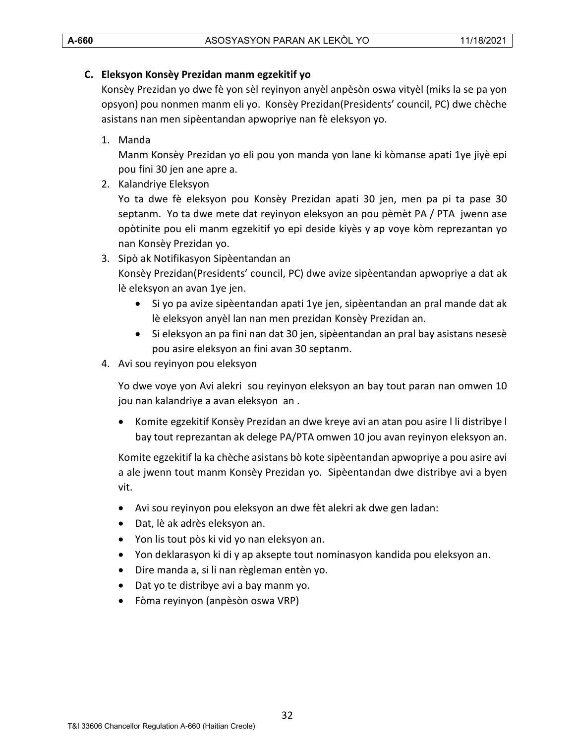### C. Eleksyon Konsèy Prezidan manm egzekitif yo

Konsèy Prezidan yo dwe fè yon sèl reyinyon anyèl anpèsòn oswa vityèl (miks la se pa yon opsyon) pou nonmen manm eli yo. Konsèy Prezidan(Presidents' council, PC) dwe chèche asistans nan men sipèentandan apwopriye nan fè eleksyon yo.

1. Manda

   Manm Konsèy Prezidan yo eli pou yon manda yon lane ki kòmanse apati 1ye jiyè epi pou fini 30 jen ane apre a.

2. Kalandriye Eleksyon

   Yo ta dwe fè eleksyon pou Konsèy Prezidan apati 30 jen, men pa pi ta pase 30 septanm. Yo ta dwe mete dat reyinyon eleksyon an pou pèmèt PA / PTA jwenn ase opòtinite pou eli manm egzekitif yo epi deside kiyès y ap voye kòm reprezantan yo nan Konsèy Prezidan yo.

3. Sipò ak Notifikasyon Sipèentandan an

   Konsèy Prezidan(Presidents' council, PC) dwe avize sipèentandan apwopriye a dat ak lè eleksyon an avan 1ye jen.

   - Si yo pa avize sipèentandan apati 1ye jen, sipèentandan an pral mande dat ak lè eleksyon anyèl lan nan men prezidan Konsèy Prezidan an.
   - Si eleksyon an pa fini nan dat 30 jen, sipèentandan an pral bay asistans nesesè pou asire eleksyon an fini avan 30 septanm.

4. Avi sou reyinyon pou eleksyon

   Yo dwe voye yon Avi alekri sou reyinyon eleksyon an bay tout paran nan omwen 10 jou nan kalandriye a avan eleksyon an .

   - Komite egzekitif Konsèy Prezidan an dwe kreye avi an atan pou asire l li distribye l bay tout reprezantan ak delege PA/PTA omwen 10 jou avan reyinyon eleksyon an.

   Komite egzekitif la ka chèche asistans bò kote sipèentandan apwopriye a pou asire avi a ale jwenn tout manm Konsèy Prezidan yo. Sipèentandan dwe distribye avi a byen vit.

   - Avi sou reyinyon pou eleksyon an dwe fèt alekri ak dwe gen ladan:
   - Dat, lè ak adrès eleksyon an.
   - Yon lis tout pòs ki vid yo nan eleksyon an.
   - Yon deklarasyon ki di y ap aksepte tout nominasyon kandida pou eleksyon an.
   - Dire manda a, si li nan règleman entèn yo.
   - Dat yo te distribye avi a bay manm yo.
   - Fòma reyinyon (anpèsòn oswa VRP)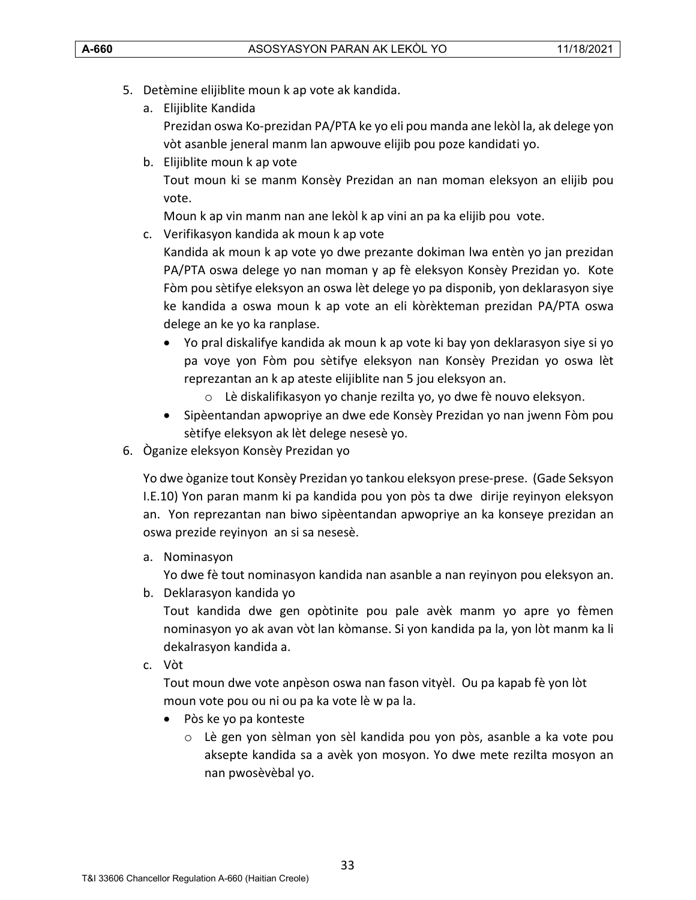5. Detèmine elijiblite moun k ap vote ak kandida.
   a. Elijiblite Kandida
      Prezidan oswa Ko-prezidan PA/PTA ke yo eli pou manda ane lekòl la, ak delege yon vòt asanble jeneral manm lan apwouve elijib pou poze kandidati yo.
   b. Elijiblite moun k ap vote
      Tout moun ki se manm Konsèy Prezidan an nan moman eleksyon an elijib pou vote.
      Moun k ap vin manm nan ane lekòl k ap vini an pa ka elijib pou vote.
   c. Verifikasyon kandida ak moun k ap vote
      Kandida ak moun k ap vote yo dwe prezante dokiman lwa entèn yo jan prezidan PA/PTA oswa delege yo nan moman y ap fè eleksyon Konsèy Prezidan yo. Kote Fòm pou sètifye eleksyon an oswa lèt delege yo pa disponib, yon deklarasyon siye ke kandida a oswa moun k ap vote an eli kòrèkteman prezidan PA/PTA oswa delege an ke yo ka ranplase.
      - Yo pral diskalifye kandida ak moun k ap vote ki bay yon deklarasyon siye si yo pa voye yon Fòm pou sètifye eleksyon nan Konsèy Prezidan yo oswa lèt reprezantan an k ap ateste elijiblite nan 5 jou eleksyon an.
        - Lè diskalifikasyon yo chanje rezilta yo, yo dwe fè nouvo eleksyon.
      - Sipèentandan apwopriye an dwe ede Konsèy Prezidan yo nan jwenn Fòm pou sètifye eleksyon ak lèt delege nesesè yo.
6. Òganize eleksyon Konsèy Prezidan yo

   Yo dwe òganize tout Konsèy Prezidan yo tankou eleksyon prese-prese. (Gade Seksyon I.E.10) Yon paran manm ki pa kandida pou yon pòs ta dwe dirije reyinyon eleksyon an. Yon reprezantan nan biwo sipèentandan apwopriye an ka konseye prezidan an oswa prezide reyinyon an si sa nesesè.

   a. Nominasyon
      Yo dwe fè tout nominasyon kandida nan asanble a nan reyinyon pou eleksyon an.
   b. Deklarasyon kandida yo
      Tout kandida dwe gen opòtinite pou pale avèk manm yo apre yo fèmen nominasyon yo ak avan vòt lan kòmanse. Si yon kandida pa la, yon lòt manm ka li dekalrasyon kandida a.
   c. Vòt
      Tout moun dwe vote anpèson oswa nan fason vityèl. Ou pa kapab fè yon lòt moun vote pou ou ni ou pa ka vote lè w pa la.
      - Pòs ke yo pa konteste
        - Lè gen yon sèlman yon sèl kandida pou yon pòs, asanble a ka vote pou aksepte kandida sa a avèk yon mosyon. Yo dwe mete rezilta mosyon an nan pwosèvèbal yo.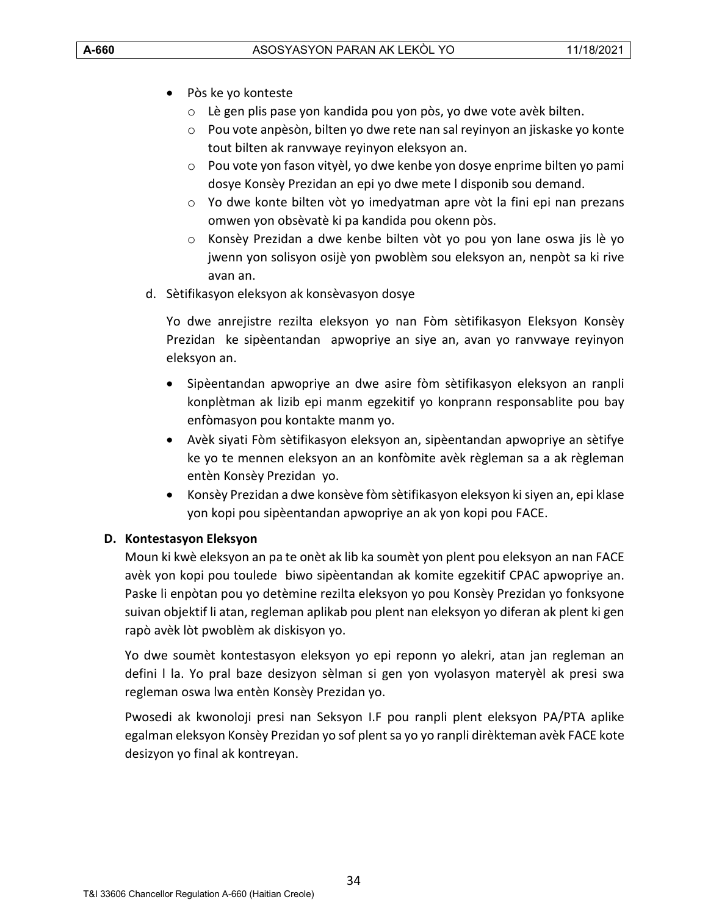- Pòs ke yo konteste
  - Lè gen plis pase yon kandida pou yon pòs, yo dwe vote avèk bilten.
  - Pou vote anpèsòn, bilten yo dwe rete nan sal reyinyon an jiskaske yo konte tout bilten ak ranvwaye reyinyon eleksyon an.
  - Pou vote yon fason vityèl, yo dwe kenbe yon dosye enprime bilten yo pami dosye Konsèy Prezidan an epi yo dwe mete l disponib sou demand.
  - Yo dwe konte bilten vòt yo imedyatman apre vòt la fini epi nan prezans omwen yon obsèvatè ki pa kandida pou okenn pòs.
  - Konsèy Prezidan a dwe kenbe bilten vòt yo pou yon lane oswa jis lè yo jwenn yon solisyon osijè yon pwoblèm sou eleksyon an, nenpòt sa ki rive avan an.

d. Sètifikasyon eleksyon ak konsèvasyon dosye

Yo dwe anrejistre rezilta eleksyon yo nan Fòm sètifikasyon Eleksyon Konsèy Prezidan ke sipèentandan apwopriye an siye an, avan yo ranvwaye reyinyon eleksyon an.

- Sipèentandan apwopriye an dwe asire fòm sètifikasyon eleksyon an ranpli konplètman ak lizib epi manm egzekitif yo konprann responsablite pou bay enfòmasyon pou kontakte manm yo.
- Avèk siyati Fòm sètifikasyon eleksyon an, sipèentandan apwopriye an sètifye ke yo te mennen eleksyon an an konfòmite avèk règleman sa a ak règleman entèn Konsèy Prezidan yo.
- Konsèy Prezidan a dwe konsève fòm sètifikasyon eleksyon ki siyen an, epi klase yon kopi pou sipèentandan apwopriye an ak yon kopi pou FACE.

**D. Kontestasyon Eleksyon**

Moun ki kwè eleksyon an pa te onèt ak lib ka soumèt yon plent pou eleksyon an nan FACE avèk yon kopi pou toulede biwo sipèentandan ak komite egzekitif CPAC apwopriye an. Paske li enpòtan pou yo detèmine rezilta eleksyon yo pou Konsèy Prezidan yo fonksyone suivan objektif li atan, regleman aplikab pou plent nan eleksyon yo diferan ak plent ki gen rapò avèk lòt pwoblèm ak diskisyon yo.

Yo dwe soumèt kontestasyon eleksyon yo epi reponn yo alekri, atan jan regleman an defini l la. Yo pral baze desizyon sèlman si gen yon vyolasyon materyèl ak presi swa regleman oswa lwa entèn Konsèy Prezidan yo.

Pwosedi ak kwonoloji presi nan Seksyon I.F pou ranpli plent eleksyon PA/PTA aplike egalman eleksyon Konsèy Prezidan yo sof plent sa yo yo ranpli dirèkteman avèk FACE kote desizyon yo final ak kontreyan.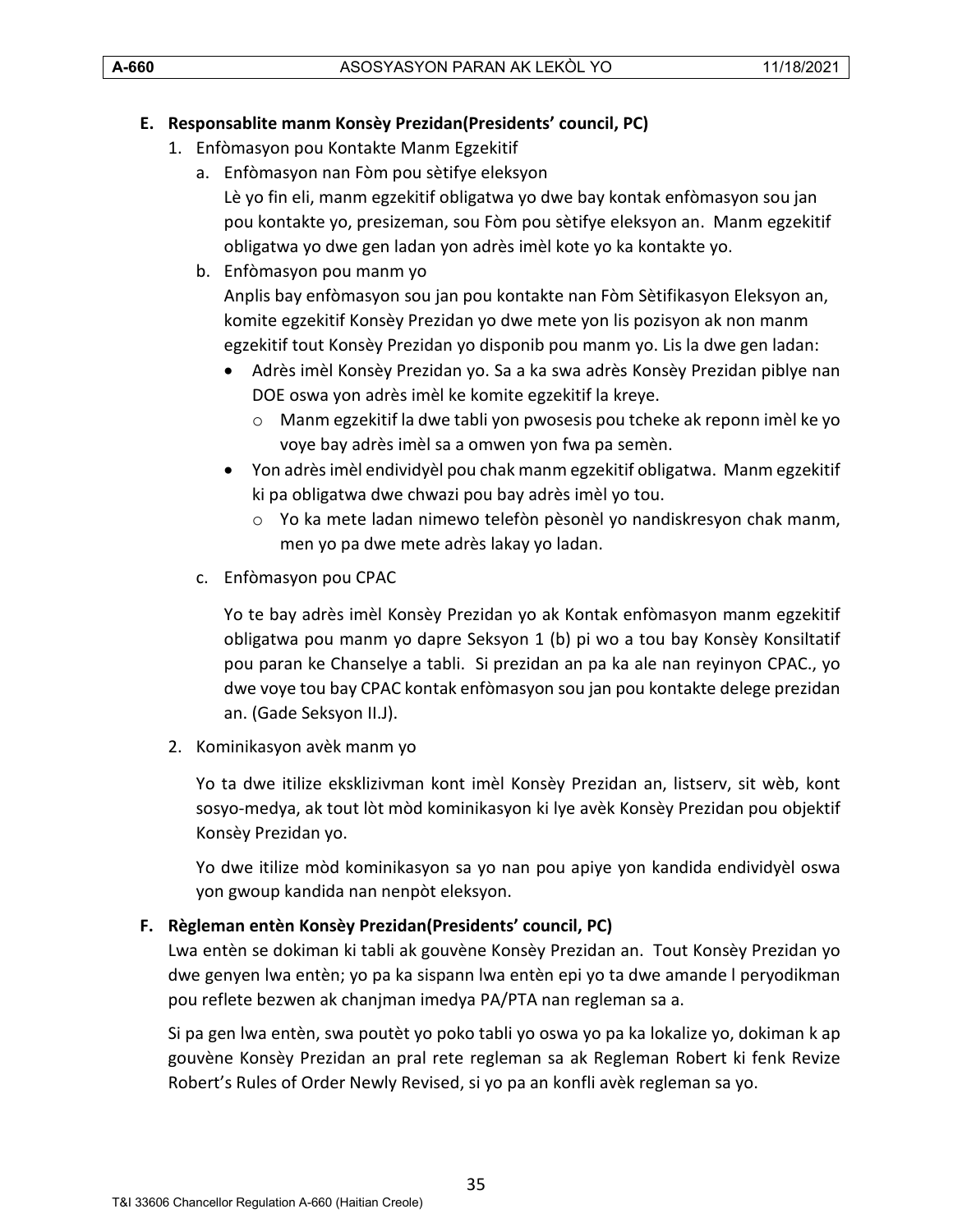### E. Responsablite manm Konsèy Prezidan(Presidents' council, PC)

1. Enfòmasyon pou Kontakte Manm Egzekitif
   a. Enfòmasyon nan Fòm pou sètifye eleksyon

      Lè yo fin eli, manm egzekitif obligatwa yo dwe bay kontak enfòmasyon sou jan pou kontakte yo, presizeman, sou Fòm pou sètifye eleksyon an. Manm egzekitif obligatwa yo dwe gen ladan yon adrès imèl kote yo ka kontakte yo.

   b. Enfòmasyon pou manm yo

      Anplis bay enfòmasyon sou jan pou kontakte nan Fòm Sètifikasyon Eleksyon an, komite egzekitif Konsèy Prezidan yo dwe mete yon lis pozisyon ak non manm egzekitif tout Konsèy Prezidan yo disponib pou manm yo. Lis la dwe gen ladan:

      - Adrès imèl Konsèy Prezidan yo. Sa a ka swa adrès Konsèy Prezidan piblye nan DOE oswa yon adrès imèl ke komite egzekitif la kreye.
        - Manm egzekitif la dwe tabli yon pwosesis pou tcheke ak reponn imèl ke yo voye bay adrès imèl sa a omwen yon fwa pa semèn.
      - Yon adrès imèl endividyèl pou chak manm egzekitif obligatwa. Manm egzekitif ki pa obligatwa dwe chwazi pou bay adrès imèl yo tou.
        - Yo ka mete ladan nimewo telefòn pèsonèl yo nandiskresyon chak manm, men yo pa dwe mete adrès lakay yo ladan.

   c. Enfòmasyon pou CPAC

      Yo te bay adrès imèl Konsèy Prezidan yo ak Kontak enfòmasyon manm egzekitif obligatwa pou manm yo dapre Seksyon 1 (b) pi wo a tou bay Konsèy Konsiltatif pou paran ke Chanselye a tabli. Si prezidan an pa ka ale nan reyinyon CPAC., yo dwe voye tou bay CPAC kontak enfòmasyon sou jan pou kontakte delege prezidan an. (Gade Seksyon II.J).

2. Kominikasyon avèk manm yo

   Yo ta dwe itilize eksklizivman kont imèl Konsèy Prezidan an, listserv, sit wèb, kont sosyo-medya, ak tout lòt mòd kominikasyon ki lye avèk Konsèy Prezidan pou objektif Konsèy Prezidan yo.

   Yo dwe itilize mòd kominikasyon sa yo nan pou apiye yon kandida endividyèl oswa yon gwoup kandida nan nenpòt eleksyon.

### F. Règleman entèn Konsèy Prezidan(Presidents' council, PC)

Lwa entèn se dokiman ki tabli ak gouvène Konsèy Prezidan an. Tout Konsèy Prezidan yo dwe genyen lwa entèn; yo pa ka sispann lwa entèn epi yo ta dwe amande l peryodikman pou reflete bezwen ak chanjman imedya PA/PTA nan regleman sa a.

Si pa gen lwa entèn, swa poutèt yo poko tabli yo oswa yo pa ka lokalize yo, dokiman k ap gouvène Konsèy Prezidan an pral rete regleman sa ak Regleman Robert ki fenk Revize Robert's Rules of Order Newly Revised, si yo pa an konfli avèk regleman sa yo.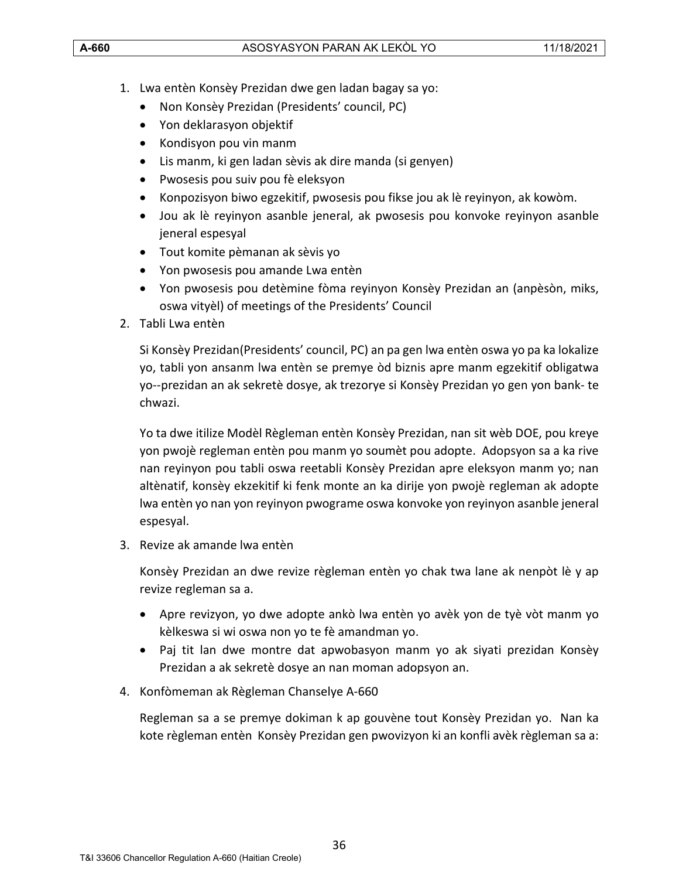1. Lwa entèn Konsèy Prezidan dwe gen ladan bagay sa yo:
   - Non Konsèy Prezidan (Presidents' council, PC)
   - Yon deklarasyon objektif
   - Kondisyon pou vin manm
   - Lis manm, ki gen ladan sèvis ak dire manda (si genyen)
   - Pwosesis pou suiv pou fè eleksyon
   - Konpozisyon biwo egzekitif, pwosesis pou fikse jou ak lè reyinyon, ak kowòm.
   - Jou ak lè reyinyon asanble jeneral, ak pwosesis pou konvoke reyinyon asanble jeneral espesyal
   - Tout komite pèmanan ak sèvis yo
   - Yon pwosesis pou amande Lwa entèn
   - Yon pwosesis pou detèmine fòma reyinyon Konsèy Prezidan an (anpèsòn, miks, oswa vityèl) of meetings of the Presidents' Council

2. Tabli Lwa entèn

   Si Konsèy Prezidan(Presidents' council, PC) an pa gen lwa entèn oswa yo pa ka lokalize yo, tabli yon ansanm lwa entèn se premye òd biznis apre manm egzekitif obligatwa yo--prezidan an ak sekretè dosye, ak trezorye si Konsèy Prezidan yo gen yon bank- te chwazi.

   Yo ta dwe itilize Modèl Règleman entèn Konsèy Prezidan, nan sit wèb DOE, pou kreye yon pwojè regleman entèn pou manm yo soumèt pou adopte. Adopsyon sa a ka rive nan reyinyon pou tabli oswa reetabli Konsèy Prezidan apre eleksyon manm yo; nan altènatif, konsèy ekzekitif ki fenk monte an ka dirije yon pwojè regleman ak adopte lwa entèn yo nan yon reyinyon pwograme oswa konvoke yon reyinyon asanble jeneral espesyal.

3. Revize ak amande lwa entèn

   Konsèy Prezidan an dwe revize règleman entèn yo chak twa lane ak nenpòt lè y ap revize regleman sa a.

   - Apre revizyon, yo dwe adopte ankò lwa entèn yo avèk yon de tyè vòt manm yo kèlkeswa si wi oswa non yo te fè amandman yo.
   - Paj tit lan dwe montre dat apwobasyon manm yo ak siyati prezidan Konsèy Prezidan a ak sekretè dosye an nan moman adopsyon an.

4. Konfòmeman ak Règleman Chanselye A-660

   Regleman sa a se premye dokiman k ap gouvène tout Konsèy Prezidan yo. Nan ka kote règleman entèn Konsèy Prezidan gen pwovizyon ki an konfli avèk règleman sa a: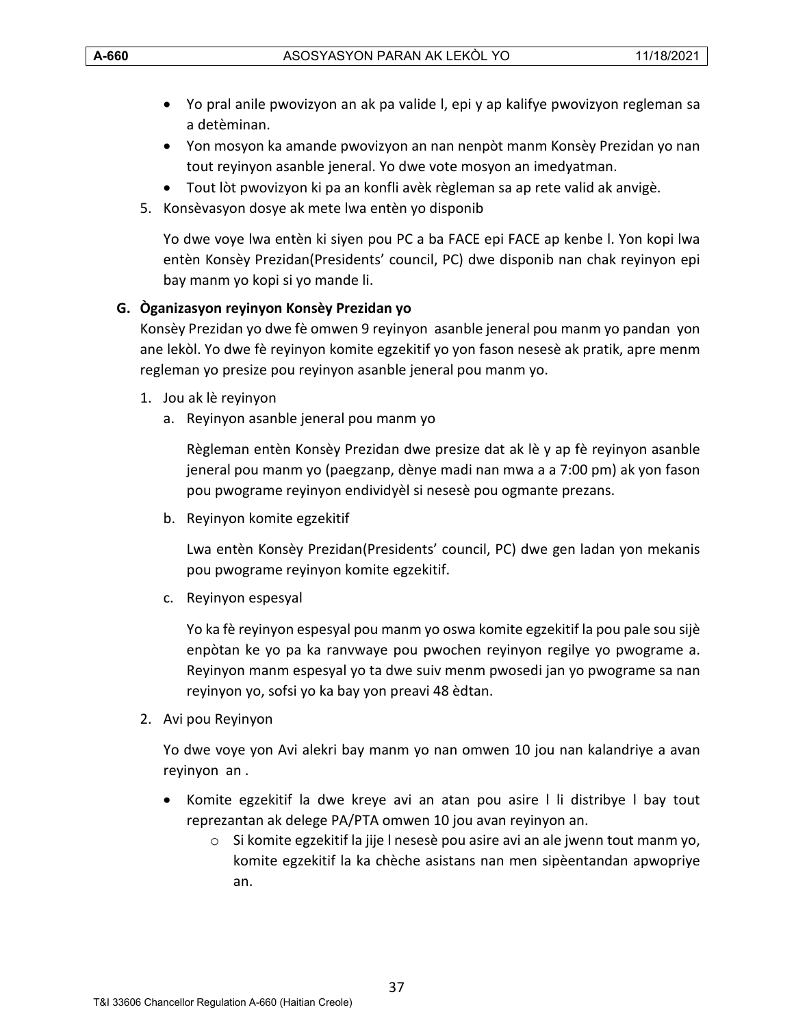- Yo pral anile pwovizyon an ak pa valide l, epi y ap kalifye pwovizyon regleman sa a detèminan.
- Yon mosyon ka amande pwovizyon an nan nenpòt manm Konsèy Prezidan yo nan tout reyinyon asanble jeneral. Yo dwe vote mosyon an imedyatman.
- Tout lòt pwovizyon ki pa an konfli avèk règleman sa ap rete valid ak anvigè.

5. Konsèvasyon dosye ak mete lwa entèn yo disponib

   Yo dwe voye lwa entèn ki siyen pou PC a ba FACE epi FACE ap kenbe l. Yon kopi lwa entèn Konsèy Prezidan(Presidents' council, PC) dwe disponib nan chak reyinyon epi bay manm yo kopi si yo mande li.

**G. Òganizasyon reyinyon Konsèy Prezidan yo**

Konsèy Prezidan yo dwe fè omwen 9 reyinyon asanble jeneral pou manm yo pandan yon ane lekòl. Yo dwe fè reyinyon komite egzekitif yo yon fason nesesè ak pratik, apre menm regleman yo presize pou reyinyon asanble jeneral pou manm yo.

1. Jou ak lè reyinyon
   a. Reyinyon asanble jeneral pou manm yo

      Règleman entèn Konsèy Prezidan dwe presize dat ak lè y ap fè reyinyon asanble jeneral pou manm yo (paegzanp, dènye madi nan mwa a a 7:00 pm) ak yon fason pou pwograme reyinyon endividyèl si nesesè pou ogmante prezans.

   b. Reyinyon komite egzekitif

      Lwa entèn Konsèy Prezidan(Presidents' council, PC) dwe gen ladan yon mekanis pou pwograme reyinyon komite egzekitif.

   c. Reyinyon espesyal

      Yo ka fè reyinyon espesyal pou manm yo oswa komite egzekitif la pou pale sou sijè enpòtan ke yo pa ka ranvwaye pou pwochen reyinyon regilye yo pwograme a. Reyinyon manm espesyal yo ta dwe suiv menm pwosedi jan yo pwograme sa nan reyinyon yo, sofsi yo ka bay yon preavi 48 èdtan.

2. Avi pou Reyinyon

   Yo dwe voye yon Avi alekri bay manm yo nan omwen 10 jou nan kalandriye a avan reyinyon an .

   - Komite egzekitif la dwe kreye avi an atan pou asire l li distribye l bay tout reprezantan ak delege PA/PTA omwen 10 jou avan reyinyon an.
     - Si komite egzekitif la jije l nesesè pou asire avi an ale jwenn tout manm yo, komite egzekitif la ka chèche asistans nan men sipèentandan apwopriye an.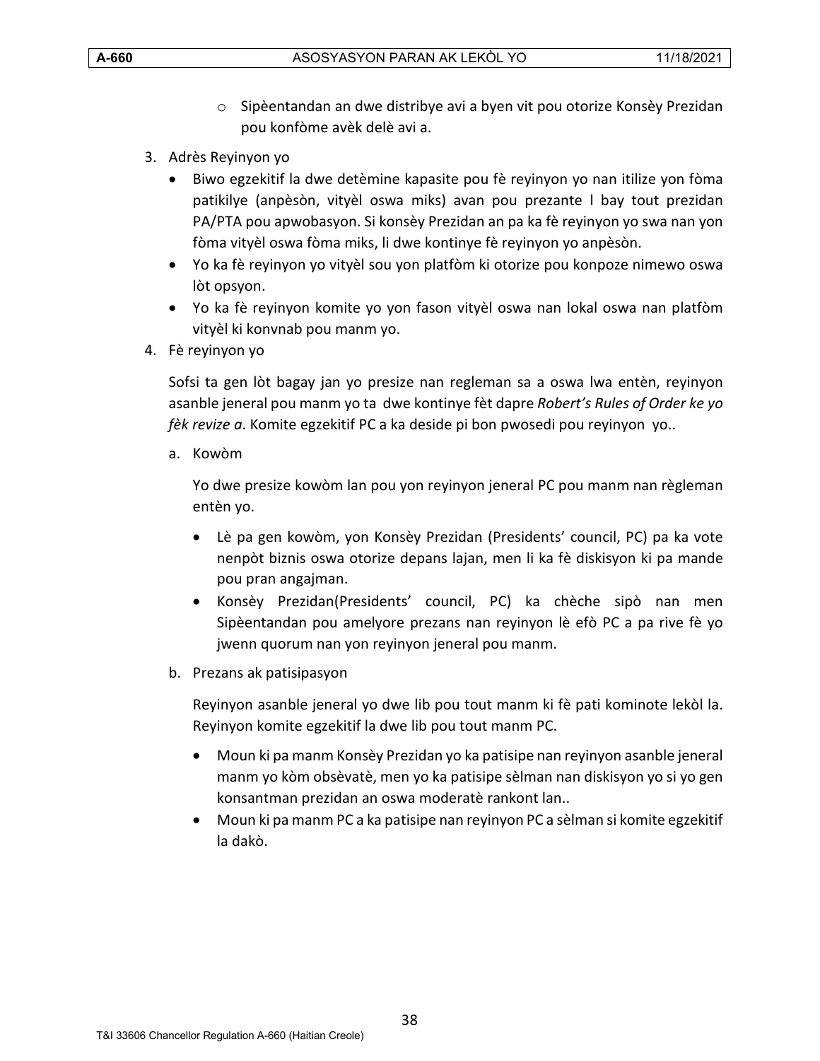- Sipèentandan an dwe distribye avi a byen vit pou otorize Konsèy Prezidan pou konfòme avèk delè avi a.

3. Adrès Reyinyon yo
   - Biwo egzekitif la dwe detèmine kapasite pou fè reyinyon yo nan itilize yon fòma patikilye (anpèsòn, vityèl oswa miks) avan pou prezante l bay tout prezidan PA/PTA pou apwobasyon. Si konsèy Prezidan an pa ka fè reyinyon yo swa nan yon fòma vityèl oswa fòma miks, li dwe kontinye fè reyinyon yo anpèsòn.
   - Yo ka fè reyinyon yo vityèl sou yon platfòm ki otorize pou konpoze nimewo oswa lòt opsyon.
   - Yo ka fè reyinyon komite yo yon fason vityèl oswa nan lokal oswa nan platfòm vityèl ki konvnab pou manm yo.

4. Fè reyinyon yo

   Sofsi ta gen lòt bagay jan yo presize nan regleman sa a oswa lwa entèn, reyinyon asanble jeneral pou manm yo ta dwe kontinye fèt dapre *Robert's Rules of Order ke yo fèk revize a*. Komite egzekitif PC a ka deside pi bon pwosedi pou reyinyon yo..

   a. Kowòm

      Yo dwe presize kowòm lan pou yon reyinyon jeneral PC pou manm nan règleman entèn yo.

      - Lè pa gen kowòm, yon Konsèy Prezidan (Presidents' council, PC) pa ka vote nenpòt biznis oswa otorize depans lajan, men li ka fè diskisyon ki pa mande pou pran angajman.
      - Konsèy Prezidan(Presidents' council, PC) ka chèche sipò nan men Sipèentandan pou amelyore prezans nan reyinyon lè efò PC a pa rive fè yo jwenn quorum nan yon reyinyon jeneral pou manm.

   b. Prezans ak patisipasyon

      Reyinyon asanble jeneral yo dwe lib pou tout manm ki fè pati kominote lekòl la. Reyinyon komite egzekitif la dwe lib pou tout manm PC.

      - Moun ki pa manm Konsèy Prezidan yo ka patisipe nan reyinyon asanble jeneral manm yo kòm obsèvatè, men yo ka patisipe sèlman nan diskisyon yo si yo gen konsantman prezidan an oswa moderatè rankont lan..
      - Moun ki pa manm PC a ka patisipe nan reyinyon PC a sèlman si komite egzekitif la dakò.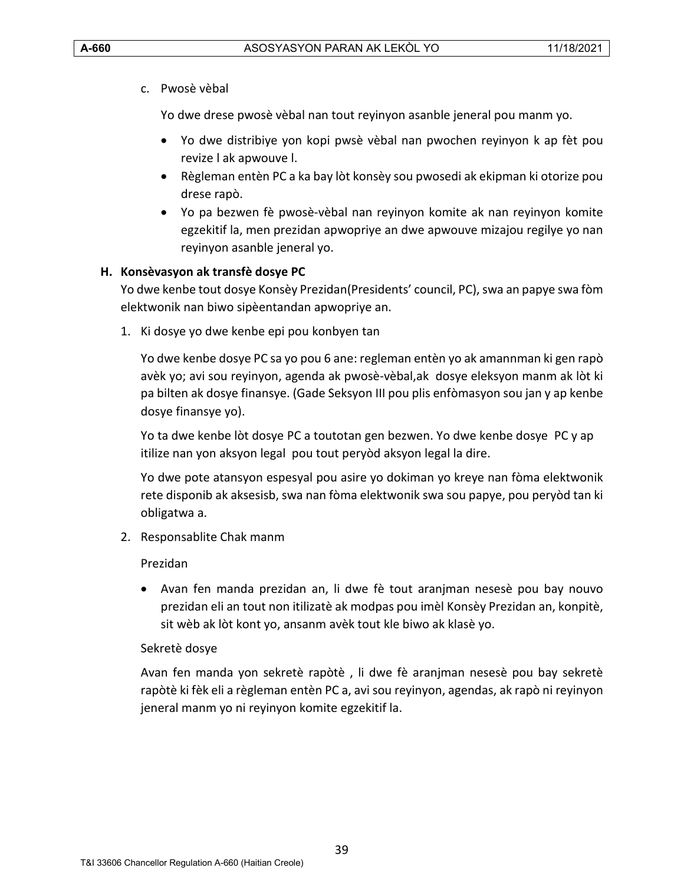c. Pwosè vèbal

Yo dwe drese pwosè vèbal nan tout reyinyon asanble jeneral pou manm yo.

- Yo dwe distribiye yon kopi pwsè vèbal nan pwochen reyinyon k ap fèt pou revize l ak apwouve l.
- Règleman entèn PC a ka bay lòt konsèy sou pwosedi ak ekipman ki otorize pou drese rapò.
- Yo pa bezwen fè pwosè-vèbal nan reyinyon komite ak nan reyinyon komite egzekitif la, men prezidan apwopriye an dwe apwouve mizajou regilye yo nan reyinyon asanble jeneral yo.

## H. Konsèvasyon ak transfè dosye PC

Yo dwe kenbe tout dosye Konsèy Prezidan(Presidents' council, PC), swa an papye swa fòm elektwonik nan biwo sipèentandan apwopriye an.

1. Ki dosye yo dwe kenbe epi pou konbyen tan

   Yo dwe kenbe dosye PC sa yo pou 6 ane: regleman entèn yo ak amannman ki gen rapò avèk yo; avi sou reyinyon, agenda ak pwosè-vèbal,ak dosye eleksyon manm ak lòt ki pa bilten ak dosye finansye. (Gade Seksyon III pou plis enfòmasyon sou jan y ap kenbe dosye finansye yo).

   Yo ta dwe kenbe lòt dosye PC a toutotan gen bezwen. Yo dwe kenbe dosye PC y ap itilize nan yon aksyon legal pou tout peryòd aksyon legal la dire.

   Yo dwe pote atansyon espesyal pou asire yo dokiman yo kreye nan fòma elektwonik rete disponib ak aksesisb, swa nan fòma elektwonik swa sou papye, pou peryòd tan ki obligatwa a.

2. Responsablite Chak manm

   Prezidan

   - Avan fen manda prezidan an, li dwe fè tout aranjman nesesè pou bay nouvo prezidan eli an tout non itilizatè ak modpas pou imèl Konsèy Prezidan an, konpitè, sit wèb ak lòt kont yo, ansanm avèk tout kle biwo ak klasè yo.

   Sekretè dosye

   Avan fen manda yon sekretè rapòtè , li dwe fè aranjman nesesè pou bay sekretè rapòtè ki fèk eli a règleman entèn PC a, avi sou reyinyon, agendas, ak rapò ni reyinyon jeneral manm yo ni reyinyon komite egzekitif la.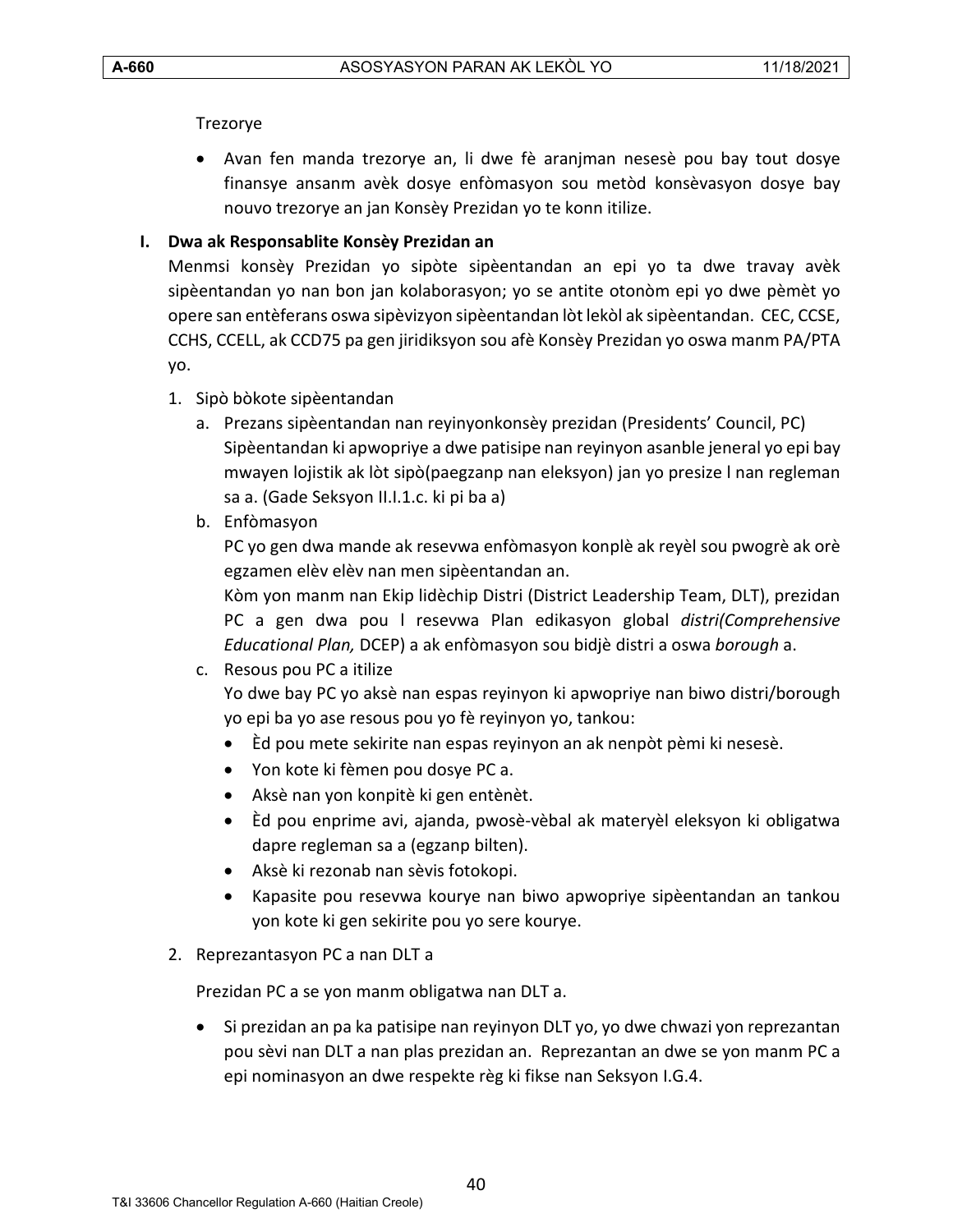Trezorye

- Avan fen manda trezorye an, li dwe fè aranjman nesesè pou bay tout dosye finansye ansanm avèk dosye enfòmasyon sou metòd konsèvasyon dosye bay nouvo trezorye an jan Konsèy Prezidan yo te konn itilize.

**I. Dwa ak Responsablite Konsèy Prezidan an**

Menmsi konsèy Prezidan yo sipòte sipèentandan an epi yo ta dwe travay avèk sipèentandan yo nan bon jan kolaborasyon; yo se antite otonòm epi yo dwe pèmèt yo opere san entèferans oswa sipèvizyon sipèentandan lòt lekòl ak sipèentandan. CEC, CCSE, CCHS, CCELL, ak CCD75 pa gen jiridiksyon sou afè Konsèy Prezidan yo oswa manm PA/PTA yo.

1. Sipò bòkote sipèentandan
   a. Prezans sipèentandan nan reyinyonkonsèy prezidan (Presidents' Council, PC)
      Sipèentandan ki apwopriye a dwe patisipe nan reyinyon asanble jeneral yo epi bay mwayen lojistik ak lòt sipò(paegzanp nan eleksyon) jan yo presize l nan regleman sa a. (Gade Seksyon II.I.1.c. ki pi ba a)
   b. Enfòmasyon
      PC yo gen dwa mande ak resevwa enfòmasyon konplè ak reyèl sou pwogrè ak orè egzamen elèv elèv nan men sipèentandan an.
      Kòm yon manm nan Ekip lidèchip Distri (District Leadership Team, DLT), prezidan PC a gen dwa pou l resevwa Plan edikasyon global *distri(Comprehensive Educational Plan,* DCEP) a ak enfòmasyon sou bidjè distri a oswa *borough* a.
   c. Resous pou PC a itilize
      Yo dwe bay PC yo aksè nan espas reyinyon ki apwopriye nan biwo distri/borough yo epi ba yo ase resous pou yo fè reyinyon yo, tankou:
      - Èd pou mete sekirite nan espas reyinyon an ak nenpòt pèmi ki nesesè.
      - Yon kote ki fèmen pou dosye PC a.
      - Aksè nan yon konpitè ki gen entènèt.
      - Èd pou enprime avi, ajanda, pwosè-vèbal ak materyèl eleksyon ki obligatwa dapre regleman sa a (egzanp bilten).
      - Aksè ki rezonab nan sèvis fotokopi.
      - Kapasite pou resevwa kourye nan biwo apwopriye sipèentandan an tankou yon kote ki gen sekirite pou yo sere kourye.
2. Reprezantasyon PC a nan DLT a

   Prezidan PC a se yon manm obligatwa nan DLT a.

   - Si prezidan an pa ka patisipe nan reyinyon DLT yo, yo dwe chwazi yon reprezantan pou sèvi nan DLT a nan plas prezidan an. Reprezantan an dwe se yon manm PC a epi nominasyon an dwe respekte règ ki fikse nan Seksyon I.G.4.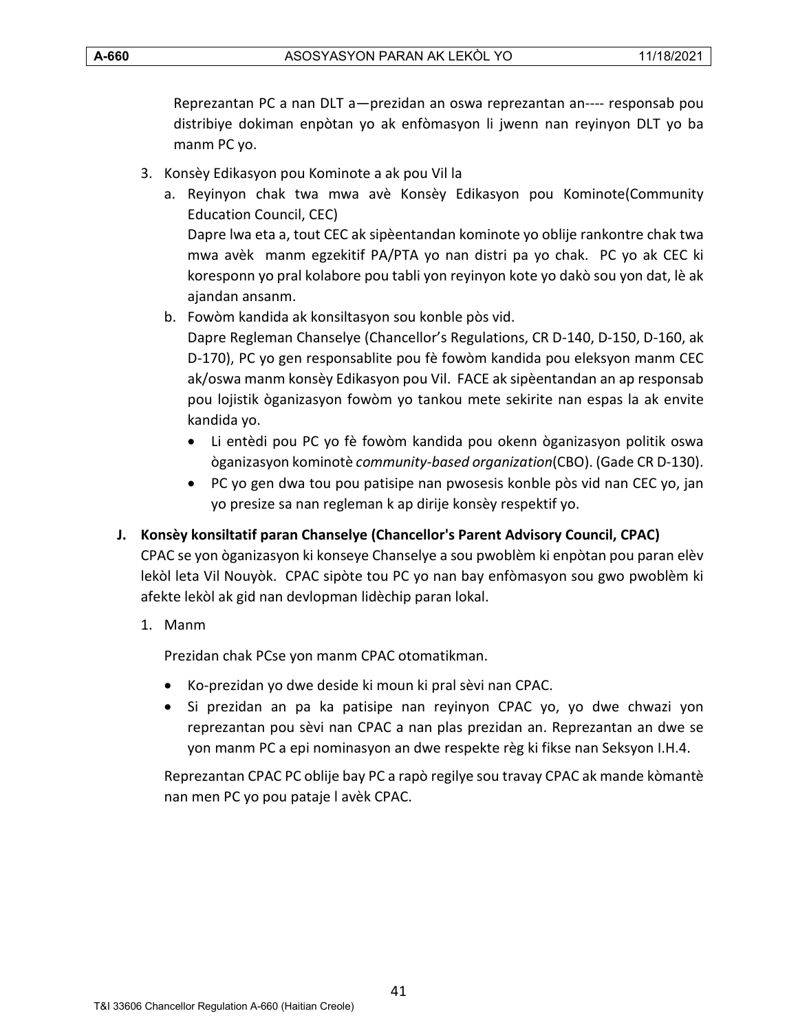Reprezantan PC a nan DLT a—prezidan an oswa reprezantan an---- responsab pou distribiye dokiman enpòtan yo ak enfòmasyon li jwenn nan reyinyon DLT yo ba manm PC yo.

3. Konsèy Edikasyon pou Kominote a ak pou Vil la
   a. Reyinyon chak twa mwa avè Konsèy Edikasyon pou Kominote(Community Education Council, CEC)
      Dapre lwa eta a, tout CEC ak sipèentandan kominote yo oblije rankontre chak twa mwa avèk manm egzekitif PA/PTA yo nan distri pa yo chak. PC yo ak CEC ki koresponn yo pral kolabore pou tabli yon reyinyon kote yo dakò sou yon dat, lè ak ajandan ansanm.
   b. Fowòm kandida ak konsiltasyon sou konble pòs vid.
      Dapre Regleman Chanselye (Chancellor's Regulations, CR D-140, D-150, D-160, ak D-170), PC yo gen responsablite pou fè fowòm kandida pou eleksyon manm CEC ak/oswa manm konsèy Edikasyon pou Vil. FACE ak sipèentandan an ap responsab pou lojistik òganizasyon fowòm yo tankou mete sekirite nan espas la ak envite kandida yo.
      - Li entèdi pou PC yo fè fowòm kandida pou okenn òganizasyon politik oswa òganizasyon kominotè *community-based organization*(CBO). (Gade CR D-130).
      - PC yo gen dwa tou pou patisipe nan pwosesis konble pòs vid nan CEC yo, jan yo presize sa nan regleman k ap dirije konsèy respektif yo.

**J. Konsèy konsiltatif paran Chanselye (Chancellor's Parent Advisory Council, CPAC)**

CPAC se yon òganizasyon ki konseye Chanselye a sou pwoblèm ki enpòtan pou paran elèv lekòl leta Vil Nouyòk. CPAC sipòte tou PC yo nan bay enfòmasyon sou gwo pwoblèm ki afekte lekòl ak gid nan devlopman lidèchip paran lokal.

1. Manm

   Prezidan chak PCse yon manm CPAC otomatikman.

   - Ko-prezidan yo dwe deside ki moun ki pral sèvi nan CPAC.
   - Si prezidan an pa ka patisipe nan reyinyon CPAC yo, yo dwe chwazi yon reprezantan pou sèvi nan CPAC a nan plas prezidan an. Reprezantan an dwe se yon manm PC a epi nominasyon an dwe respekte règ ki fikse nan Seksyon I.H.4.

   Reprezantan CPAC PC oblije bay PC a rapò regilye sou travay CPAC ak mande kòmantè nan men PC yo pou pataje l avèk CPAC.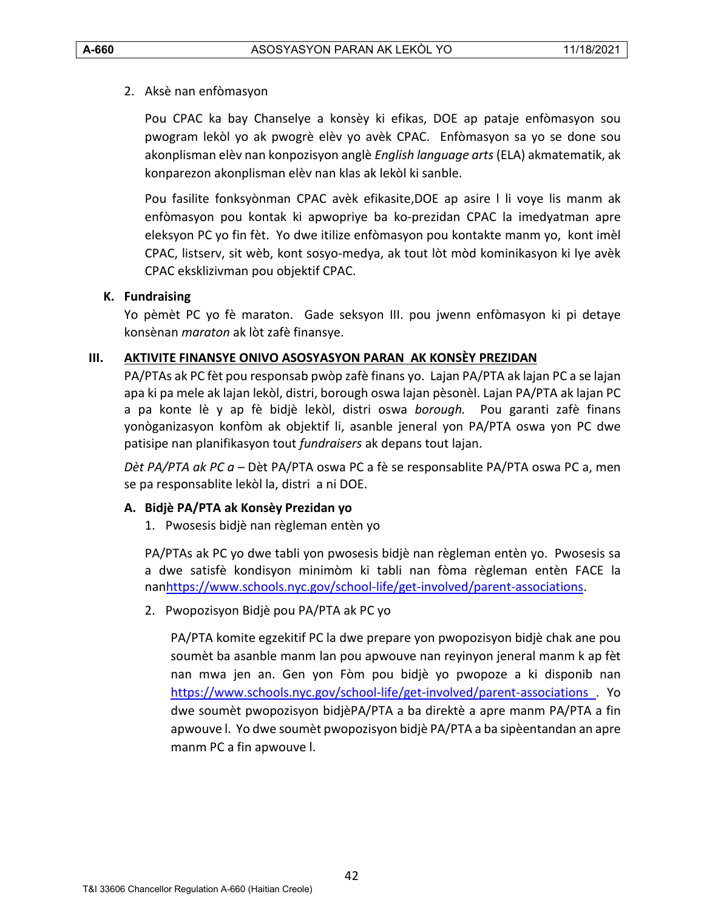2. Aksè nan enfòmasyon

   Pou CPAC ka bay Chanselye a konsèy ki efikas, DOE ap pataje enfòmasyon sou pwogram lekòl yo ak pwogrè elèv yo avèk CPAC. Enfòmasyon sa yo se done sou akonplisman elèv nan konpozisyon anglè *English language arts* (ELA) akmatematik, ak konparezon akonplisman elèv nan klas ak lekòl ki sanble.

   Pou fasilite fonksyònman CPAC avèk efikasite,DOE ap asire l li voye lis manm ak enfòmasyon pou kontak ki apwopriye ba ko-prezidan CPAC la imedyatman apre eleksyon PC yo fin fèt. Yo dwe itilize enfòmasyon pou kontakte manm yo, kont imèl CPAC, listserv, sit wèb, kont sosyo-medya, ak tout lòt mòd kominikasyon ki lye avèk CPAC eksklizivman pou objektif CPAC.

**K. Fundraising**

Yo pèmèt PC yo fè maraton. Gade seksyon III. pou jwenn enfòmasyon ki pi detaye konsènan *maraton* ak lòt zafè finansye.

## III. AKTIVITE FINANSYE ONIVO ASOSYASYON PARAN AK KONSÈY PREZIDAN

PA/PTAs ak PC fèt pou responsab pwòp zafè finans yo. Lajan PA/PTA ak lajan PC a se lajan apa ki pa mele ak lajan lekòl, distri, borough oswa lajan pèsonèl. Lajan PA/PTA ak lajan PC a pa konte lè y ap fè bidjè lekòl, distri oswa *borough.* Pou garanti zafè finans yonòganizasyon konfòm ak objektif li, asanble jeneral yon PA/PTA oswa yon PC dwe patisipe nan planifikasyon tout *fundraisers* ak depans tout lajan.

*Dèt PA/PTA ak PC a* – Dèt PA/PTA oswa PC a fè se responsablite PA/PTA oswa PC a, men se pa responsablite lekòl la, distri a ni DOE.

**A. Bidjè PA/PTA ak Konsèy Prezidan yo**

1. Pwosesis bidjè nan règleman entèn yo

   PA/PTAs ak PC yo dwe tabli yon pwosesis bidjè nan règleman entèn yo. Pwosesis sa a dwe satisfè kondisyon minimòm ki tabli nan fòma règleman entèn FACE la nanhttps://www.schools.nyc.gov/school-life/get-involved/parent-associations.

2. Pwopozisyon Bidjè pou PA/PTA ak PC yo

   PA/PTA komite egzekitif PC la dwe prepare yon pwopozisyon bidjè chak ane pou soumèt ba asanble manm lan pou apwouve nan reyinyon jeneral manm k ap fèt nan mwa jen an. Gen yon Fòm pou bidjè yo pwopoze a ki disponib nan https://www.schools.nyc.gov/school-life/get-involved/parent-associations . Yo dwe soumèt pwopozisyon bidjèPA/PTA a ba direktè a apre manm PA/PTA a fin apwouve l. Yo dwe soumèt pwopozisyon bidjè PA/PTA a ba sipèentandan an apre manm PC a fin apwouve l.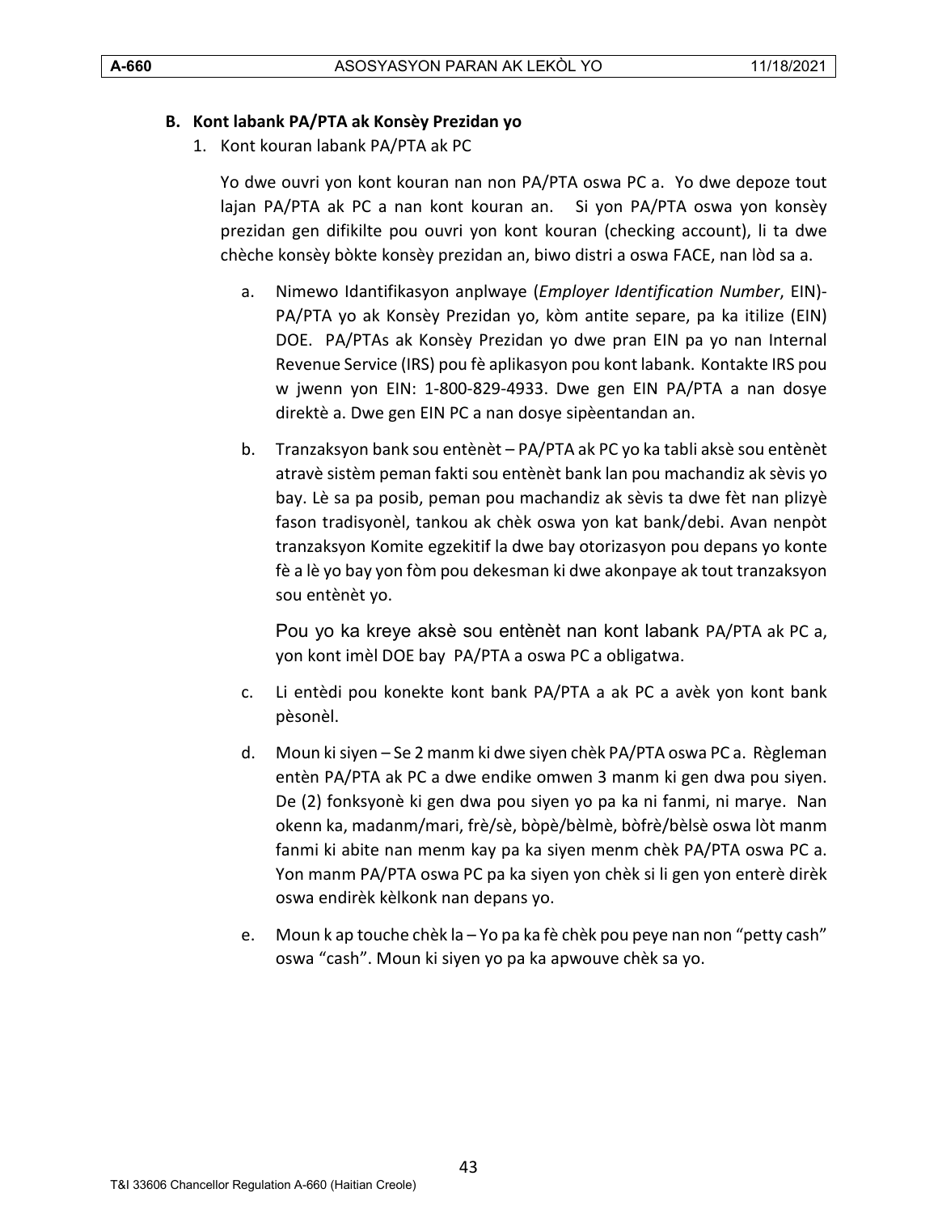**B. Kont labank PA/PTA ak Konsèy Prezidan yo**

1. Kont kouran labank PA/PTA ak PC

   Yo dwe ouvri yon kont kouran nan non PA/PTA oswa PC a. Yo dwe depoze tout lajan PA/PTA ak PC a nan kont kouran an. Si yon PA/PTA oswa yon konsèy prezidan gen difikilte pou ouvri yon kont kouran (checking account), li ta dwe chèche konsèy bòkte konsèy prezidan an, biwo distri a oswa FACE, nan lòd sa a.

   a. Nimewo Idantifikasyon anplwaye (*Employer Identification Number*, EIN)- PA/PTA yo ak Konsèy Prezidan yo, kòm antite separe, pa ka itilize (EIN) DOE. PA/PTAs ak Konsèy Prezidan yo dwe pran EIN pa yo nan Internal Revenue Service (IRS) pou fè aplikasyon pou kont labank. Kontakte IRS pou w jwenn yon EIN: 1-800-829-4933. Dwe gen EIN PA/PTA a nan dosye direktè a. Dwe gen EIN PC a nan dosye sipèentandan an.

   b. Tranzaksyon bank sou entènèt – PA/PTA ak PC yo ka tabli aksè sou entènèt atravè sistèm peman fakti sou entènèt bank lan pou machandiz ak sèvis yo bay. Lè sa pa posib, peman pou machandiz ak sèvis ta dwe fèt nan plizyè fason tradisyonèl, tankou ak chèk oswa yon kat bank/debi. Avan nenpòt tranzaksyon Komite egzekitif la dwe bay otorizasyon pou depans yo konte fè a lè yo bay yon fòm pou dekesman ki dwe akonpaye ak tout tranzaksyon sou entènèt yo.

      Pou yo ka kreye aksè sou entènèt nan kont labank PA/PTA ak PC a, yon kont imèl DOE bay PA/PTA a oswa PC a obligatwa.

   c. Li entèdi pou konekte kont bank PA/PTA a ak PC a avèk yon kont bank pèsonèl.

   d. Moun ki siyen – Se 2 manm ki dwe siyen chèk PA/PTA oswa PC a. Règleman entèn PA/PTA ak PC a dwe endike omwen 3 manm ki gen dwa pou siyen. De (2) fonksyonè ki gen dwa pou siyen yo pa ka ni fanmi, ni marye. Nan okenn ka, madanm/mari, frè/sè, bòpè/bèlmè, bòfrè/bèlsè oswa lòt manm fanmi ki abite nan menm kay pa ka siyen menm chèk PA/PTA oswa PC a. Yon manm PA/PTA oswa PC pa ka siyen yon chèk si li gen yon enterè dirèk oswa endirèk kèlkonk nan depans yo.

   e. Moun k ap touche chèk la – Yo pa ka fè chèk pou peye nan non "petty cash" oswa "cash". Moun ki siyen yo pa ka apwouve chèk sa yo.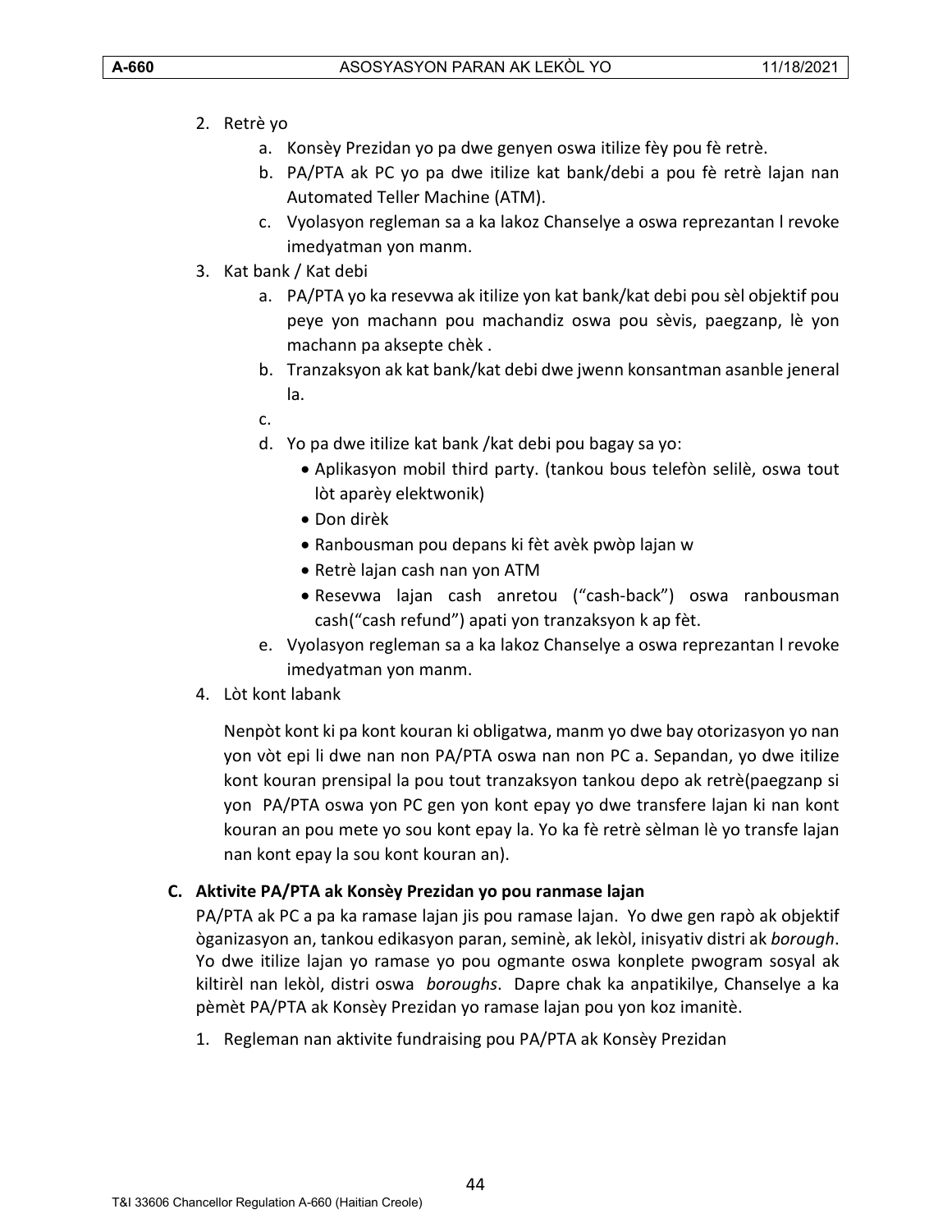2. Retrè yo
    a. Konsèy Prezidan yo pa dwe genyen oswa itilize fèy pou fè retrè.
    b. PA/PTA ak PC yo pa dwe itilize kat bank/debi a pou fè retrè lajan nan Automated Teller Machine (ATM).
    c. Vyolasyon regleman sa a ka lakoz Chanselye a oswa reprezantan l revoke imedyatman yon manm.
3. Kat bank / Kat debi
    a. PA/PTA yo ka resevwa ak itilize yon kat bank/kat debi pou sèl objektif pou peye yon machann pou machandiz oswa pou sèvis, paegzanp, lè yon machann pa aksepte chèk .
    b. Tranzaksyon ak kat bank/kat debi dwe jwenn konsantman asanble jeneral la.
    c.
    d. Yo pa dwe itilize kat bank /kat debi pou bagay sa yo:
        - Aplikasyon mobil third party. (tankou bous telefòn selilè, oswa tout lòt aparèy elektwonik)
        - Don dirèk
        - Ranbousman pou depans ki fèt avèk pwòp lajan w
        - Retrè lajan cash nan yon ATM
        - Resevwa lajan cash anretou (“cash-back”) oswa ranbousman cash(“cash refund”) apati yon tranzaksyon k ap fèt.
    e. Vyolasyon regleman sa a ka lakoz Chanselye a oswa reprezantan l revoke imedyatman yon manm.
4. Lòt kont labank

    Nenpòt kont ki pa kont kouran ki obligatwa, manm yo dwe bay otorizasyon yo nan yon vòt epi li dwe nan non PA/PTA oswa nan non PC a. Sepandan, yo dwe itilize kont kouran prensipal la pou tout tranzaksyon tankou depo ak retrè(paegzanp si yon PA/PTA oswa yon PC gen yon kont epay yo dwe transfere lajan ki nan kont kouran an pou mete yo sou kont epay la. Yo ka fè retrè sèlman lè yo transfe lajan nan kont epay la sou kont kouran an).

**C. Aktivite PA/PTA ak Konsèy Prezidan yo pou ranmase lajan**

PA/PTA ak PC a pa ka ramase lajan jis pou ramase lajan. Yo dwe gen rapò ak objektif òganizasyon an, tankou edikasyon paran, seminè, ak lekòl, inisyativ distri ak *borough*. Yo dwe itilize lajan yo ramase yo pou ogmante oswa konplete pwogram sosyal ak kiltirèl nan lekòl, distri oswa *boroughs*. Dapre chak ka anpatikilye, Chanselye a ka pèmèt PA/PTA ak Konsèy Prezidan yo ramase lajan pou yon koz imanitè.

1. Regleman nan aktivite fundraising pou PA/PTA ak Konsèy Prezidan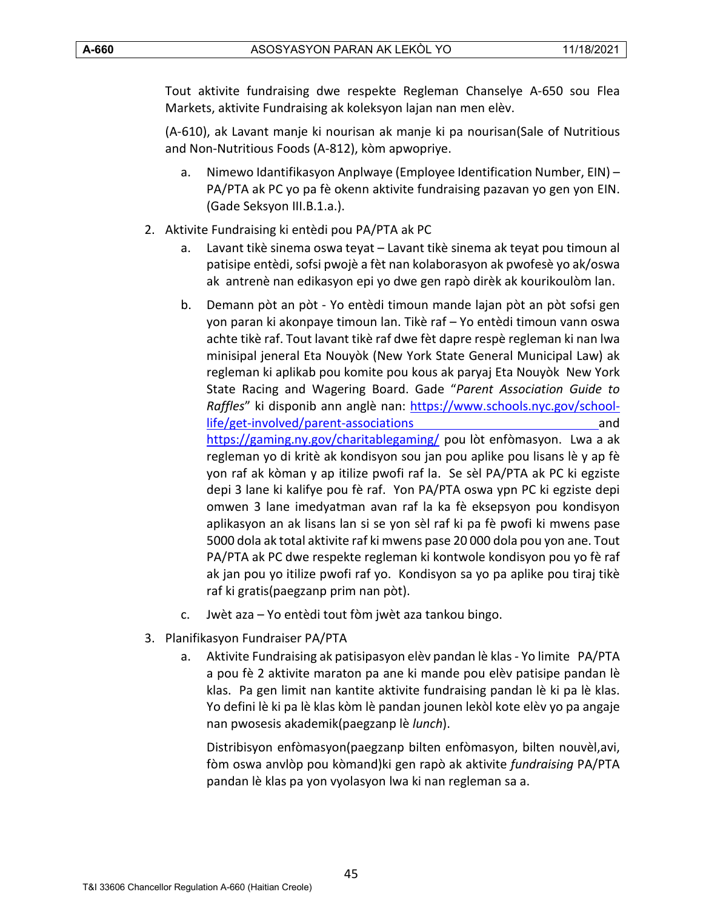Tout aktivite fundraising dwe respekte Regleman Chanselye A-650 sou Flea Markets, aktivite Fundraising ak koleksyon lajan nan men elèv.

(A-610), ak Lavant manje ki nourisan ak manje ki pa nourisan(Sale of Nutritious and Non-Nutritious Foods (A-812), kòm apwopriye.

a. Nimewo Idantifikasyon Anplwaye (Employee Identification Number, EIN) – PA/PTA ak PC yo pa fè okenn aktivite fundraising pazavan yo gen yon EIN. (Gade Seksyon III.B.1.a.).

2. Aktivite Fundraising ki entèdi pou PA/PTA ak PC

   a. Lavant tikè sinema oswa teyat – Lavant tikè sinema ak teyat pou timoun al patisipe entèdi, sofsi pwojè a fèt nan kolaborasyon ak pwofesè yo ak/oswa ak antrenè nan edikasyon epi yo dwe gen rapò dirèk ak kourikoulòm lan.

   b. Demann pòt an pòt - Yo entèdi timoun mande lajan pòt an pòt sofsi gen yon paran ki akonpaye timoun lan. Tikè raf – Yo entèdi timoun vann oswa achte tikè raf. Tout lavant tikè raf dwe fèt dapre respè regleman ki nan lwa minisipal jeneral Eta Nouyòk (New York State General Municipal Law) ak regleman ki aplikab pou komite pou kous ak paryaj Eta Nouyòk New York State Racing and Wagering Board. Gade "*Parent Association Guide to Raffles*" ki disponib ann anglè nan: https://www.schools.nyc.gov/school-life/get-involved/parent-associations and https://gaming.ny.gov/charitablegaming/ pou lòt enfòmasyon. Lwa a ak regleman yo di kritè ak kondisyon sou jan pou aplike pou lisans lè y ap fè yon raf ak kòman y ap itilize pwofi raf la. Se sèl PA/PTA ak PC ki egziste depi 3 lane ki kalifye pou fè raf. Yon PA/PTA oswa ypn PC ki egziste depi omwen 3 lane imedyatman avan raf la ka fè eksepsyon pou kondisyon aplikasyon an ak lisans lan si se yon sèl raf ki pa fè pwofi ki mwens pase 5000 dola ak total aktivite raf ki mwens pase 20 000 dola pou yon ane. Tout PA/PTA ak PC dwe respekte regleman ki kontwole kondisyon pou yo fè raf ak jan pou yo itilize pwofi raf yo. Kondisyon sa yo pa aplike pou tiraj tikè raf ki gratis(paegzanp prim nan pòt).

   c. Jwèt aza – Yo entèdi tout fòm jwèt aza tankou bingo.

3. Planifikasyon Fundraiser PA/PTA

   a. Aktivite Fundraising ak patisipasyon elèv pandan lè klas - Yo limite PA/PTA a pou fè 2 aktivite maraton pa ane ki mande pou elèv patisipe pandan lè klas. Pa gen limit nan kantite aktivite fundraising pandan lè ki pa lè klas. Yo defini lè ki pa lè klas kòm lè pandan jounen lekòl kote elèv yo pa angaje nan pwosesis akademik(paegzanp lè *lunch*).

      Distribisyon enfòmasyon(paegzanp bilten enfòmasyon, bilten nouvèl,avi, fòm oswa anvlòp pou kòmand)ki gen rapò ak aktivite *fundraising* PA/PTA pandan lè klas pa yon vyolasyon lwa ki nan regleman sa a.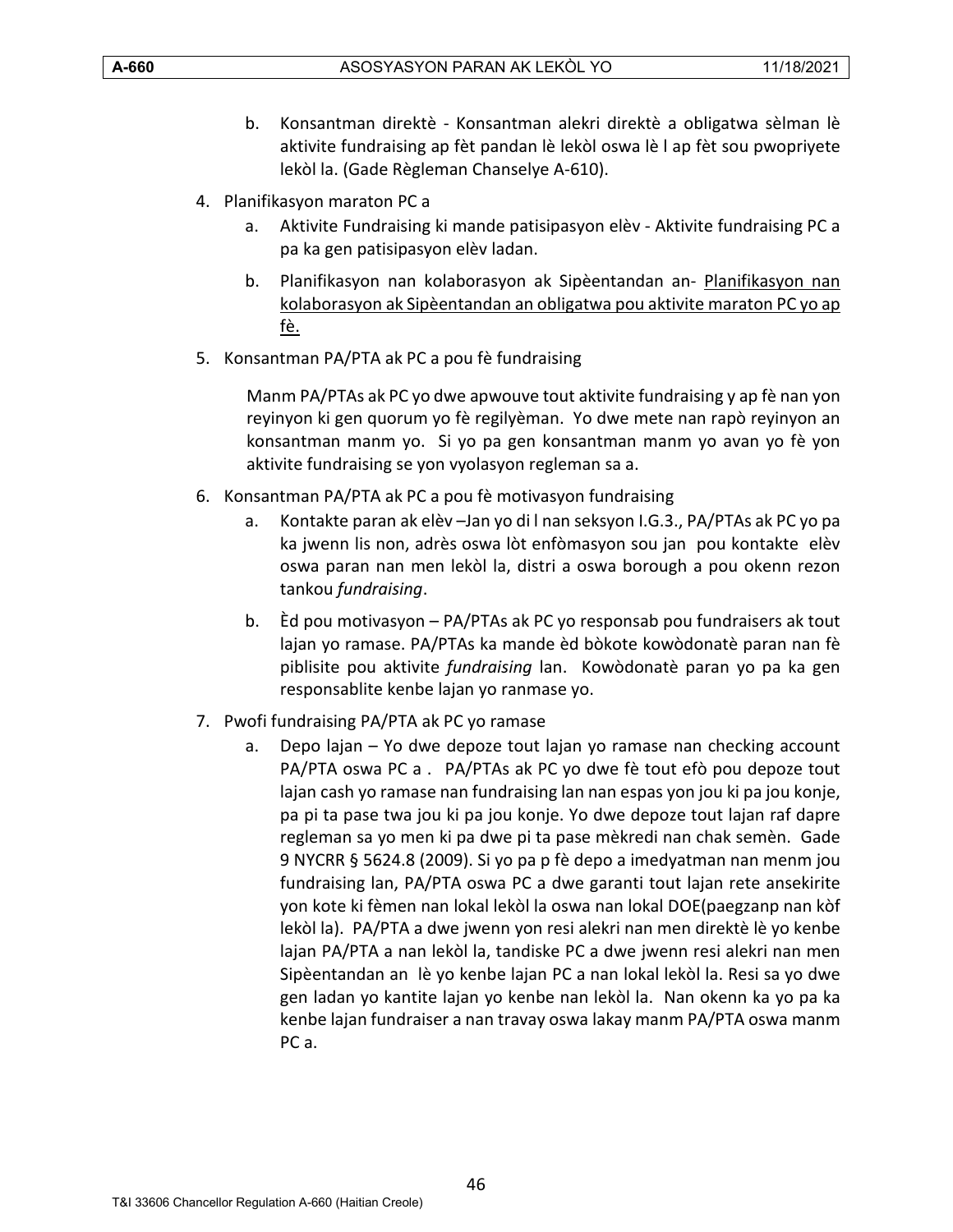b. Konsantman direktè - Konsantman alekri direktè a obligatwa sèlman lè aktivite fundraising ap fèt pandan lè lekòl oswa lè l ap fèt sou pwopriyete lekòl la. (Gade Règleman Chanselye A-610).

4. Planifikasyon maraton PC a
   a. Aktivite Fundraising ki mande patisipasyon elèv - Aktivite fundraising PC a pa ka gen patisipasyon elèv ladan.
   b. Planifikasyon nan kolaborasyon ak Sipèentandan an- <u>Planifikasyon nan kolaborasyon ak Sipèentandan an obligatwa pou aktivite maraton PC yo ap fè.</u>

5. Konsantman PA/PTA ak PC a pou fè fundraising

   Manm PA/PTAs ak PC yo dwe apwouve tout aktivite fundraising y ap fè nan yon reyinyon ki gen quorum yo fè regilyèman. Yo dwe mete nan rapò reyinyon an konsantman manm yo. Si yo pa gen konsantman manm yo avan yo fè yon aktivite fundraising se yon vyolasyon regleman sa a.

6. Konsantman PA/PTA ak PC a pou fè motivasyon fundraising
   a. Kontakte paran ak elèv –Jan yo di l nan seksyon I.G.3., PA/PTAs ak PC yo pa ka jwenn lis non, adrès oswa lòt enfòmasyon sou jan pou kontakte elèv oswa paran nan men lekòl la, distri a oswa borough a pou okenn rezon tankou *fundraising*.
   b. Èd pou motivasyon – PA/PTAs ak PC yo responsab pou fundraisers ak tout lajan yo ramase. PA/PTAs ka mande èd bòkote kowòdonatè paran nan fè piblisite pou aktivite *fundraising* lan. Kowòdonatè paran yo pa ka gen responsablite kenbe lajan yo ranmase yo.

7. Pwofi fundraising PA/PTA ak PC yo ramase
   a. Depo lajan – Yo dwe depoze tout lajan yo ramase nan checking account PA/PTA oswa PC a . PA/PTAs ak PC yo dwe fè tout efò pou depoze tout lajan cash yo ramase nan fundraising lan nan espas yon jou ki pa jou konje, pa pi ta pase twa jou ki pa jou konje. Yo dwe depoze tout lajan raf dapre regleman sa yo men ki pa dwe pi ta pase mèkredi nan chak semèn. Gade 9 NYCRR § 5624.8 (2009). Si yo pa p fè depo a imedyatman nan menm jou fundraising lan, PA/PTA oswa PC a dwe garanti tout lajan rete ansekirite yon kote ki fèmen nan lokal lekòl la oswa nan lokal DOE(paegzanp nan kòf lekòl la). PA/PTA a dwe jwenn yon resi alekri nan men direktè lè yo kenbe lajan PA/PTA a nan lekòl la, tandiske PC a dwe jwenn resi alekri nan men Sipèentandan an lè yo kenbe lajan PC a nan lokal lekòl la. Resi sa yo dwe gen ladan yo kantite lajan yo kenbe nan lekòl la. Nan okenn ka yo pa ka kenbe lajan fundraiser a nan travay oswa lakay manm PA/PTA oswa manm PC a.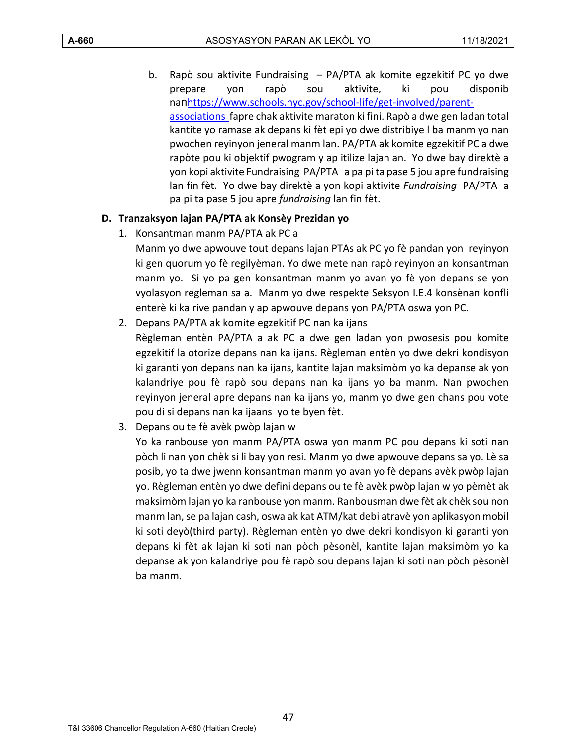b. Rapò sou aktivite Fundraising – PA/PTA ak komite egzekitif PC yo dwe prepare yon rapò sou aktivite, ki pou disponib nanhttps://www.schools.nyc.gov/school-life/get-involved/parent-associations fapre chak aktivite maraton ki fini. Rapò a dwe gen ladan total kantite yo ramase ak depans ki fèt epi yo dwe distribiye l ba manm yo nan pwochen reyinyon jeneral manm lan. PA/PTA ak komite egzekitif PC a dwe rapòte pou ki objektif pwogram y ap itilize lajan an. Yo dwe bay direktè a yon kopi aktivite Fundraising PA/PTA a pa pi ta pase 5 jou apre fundraising lan fin fèt. Yo dwe bay direktè a yon kopi aktivite *Fundraising* PA/PTA a pa pi ta pase 5 jou apre *fundraising* lan fin fèt.

### D. Tranzaksyon lajan PA/PTA ak Konsèy Prezidan yo

1. Konsantman manm PA/PTA ak PC a

   Manm yo dwe apwouve tout depans lajan PTAs ak PC yo fè pandan yon reyinyon ki gen quorum yo fè regilyèman. Yo dwe mete nan rapò reyinyon an konsantman manm yo. Si yo pa gen konsantman manm yo avan yo fè yon depans se yon vyolasyon regleman sa a. Manm yo dwe respekte Seksyon I.E.4 konsènan konfli enterè ki ka rive pandan y ap apwouve depans yon PA/PTA oswa yon PC.

2. Depans PA/PTA ak komite egzekitif PC nan ka ijans

   Règleman entèn PA/PTA a ak PC a dwe gen ladan yon pwosesis pou komite egzekitif la otorize depans nan ka ijans. Règleman entèn yo dwe dekri kondisyon ki garanti yon depans nan ka ijans, kantite lajan maksimòm yo ka depanse ak yon kalandriye pou fè rapò sou depans nan ka ijans yo ba manm. Nan pwochen reyinyon jeneral apre depans nan ka ijans yo, manm yo dwe gen chans pou vote pou di si depans nan ka ijaans yo te byen fèt.

3. Depans ou te fè avèk pwòp lajan w

   Yo ka ranbouse yon manm PA/PTA oswa yon manm PC pou depans ki soti nan pòch li nan yon chèk si li bay yon resi. Manm yo dwe apwouve depans sa yo. Lè sa posib, yo ta dwe jwenn konsantman manm yo avan yo fè depans avèk pwòp lajan yo. Règleman entèn yo dwe defini depans ou te fè avèk pwòp lajan w yo pèmèt ak maksimòm lajan yo ka ranbouse yon manm. Ranbousman dwe fèt ak chèk sou non manm lan, se pa lajan cash, oswa ak kat ATM/kat debi atravè yon aplikasyon mobil ki soti deyò(third party). Règleman entèn yo dwe dekri kondisyon ki garanti yon depans ki fèt ak lajan ki soti nan pòch pèsonèl, kantite lajan maksimòm yo ka depanse ak yon kalandriye pou fè rapò sou depans lajan ki soti nan pòch pèsonèl ba manm.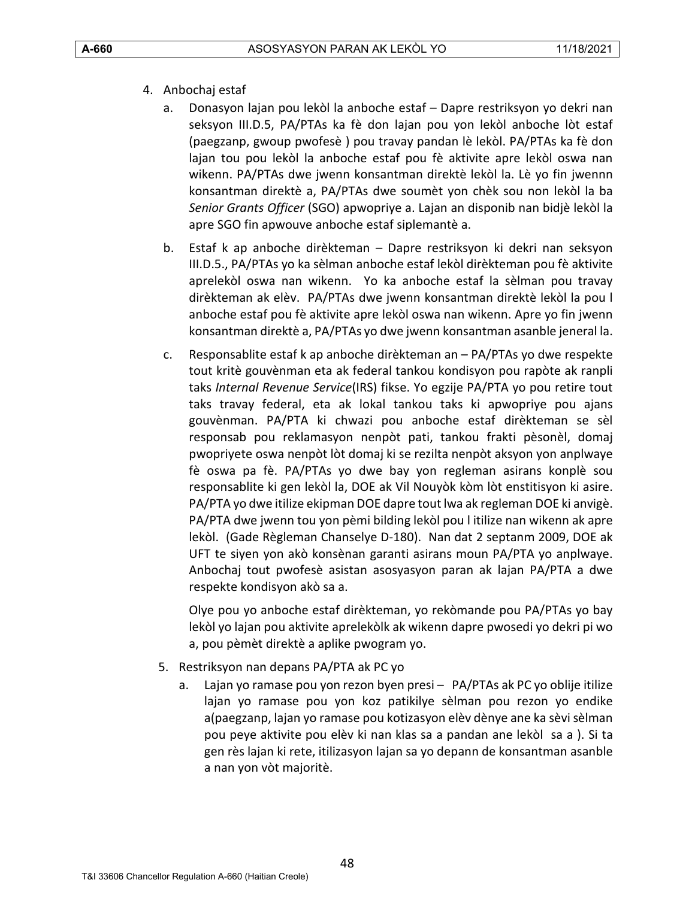4. Anbochaj estaf

   a. Donasyon lajan pou lekòl la anboche estaf – Dapre restriksyon yo dekri nan seksyon III.D.5, PA/PTAs ka fè don lajan pou yon lekòl anboche lòt estaf (paegzanp, gwoup pwofesè ) pou travay pandan lè lekòl. PA/PTAs ka fè don lajan tou pou lekòl la anboche estaf pou fè aktivite apre lekòl oswa nan wikenn. PA/PTAs dwe jwenn konsantman direktè lekòl la. Lè yo fin jwennn konsantman direktè a, PA/PTAs dwe soumèt yon chèk sou non lekòl la ba *Senior Grants Officer* (SGO) apwopriye a. Lajan an disponib nan bidjè lekòl la apre SGO fin apwouve anboche estaf siplemantè a.

   b. Estaf k ap anboche dirèkteman – Dapre restriksyon ki dekri nan seksyon III.D.5., PA/PTAs yo ka sèlman anboche estaf lekòl dirèkteman pou fè aktivite aprelekòl oswa nan wikenn. Yo ka anboche estaf la sèlman pou travay dirèkteman ak elèv. PA/PTAs dwe jwenn konsantman direktè lekòl la pou l anboche estaf pou fè aktivite apre lekòl oswa nan wikenn. Apre yo fin jwenn konsantman direktè a, PA/PTAs yo dwe jwenn konsantman asanble jeneral la.

   c. Responsablite estaf k ap anboche dirèkteman an – PA/PTAs yo dwe respekte tout kritè gouvènman eta ak federal tankou kondisyon pou rapòte ak ranpli taks *Internal Revenue Service*(IRS) fikse. Yo egzije PA/PTA yo pou retire tout taks travay federal, eta ak lokal tankou taks ki apwopriye pou ajans gouvènman. PA/PTA ki chwazi pou anboche estaf dirèkteman se sèl responsab pou reklamasyon nenpòt pati, tankou frakti pèsonèl, domaj pwopriyete oswa nenpòt lòt domaj ki se rezilta nenpòt aksyon yon anplwaye fè oswa pa fè. PA/PTAs yo dwe bay yon regleman asirans konplè sou responsablite ki gen lekòl la, DOE ak Vil Nouyòk kòm lòt enstitisyon ki asire. PA/PTA yo dwe itilize ekipman DOE dapre tout lwa ak regleman DOE ki anvigè. PA/PTA dwe jwenn tou yon pèmi bilding lekòl pou l itilize nan wikenn ak apre lekòl. (Gade Règleman Chanselye D-180). Nan dat 2 septanm 2009, DOE ak UFT te siyen yon akò konsènan garanti asirans moun PA/PTA yo anplwaye. Anbochaj tout pwofesè asistan asosyasyon paran ak lajan PA/PTA a dwe respekte kondisyon akò sa a.

      Olye pou yo anboche estaf dirèkteman, yo rekòmande pou PA/PTAs yo bay lekòl yo lajan pou aktivite aprelekòlk ak wikenn dapre pwosedi yo dekri pi wo a, pou pèmèt direktè a aplike pwogram yo.

5. Restriksyon nan depans PA/PTA ak PC yo

   a. Lajan yo ramase pou yon rezon byen presi – PA/PTAs ak PC yo oblije itilize lajan yo ramase pou yon koz patikilye sèlman pou rezon yo endike a(paegzanp, lajan yo ramase pou kotizasyon elèv dènye ane ka sèvi sèlman pou peye aktivite pou elèv ki nan klas sa a pandan ane lekòl sa a ). Si ta gen rès lajan ki rete, itilizasyon lajan sa yo depann de konsantman asanble a nan yon vòt majoritè.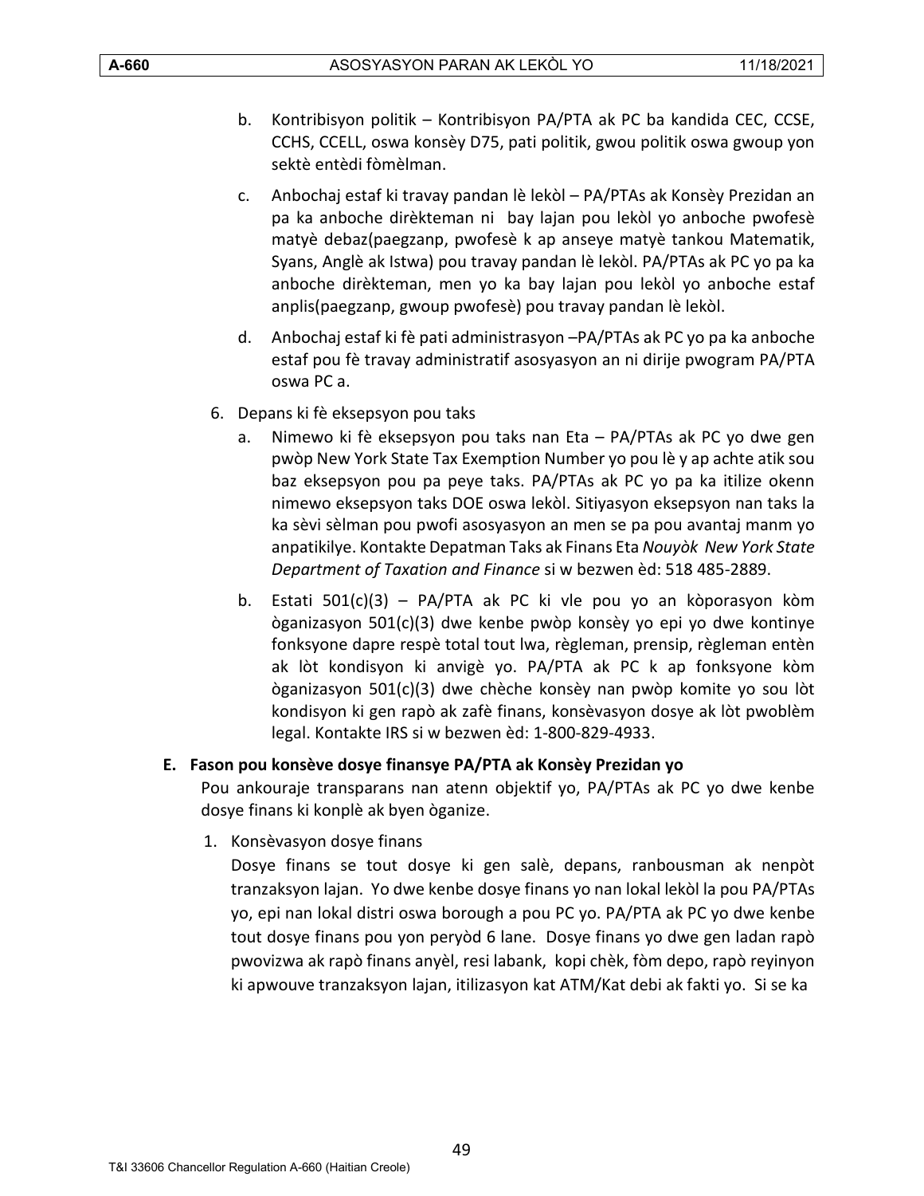b. Kontribisyon politik – Kontribisyon PA/PTA ak PC ba kandida CEC, CCSE, CCHS, CCELL, oswa konsèy D75, pati politik, gwou politik oswa gwoup yon sektè entèdi fòmèlman.

c. Anbochaj estaf ki travay pandan lè lekòl – PA/PTAs ak Konsèy Prezidan an pa ka anboche dirèkteman ni bay lajan pou lekòl yo anboche pwofesè matyè debaz(paegzanp, pwofesè k ap anseye matyè tankou Matematik, Syans, Anglè ak Istwa) pou travay pandan lè lekòl. PA/PTAs ak PC yo pa ka anboche dirèkteman, men yo ka bay lajan pou lekòl yo anboche estaf anplis(paegzanp, gwoup pwofesè) pou travay pandan lè lekòl.

d. Anbochaj estaf ki fè pati administrasyon –PA/PTAs ak PC yo pa ka anboche estaf pou fè travay administratif asosyasyon an ni dirije pwogram PA/PTA oswa PC a.

6. Depans ki fè eksepsyon pou taks

   a. Nimewo ki fè eksepsyon pou taks nan Eta – PA/PTAs ak PC yo dwe gen pwòp New York State Tax Exemption Number yo pou lè y ap achte atik sou baz eksepsyon pou pa peye taks. PA/PTAs ak PC yo pa ka itilize okenn nimewo eksepsyon taks DOE oswa lekòl. Sitiyasyon eksepsyon nan taks la ka sèvi sèlman pou pwofi asosyasyon an men se pa pou avantaj manm yo anpatikilye. Kontakte Depatman Taks ak Finans Eta *Nouyòk New York State Department of Taxation and Finance* si w bezwen èd: 518 485-2889.

   b. Estati 501(c)(3) – PA/PTA ak PC ki vle pou yo an kòporasyon kòm òganizasyon 501(c)(3) dwe kenbe pwòp konsèy yo epi yo dwe kontinye fonksyone dapre respè total tout lwa, règleman, prensip, règleman entèn ak lòt kondisyon ki anvigè yo. PA/PTA ak PC k ap fonksyone kòm òganizasyon 501(c)(3) dwe chèche konsèy nan pwòp komite yo sou lòt kondisyon ki gen rapò ak zafè finans, konsèvasyon dosye ak lòt pwoblèm legal. Kontakte IRS si w bezwen èd: 1-800-829-4933.

**E. Fason pou konsève dosye finansye PA/PTA ak Konsèy Prezidan yo**

Pou ankouraje transparans nan atenn objektif yo, PA/PTAs ak PC yo dwe kenbe dosye finans ki konplè ak byen òganize.

1. Konsèvasyon dosye finans

   Dosye finans se tout dosye ki gen salè, depans, ranbousman ak nenpòt tranzaksyon lajan. Yo dwe kenbe dosye finans yo nan lokal lekòl la pou PA/PTAs yo, epi nan lokal distri oswa borough a pou PC yo. PA/PTA ak PC yo dwe kenbe tout dosye finans pou yon peryòd 6 lane. Dosye finans yo dwe gen ladan rapò pwovizwa ak rapò finans anyèl, resi labank, kopi chèk, fòm depo, rapò reyinyon ki apwouve tranzaksyon lajan, itilizasyon kat ATM/Kat debi ak fakti yo. Si se ka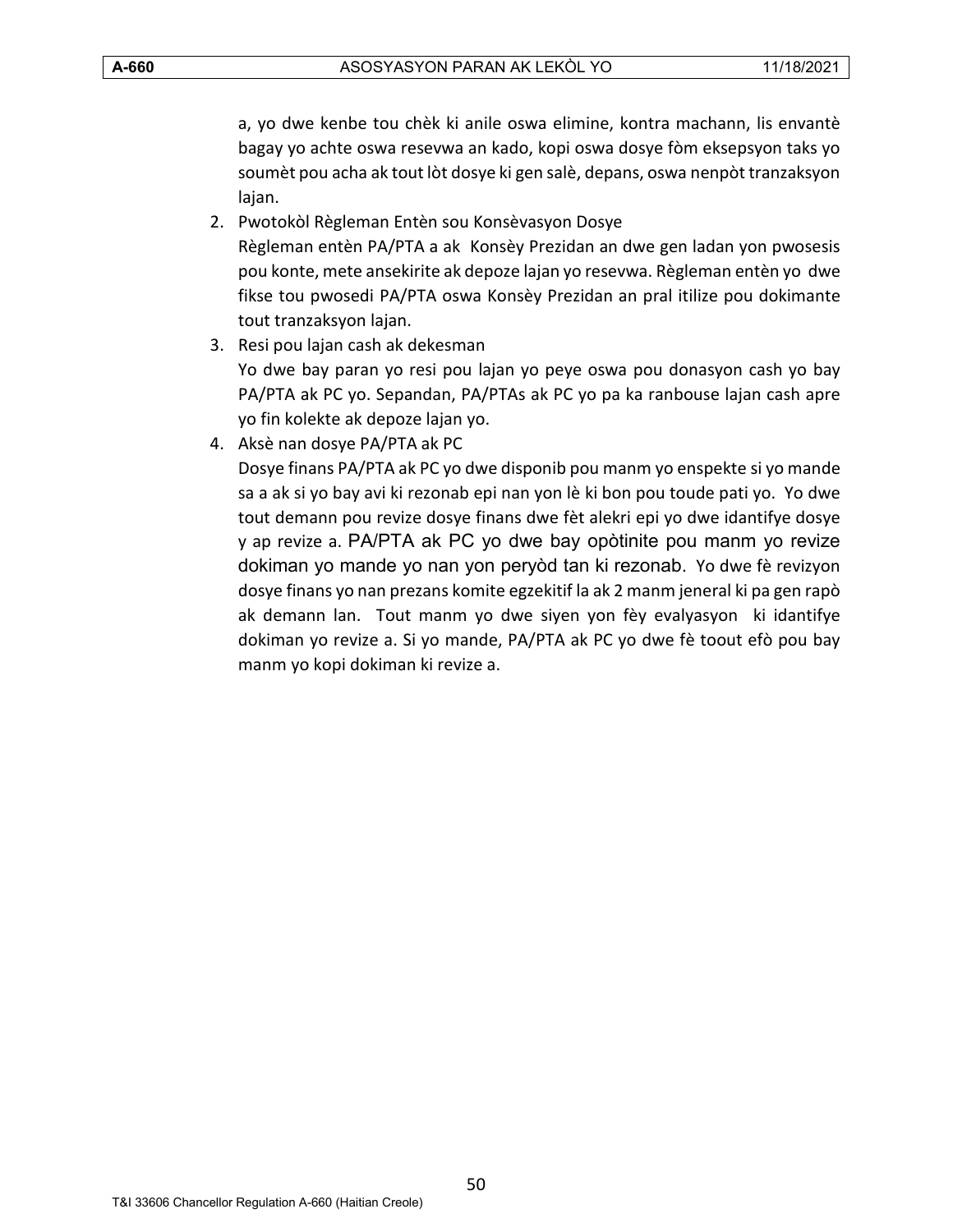a, yo dwe kenbe tou chèk ki anile oswa elimine, kontra machann, lis envantè bagay yo achte oswa resevwa an kado, kopi oswa dosye fòm eksepsyon taks yo soumèt pou acha ak tout lòt dosye ki gen salè, depans, oswa nenpòt tranzaksyon lajan.

2. Pwotokòl Règleman Entèn sou Konsèvasyon Dosye
   Règleman entèn PA/PTA a ak Konsèy Prezidan an dwe gen ladan yon pwosesis pou konte, mete ansekirite ak depoze lajan yo resevwa. Règleman entèn yo dwe fikse tou pwosedi PA/PTA oswa Konsèy Prezidan an pral itilize pou dokimante tout tranzaksyon lajan.
3. Resi pou lajan cash ak dekesman
   Yo dwe bay paran yo resi pou lajan yo peye oswa pou donasyon cash yo bay PA/PTA ak PC yo. Sepandan, PA/PTAs ak PC yo pa ka ranbouse lajan cash apre yo fin kolekte ak depoze lajan yo.
4. Aksè nan dosye PA/PTA ak PC
   Dosye finans PA/PTA ak PC yo dwe disponib pou manm yo enspekte si yo mande sa a ak si yo bay avi ki rezonab epi nan yon lè ki bon pou toude pati yo. Yo dwe tout demann pou revize dosye finans dwe fèt alekri epi yo dwe idantifye dosye y ap revize a. PA/PTA ak PC yo dwe bay opòtinite pou manm yo revize dokiman yo mande yo nan yon peryòd tan ki rezonab. Yo dwe fè revizyon dosye finans yo nan prezans komite egzekitif la ak 2 manm jeneral ki pa gen rapò ak demann lan. Tout manm yo dwe siyen yon fèy evalyasyon ki idantifye dokiman yo revize a. Si yo mande, PA/PTA ak PC yo dwe fè toout efò pou bay manm yo kopi dokiman ki revize a.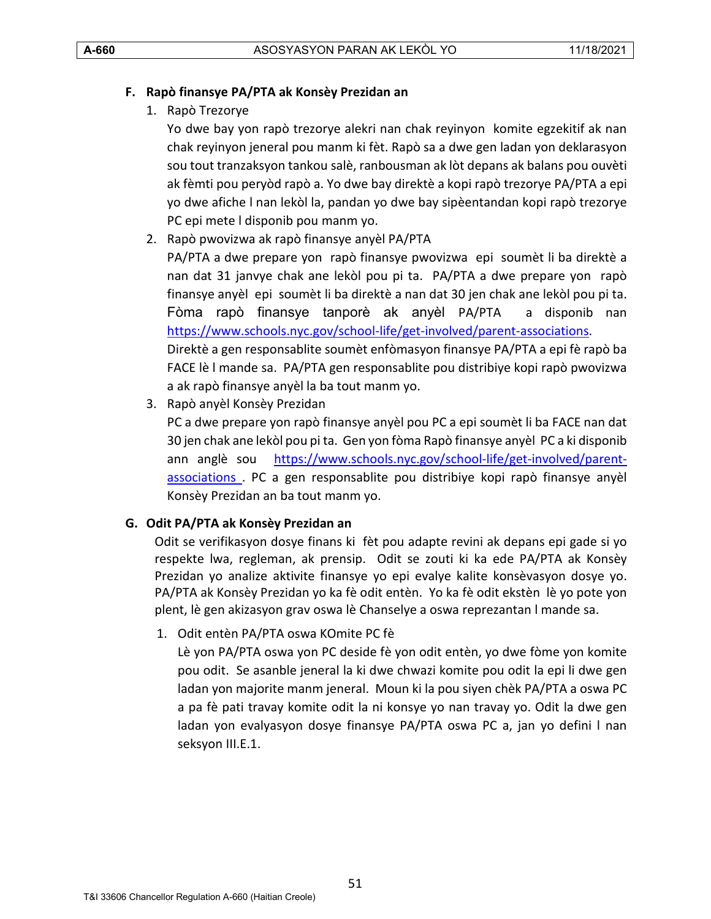### F. Rapò finansye PA/PTA ak Konsèy Prezidan an

1. Rapò Trezorye

   Yo dwe bay yon rapò trezorye alekri nan chak reyinyon komite egzekitif ak nan chak reyinyon jeneral pou manm ki fèt. Rapò sa a dwe gen ladan yon deklarasyon sou tout tranzaksyon tankou salè, ranbousman ak lòt depans ak balans pou ouvèti ak fèmti pou peryòd rapò a. Yo dwe bay direktè a kopi rapò trezorye PA/PTA a epi yo dwe afiche l nan lekòl la, pandan yo dwe bay sipèentandan kopi rapò trezorye PC epi mete l disponib pou manm yo.

2. Rapò pwovizwa ak rapò finansye anyèl PA/PTA

   PA/PTA a dwe prepare yon rapò finansye pwovizwa epi soumèt li ba direktè a nan dat 31 janvye chak ane lekòl pou pi ta. PA/PTA a dwe prepare yon rapò finansye anyèl epi soumèt li ba direktè a nan dat 30 jen chak ane lekòl pou pi ta. Fòma rapò finansye tanporè ak anyèl PA/PTA a disponib nan https://www.schools.nyc.gov/school-life/get-involved/parent-associations.

   Direktè a gen responsablite soumèt enfòmasyon finansye PA/PTA a epi fè rapò ba FACE lè l mande sa. PA/PTA gen responsablite pou distribiye kopi rapò pwovizwa a ak rapò finansye anyèl la ba tout manm yo.

3. Rapò anyèl Konsèy Prezidan

   PC a dwe prepare yon rapò finansye anyèl pou PC a epi soumèt li ba FACE nan dat 30 jen chak ane lekòl pou pi ta. Gen yon fòma Rapò finansye anyèl PC a ki disponib ann anglè sou https://www.schools.nyc.gov/school-life/get-involved/parent-associations . PC a gen responsablite pou distribiye kopi rapò finansye anyèl Konsèy Prezidan an ba tout manm yo.

### G. Odit PA/PTA ak Konsèy Prezidan an

Odit se verifikasyon dosye finans ki fèt pou adapte revini ak depans epi gade si yo respekte lwa, regleman, ak prensip. Odit se zouti ki ka ede PA/PTA ak Konsèy Prezidan yo analize aktivite finansye yo epi evalye kalite konsèvasyon dosye yo. PA/PTA ak Konsèy Prezidan yo ka fè odit entèn. Yo ka fè odit ekstèn lè yo pote yon plent, lè gen akizasyon grav oswa lè Chanselye a oswa reprezantan l mande sa.

1. Odit entèn PA/PTA oswa KOmite PC fè

   Lè yon PA/PTA oswa yon PC deside fè yon odit entèn, yo dwe fòme yon komite pou odit. Se asanble jeneral la ki dwe chwazi komite pou odit la epi li dwe gen ladan yon majorite manm jeneral. Moun ki la pou siyen chèk PA/PTA a oswa PC a pa fè pati travay komite odit la ni konsye yo nan travay yo. Odit la dwe gen ladan yon evalyasyon dosye finansye PA/PTA oswa PC a, jan yo defini l nan seksyon III.E.1.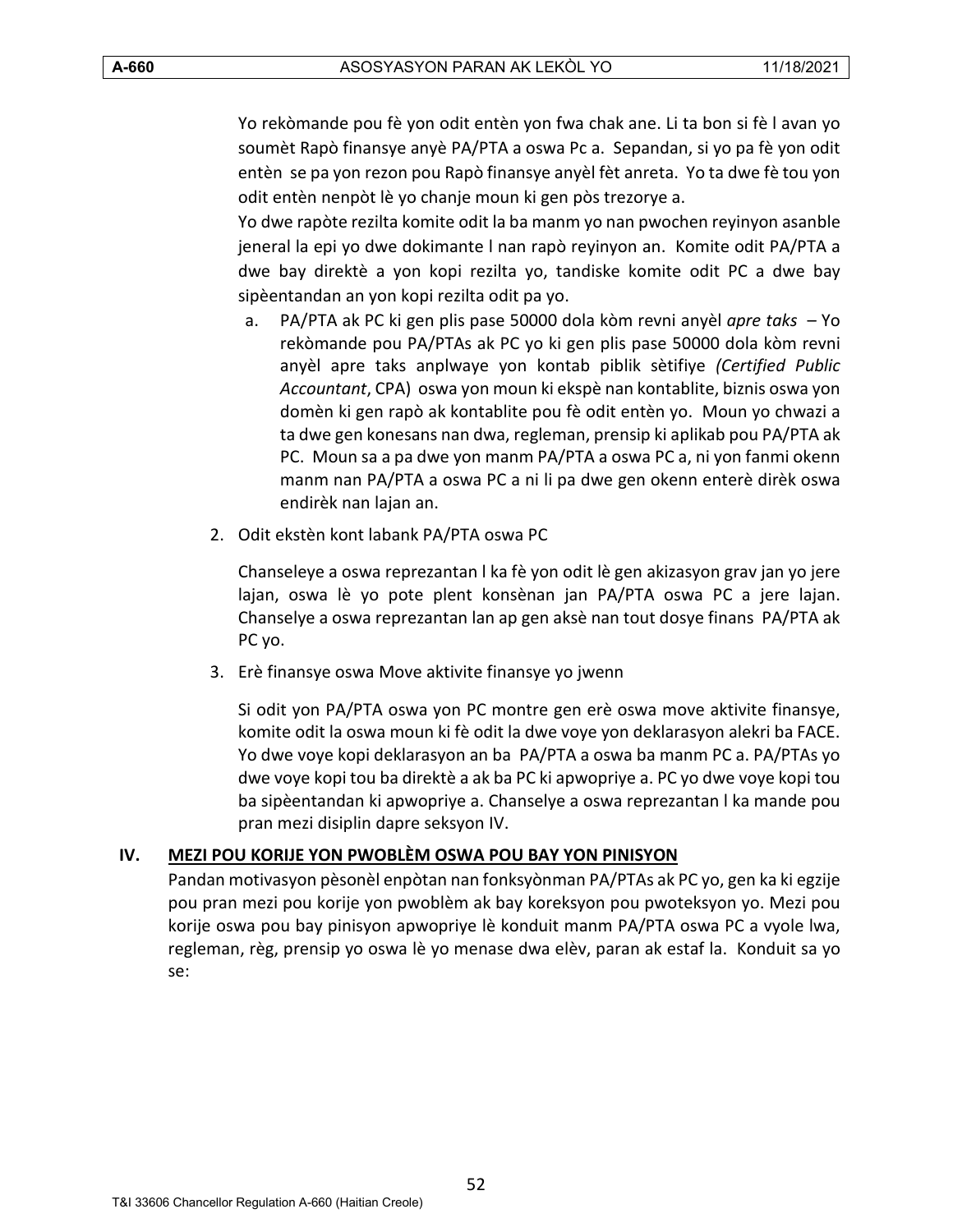Yo rekòmande pou fè yon odit entèn yon fwa chak ane. Li ta bon si fè l avan yo soumèt Rapò finansye anyè PA/PTA a oswa Pc a. Sepandan, si yo pa fè yon odit entèn se pa yon rezon pou Rapò finansye anyèl fèt anreta. Yo ta dwe fè tou yon odit entèn nenpòt lè yo chanje moun ki gen pòs trezorye a.

Yo dwe rapòte rezilta komite odit la ba manm yo nan pwochen reyinyon asanble jeneral la epi yo dwe dokimante l nan rapò reyinyon an. Komite odit PA/PTA a dwe bay direktè a yon kopi rezilta yo, tandiske komite odit PC a dwe bay sipèentandan an yon kopi rezilta odit pa yo.

a. PA/PTA ak PC ki gen plis pase 50000 dola kòm revni anyèl *apre taks* – Yo rekòmande pou PA/PTAs ak PC yo ki gen plis pase 50000 dola kòm revni anyèl apre taks anplwaye yon kontab piblik sètifiye *(Certified Public Accountant*, CPA) oswa yon moun ki ekspè nan kontablite, biznis oswa yon domèn ki gen rapò ak kontablite pou fè odit entèn yo. Moun yo chwazi a ta dwe gen konesans nan dwa, regleman, prensip ki aplikab pou PA/PTA ak PC. Moun sa a pa dwe yon manm PA/PTA a oswa PC a, ni yon fanmi okenn manm nan PA/PTA a oswa PC a ni li pa dwe gen okenn enterè dirèk oswa endirèk nan lajan an.

2. Odit ekstèn kont labank PA/PTA oswa PC

   Chanseleye a oswa reprezantan l ka fè yon odit lè gen akizasyon grav jan yo jere lajan, oswa lè yo pote plent konsènan jan PA/PTA oswa PC a jere lajan. Chanselye a oswa reprezantan lan ap gen aksè nan tout dosye finans PA/PTA ak PC yo.

3. Erè finansye oswa Move aktivite finansye yo jwenn

   Si odit yon PA/PTA oswa yon PC montre gen erè oswa move aktivite finansye, komite odit la oswa moun ki fè odit la dwe voye yon deklarasyon alekri ba FACE. Yo dwe voye kopi deklarasyon an ba PA/PTA a oswa ba manm PC a. PA/PTAs yo dwe voye kopi tou ba direktè a ak ba PC ki apwopriye a. PC yo dwe voye kopi tou ba sipèentandan ki apwopriye a. Chanselye a oswa reprezantan l ka mande pou pran mezi disiplin dapre seksyon IV.

## IV. MEZI POU KORIJE YON PWOBLÈM OSWA POU BAY YON PINISYON

Pandan motivasyon pèsonèl enpòtan nan fonksyònman PA/PTAs ak PC yo, gen ka ki egzije pou pran mezi pou korije yon pwoblèm ak bay koreksyon pou pwoteksyon yo. Mezi pou korije oswa pou bay pinisyon apwopriye lè konduit manm PA/PTA oswa PC a vyole lwa, regleman, règ, prensip yo oswa lè yo menase dwa elèv, paran ak estaf la. Konduit sa yo se: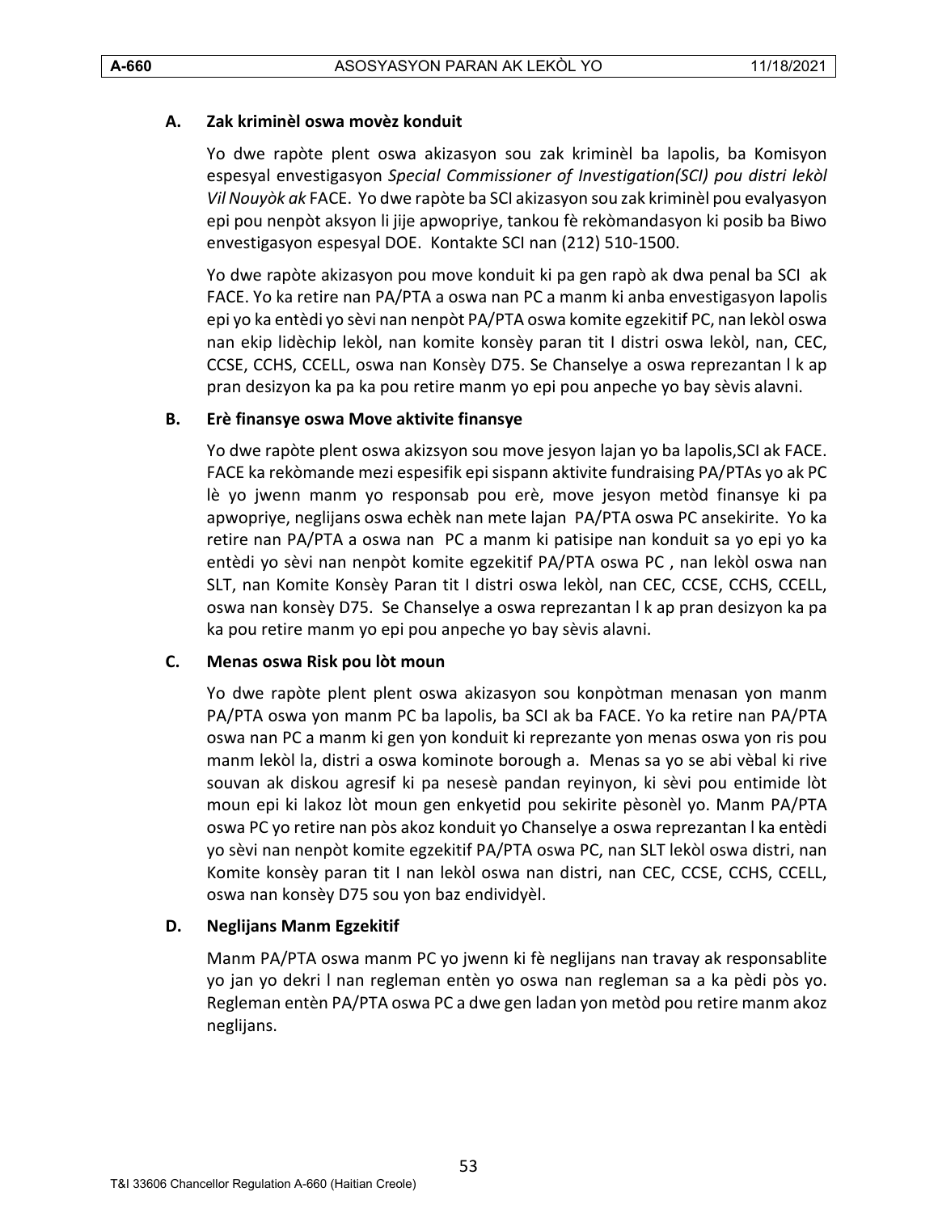**A. Zak kriminèl oswa movèz konduit**

Yo dwe rapòte plent oswa akizasyon sou zak kriminèl ba lapolis, ba Komisyon espesyal envestigasyon *Special Commissioner of Investigation(SCI) pou distri lekòl Vil Nouyòk ak* FACE. Yo dwe rapòte ba SCI akizasyon sou zak kriminèl pou evalyasyon epi pou nenpòt aksyon li jije apwopriye, tankou fè rekòmandasyon ki posib ba Biwo envestigasyon espesyal DOE. Kontakte SCI nan (212) 510-1500.

Yo dwe rapòte akizasyon pou move konduit ki pa gen rapò ak dwa penal ba SCI ak FACE. Yo ka retire nan PA/PTA a oswa nan PC a manm ki anba envestigasyon lapolis epi yo ka entèdi yo sèvi nan nenpòt PA/PTA oswa komite egzekitif PC, nan lekòl oswa nan ekip lidèchip lekòl, nan komite konsèy paran tit I distri oswa lekòl, nan, CEC, CCSE, CCHS, CCELL, oswa nan Konsèy D75. Se Chanselye a oswa reprezantan l k ap pran desizyon ka pa ka pou retire manm yo epi pou anpeche yo bay sèvis alavni.

**B. Erè finansye oswa Move aktivite finansye**

Yo dwe rapòte plent oswa akizsyon sou move jesyon lajan yo ba lapolis,SCI ak FACE. FACE ka rekòmande mezi espesifik epi sispann aktivite fundraising PA/PTAs yo ak PC lè yo jwenn manm yo responsab pou erè, move jesyon metòd finansye ki pa apwopriye, neglijans oswa echèk nan mete lajan PA/PTA oswa PC ansekirite. Yo ka retire nan PA/PTA a oswa nan PC a manm ki patisipe nan konduit sa yo epi yo ka entèdi yo sèvi nan nenpòt komite egzekitif PA/PTA oswa PC , nan lekòl oswa nan SLT, nan Komite Konsèy Paran tit I distri oswa lekòl, nan CEC, CCSE, CCHS, CCELL, oswa nan konsèy D75. Se Chanselye a oswa reprezantan l k ap pran desizyon ka pa ka pou retire manm yo epi pou anpeche yo bay sèvis alavni.

**C. Menas oswa Risk pou lòt moun**

Yo dwe rapòte plent plent oswa akizasyon sou konpòtman menasan yon manm PA/PTA oswa yon manm PC ba lapolis, ba SCI ak ba FACE. Yo ka retire nan PA/PTA oswa nan PC a manm ki gen yon konduit ki reprezante yon menas oswa yon ris pou manm lekòl la, distri a oswa kominote borough a. Menas sa yo se abi vèbal ki rive souvan ak diskou agresif ki pa nesesè pandan reyinyon, ki sèvi pou entimide lòt moun epi ki lakoz lòt moun gen enkyetid pou sekirite pèsonèl yo. Manm PA/PTA oswa PC yo retire nan pòs akoz konduit yo Chanselye a oswa reprezantan l ka entèdi yo sèvi nan nenpòt komite egzekitif PA/PTA oswa PC, nan SLT lekòl oswa distri, nan Komite konsèy paran tit I nan lekòl oswa nan distri, nan CEC, CCSE, CCHS, CCELL, oswa nan konsèy D75 sou yon baz endividyèl.

**D. Neglijans Manm Egzekitif**

Manm PA/PTA oswa manm PC yo jwenn ki fè neglijans nan travay ak responsablite yo jan yo dekri l nan regleman entèn yo oswa nan regleman sa a ka pèdi pòs yo. Regleman entèn PA/PTA oswa PC a dwe gen ladan yon metòd pou retire manm akoz neglijans.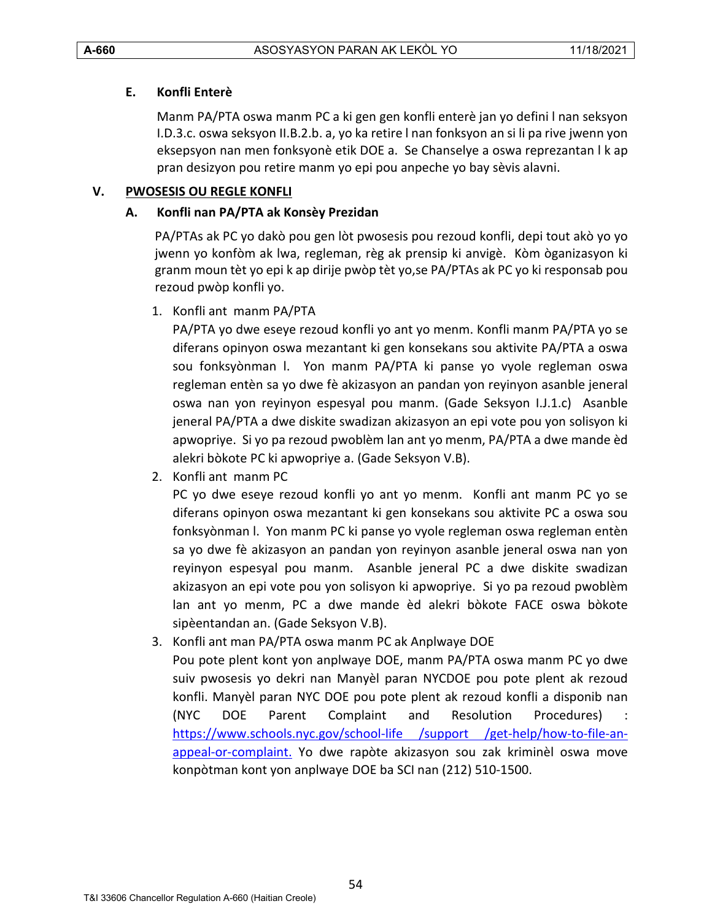### E. Konfli Enterè

Manm PA/PTA oswa manm PC a ki gen gen konfli enterè jan yo defini l nan seksyon I.D.3.c. oswa seksyon II.B.2.b. a, yo ka retire l nan fonksyon an si li pa rive jwenn yon eksepsyon nan men fonksyonè etik DOE a. Se Chanselye a oswa reprezantan l k ap pran desizyon pou retire manm yo epi pou anpeche yo bay sèvis alavni.

## V. PWOSESIS OU REGLE KONFLI

### A. Konfli nan PA/PTA ak Konsèy Prezidan

PA/PTAs ak PC yo dakò pou gen lòt pwosesis pou rezoud konfli, depi tout akò yo yo jwenn yo konfòm ak lwa, regleman, règ ak prensip ki anvigè. Kòm òganizasyon ki granm moun tèt yo epi k ap dirije pwòp tèt yo,se PA/PTAs ak PC yo ki responsab pou rezoud pwòp konfli yo.

1. Konfli ant manm PA/PTA

   PA/PTA yo dwe eseye rezoud konfli yo ant yo menm. Konfli manm PA/PTA yo se diferans opinyon oswa mezantant ki gen konsekans sou aktivite PA/PTA a oswa sou fonksyònman l. Yon manm PA/PTA ki panse yo vyole regleman oswa regleman entèn sa yo dwe fè akizasyon an pandan yon reyinyon asanble jeneral oswa nan yon reyinyon espesyal pou manm. (Gade Seksyon I.J.1.c) Asanble jeneral PA/PTA a dwe diskite swadizan akizasyon an epi vote pou yon solisyon ki apwopriye. Si yo pa rezoud pwoblèm lan ant yo menm, PA/PTA a dwe mande èd alekri bòkote PC ki apwopriye a. (Gade Seksyon V.B).

2. Konfli ant manm PC

   PC yo dwe eseye rezoud konfli yo ant yo menm. Konfli ant manm PC yo se diferans opinyon oswa mezantant ki gen konsekans sou aktivite PC a oswa sou fonksyònman l. Yon manm PC ki panse yo vyole regleman oswa regleman entèn sa yo dwe fè akizasyon an pandan yon reyinyon asanble jeneral oswa nan yon reyinyon espesyal pou manm. Asanble jeneral PC a dwe diskite swadizan akizasyon an epi vote pou yon solisyon ki apwopriye. Si yo pa rezoud pwoblèm lan ant yo menm, PC a dwe mande èd alekri bòkote FACE oswa bòkote sipèentandan an. (Gade Seksyon V.B).

3. Konfli ant man PA/PTA oswa manm PC ak Anplwaye DOE

   Pou pote plent kont yon anplwaye DOE, manm PA/PTA oswa manm PC yo dwe suiv pwosesis yo dekri nan Manyèl paran NYCDOE pou pote plent ak rezoud konfli. Manyèl paran NYC DOE pou pote plent ak rezoud konfli a disponib nan (NYC DOE Parent Complaint and Resolution Procedures) : https://www.schools.nyc.gov/school-life /support /get-help/how-to-file-an-appeal-or-complaint. Yo dwe rapòte akizasyon sou zak kriminèl oswa move konpòtman kont yon anplwaye DOE ba SCI nan (212) 510-1500.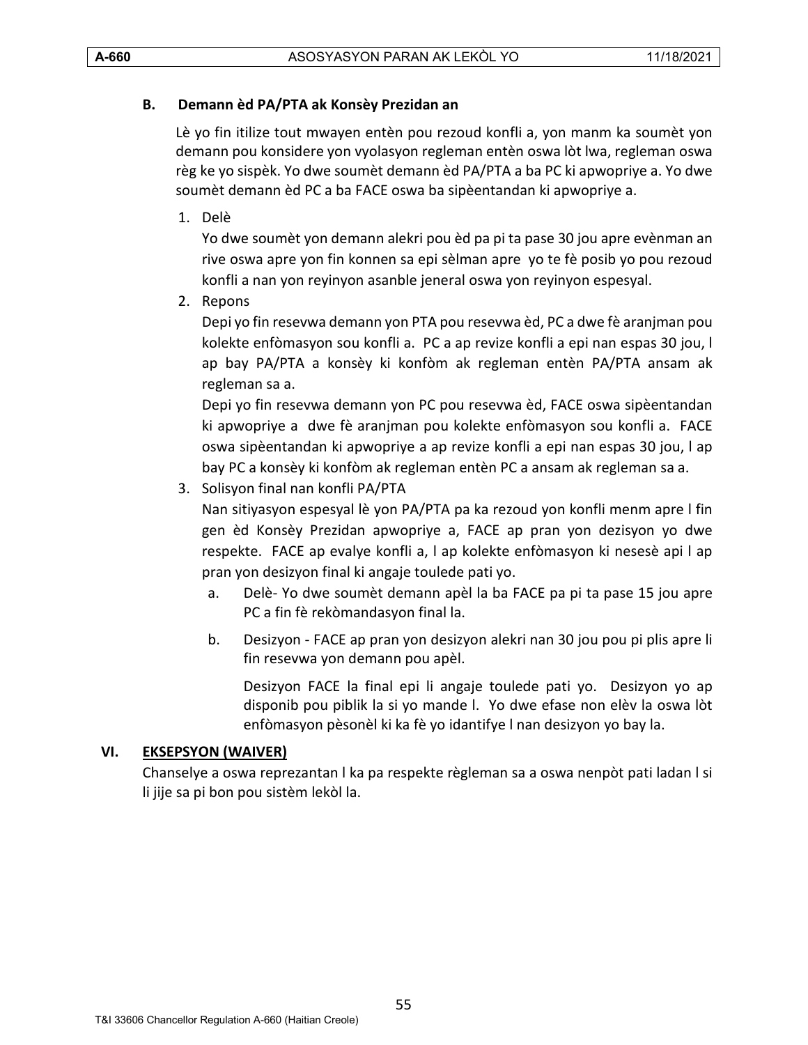### B. Demann èd PA/PTA ak Konsèy Prezidan an

Lè yo fin itilize tout mwayen entèn pou rezoud konfli a, yon manm ka soumèt yon demann pou konsidere yon vyolasyon regleman entèn oswa lòt lwa, regleman oswa règ ke yo sispèk. Yo dwe soumèt demann èd PA/PTA a ba PC ki apwopriye a. Yo dwe soumèt demann èd PC a ba FACE oswa ba sipèentandan ki apwopriye a.

1. Delè

   Yo dwe soumèt yon demann alekri pou èd pa pi ta pase 30 jou apre evènman an rive oswa apre yon fin konnen sa epi sèlman apre yo te fè posib yo pou rezoud konfli a nan yon reyinyon asanble jeneral oswa yon reyinyon espesyal.

2. Repons

   Depi yo fin resevwa demann yon PTA pou resevwa èd, PC a dwe fè aranjman pou kolekte enfòmasyon sou konfli a. PC a ap revize konfli a epi nan espas 30 jou, l ap bay PA/PTA a konsèy ki konfòm ak regleman entèn PA/PTA ansam ak regleman sa a.

   Depi yo fin resevwa demann yon PC pou resevwa èd, FACE oswa sipèentandan ki apwopriye a dwe fè aranjman pou kolekte enfòmasyon sou konfli a. FACE oswa sipèentandan ki apwopriye a ap revize konfli a epi nan espas 30 jou, l ap bay PC a konsèy ki konfòm ak regleman entèn PC a ansam ak regleman sa a.

3. Solisyon final nan konfli PA/PTA

   Nan sitiyasyon espesyal lè yon PA/PTA pa ka rezoud yon konfli menm apre l fin gen èd Konsèy Prezidan apwopriye a, FACE ap pran yon dezisyon yo dwe respekte. FACE ap evalye konfli a, l ap kolekte enfòmasyon ki nesesè api l ap pran yon desizyon final ki angaje touledе pati yo.

   a. Delè- Yo dwe soumèt demann apèl la ba FACE pa pi ta pase 15 jou apre PC a fin fè rekòmandasyon final la.

   b. Desizyon - FACE ap pran yon desizyon alekri nan 30 jou pou pi plis apre li fin resevwa yon demann pou apèl.

      Desizyon FACE la final epi li angaje touledе pati yo. Desizyon yo ap disponib pou piblik la si yo mande l. Yo dwe efase non elèv la oswa lòt enfòmasyon pèsonèl ki ka fè yo idantifye l nan desizyon yo bay la.

## VI. EKSEPSYON (WAIVER)

Chanselye a oswa reprezantan l ka pa respekte règleman sa a oswa nenpòt pati ladan l si li jije sa pi bon pou sistèm lekòl la.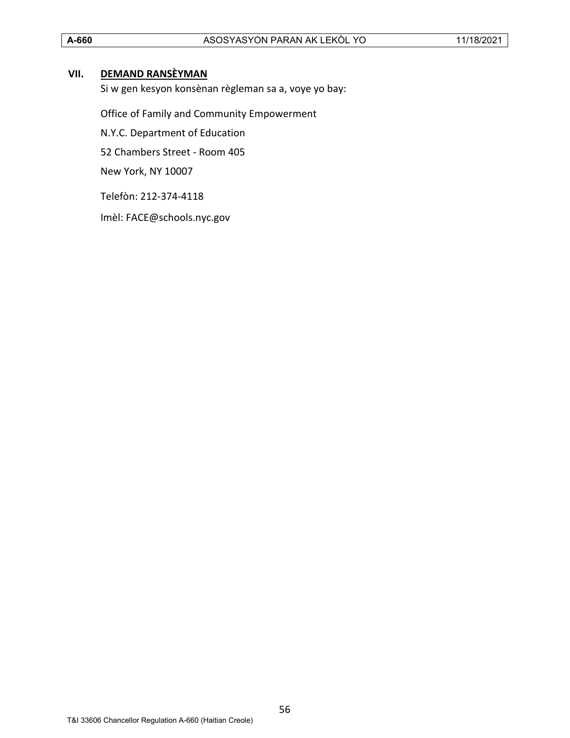## VII. DEMAND RANSÈYMAN

Si w gen kesyon konsènan règleman sa a, voye yo bay:

Office of Family and Community Empowerment

N.Y.C. Department of Education

52 Chambers Street - Room 405

New York, NY 10007

Telefòn: 212-374-4118

Imèl: FACE@schools.nyc.gov